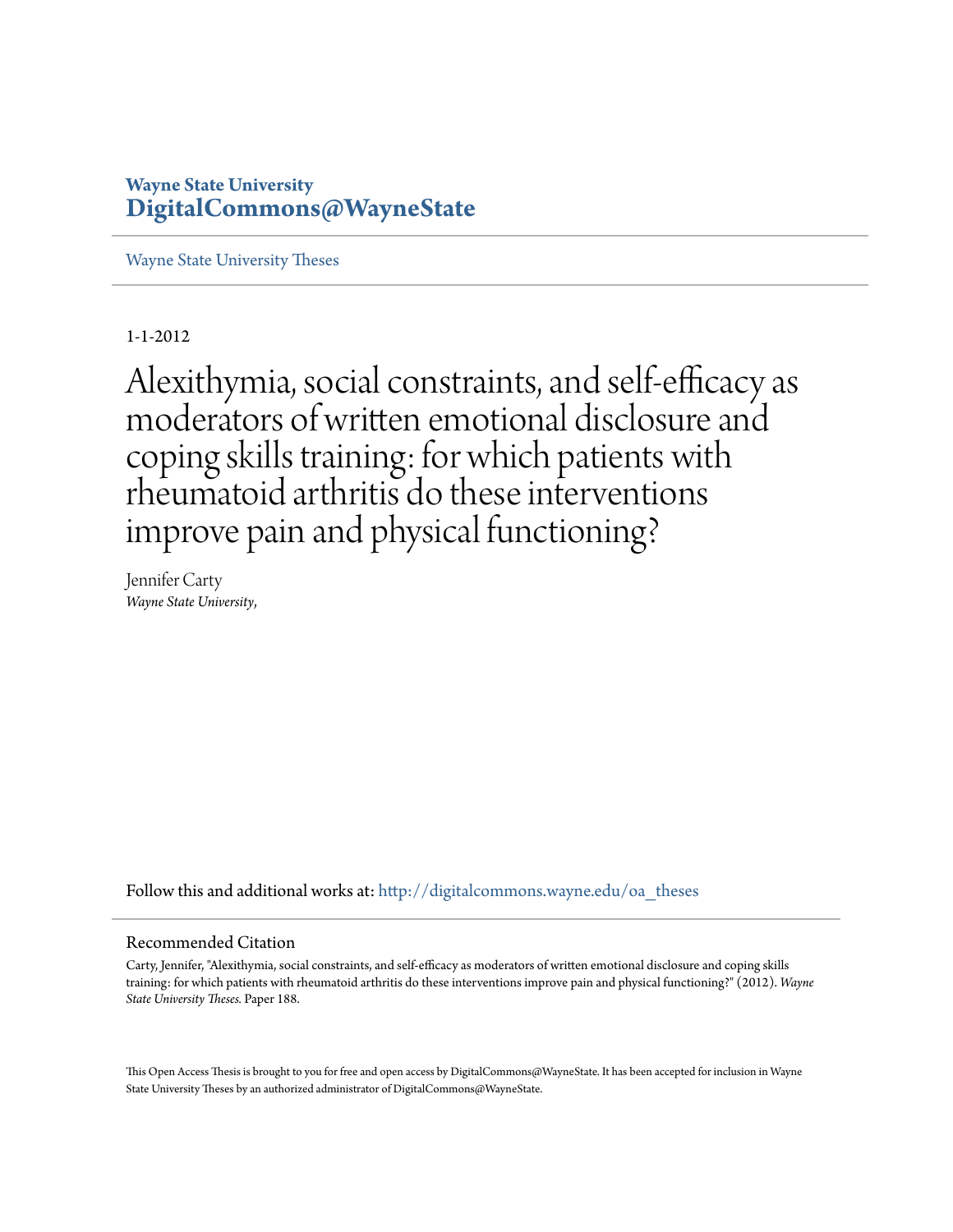**Wayne State University**
**DigitalCommons@WayneState**

Wayne State University Theses

1-1-2012

# Alexithymia, social constraints, and self-efficacy as moderators of written emotional disclosure and coping skills training: for which patients with rheumatoid arthritis do these interventions improve pain and physical functioning?

Jennifer Carty
*Wayne State University,*

Follow this and additional works at: http://digitalcommons.wayne.edu/oa_theses

## Recommended Citation

Carty, Jennifer, "Alexithymia, social constraints, and self-efficacy as moderators of written emotional disclosure and coping skills training: for which patients with rheumatoid arthritis do these interventions improve pain and physical functioning?" (2012). *Wayne State University Theses.* Paper 188.

This Open Access Thesis is brought to you for free and open access by DigitalCommons@WayneState. It has been accepted for inclusion in Wayne State University Theses by an authorized administrator of DigitalCommons@WayneState.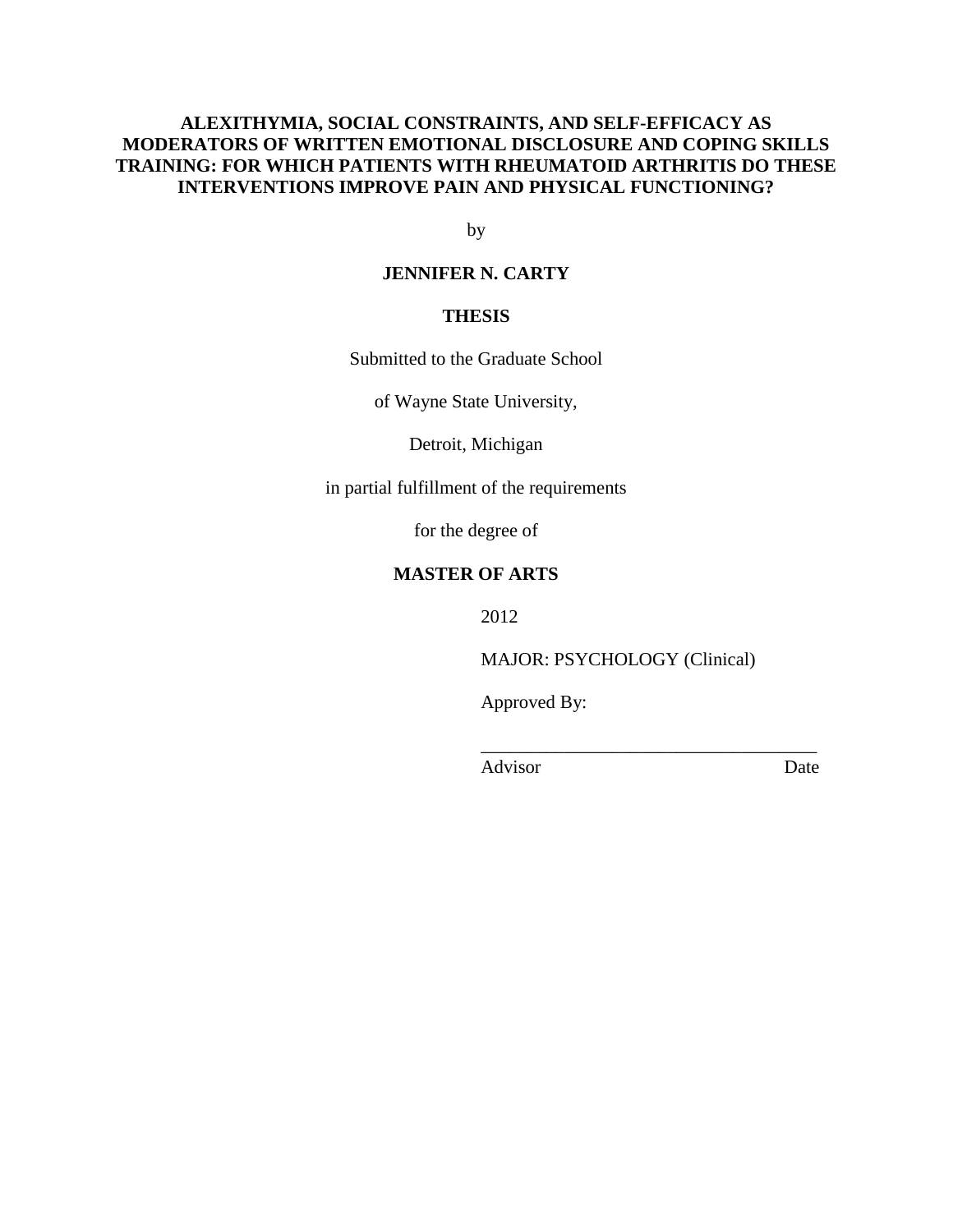**ALEXITHYMIA, SOCIAL CONSTRAINTS, AND SELF-EFFICACY AS MODERATORS OF WRITTEN EMOTIONAL DISCLOSURE AND COPING SKILLS TRAINING: FOR WHICH PATIENTS WITH RHEUMATOID ARTHRITIS DO THESE INTERVENTIONS IMPROVE PAIN AND PHYSICAL FUNCTIONING?**

by

**JENNIFER N. CARTY**

**THESIS**

Submitted to the Graduate School

of Wayne State University,

Detroit, Michigan

in partial fulfillment of the requirements

for the degree of

**MASTER OF ARTS**

2012

MAJOR: PSYCHOLOGY (Clinical)

Approved By:

\_\_\_\_\_\_\_\_\_\_\_\_\_\_\_\_\_\_\_\_\_\_\_\_\_\_\_\_\_\_\_\_\_\_\_\_

Advisor Date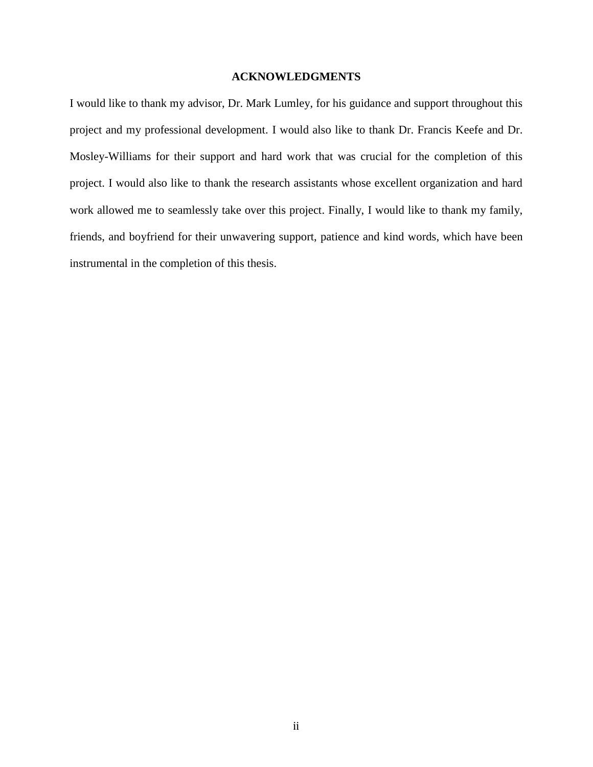# ACKNOWLEDGMENTS

I would like to thank my advisor, Dr. Mark Lumley, for his guidance and support throughout this project and my professional development. I would also like to thank Dr. Francis Keefe and Dr. Mosley-Williams for their support and hard work that was crucial for the completion of this project. I would also like to thank the research assistants whose excellent organization and hard work allowed me to seamlessly take over this project. Finally, I would like to thank my family, friends, and boyfriend for their unwavering support, patience and kind words, which have been instrumental in the completion of this thesis.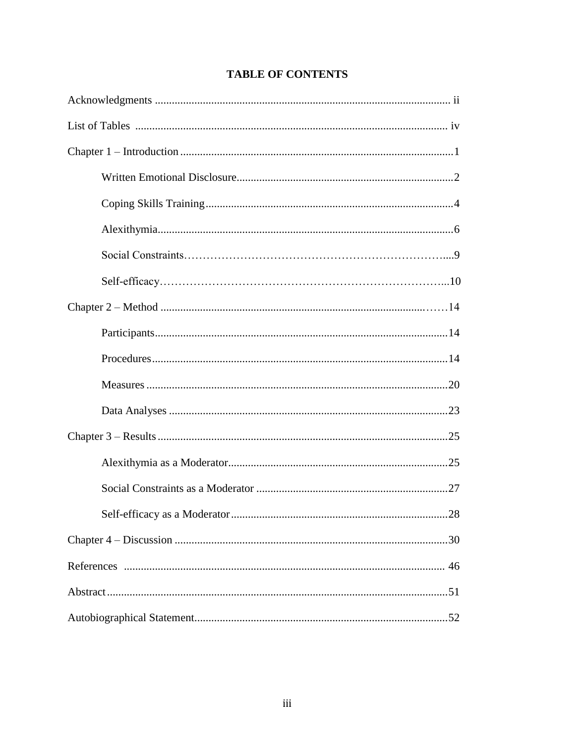# TABLE OF CONTENTS

Acknowledgments ........................................................................................................ ii

List of Tables ............................................................................................................. iv

Chapter 1 – Introduction ................................................................................................1

- Written Emotional Disclosure............................................................................2
- Coping Skills Training.......................................................................................4
- Alexithymia.......................................................................................................6
- Social Constraints…………………………………………………………….....9
- Self-efficacy……………………………………………………………………...10

Chapter 2 – Method ...................................................................................................……14

- Participants.......................................................................................................14
- Procedures........................................................................................................14
- Measures ..........................................................................................................20
- Data Analyses ..................................................................................................23

Chapter 3 – Results ......................................................................................................25

- Alexithymia as a Moderator.............................................................................25
- Social Constraints as a Moderator ...................................................................27
- Self-efficacy as a Moderator ............................................................................28

Chapter 4 – Discussion ................................................................................................30

References .................................................................................................................. 46

Abstract........................................................................................................................51

Autobiographical Statement.........................................................................................52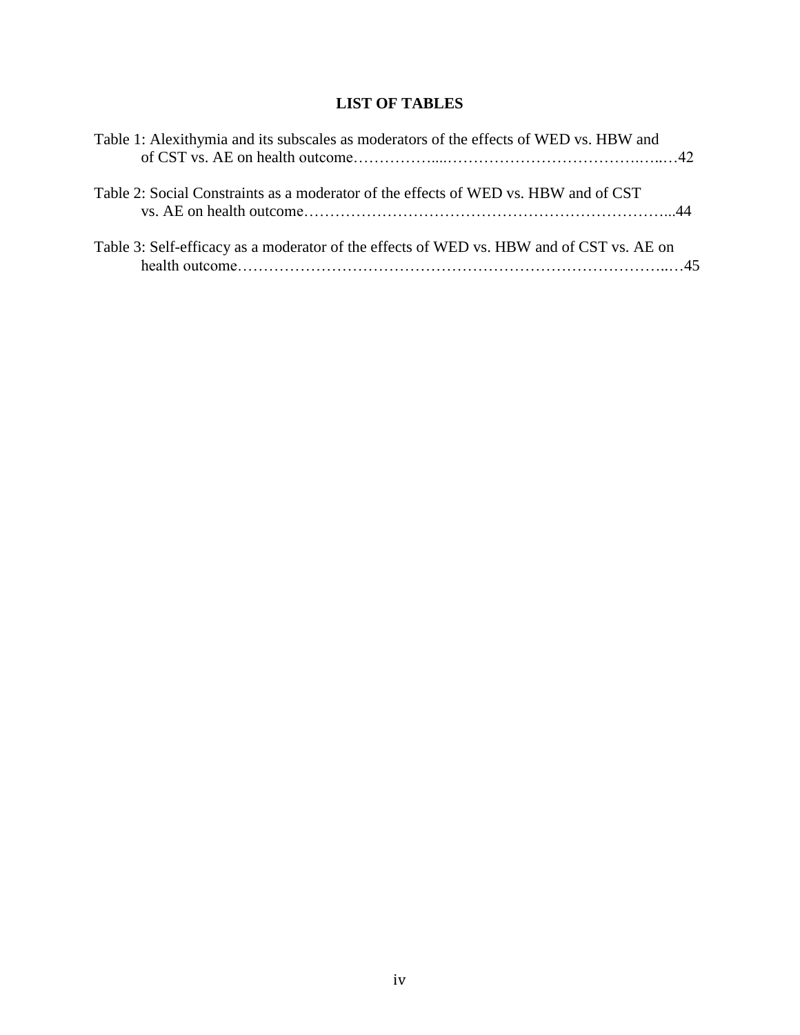# LIST OF TABLES

Table 1: Alexithymia and its subscales as moderators of the effects of WED vs. HBW and of CST vs. AE on health outcome……………...…………………………………..…..…42

Table 2: Social Constraints as a moderator of the effects of WED vs. HBW and of CST vs. AE on health outcome…………………………………………………………...44

Table 3: Self-efficacy as a moderator of the effects of WED vs. HBW and of CST vs. AE on health outcome……………………………………………………………………..…45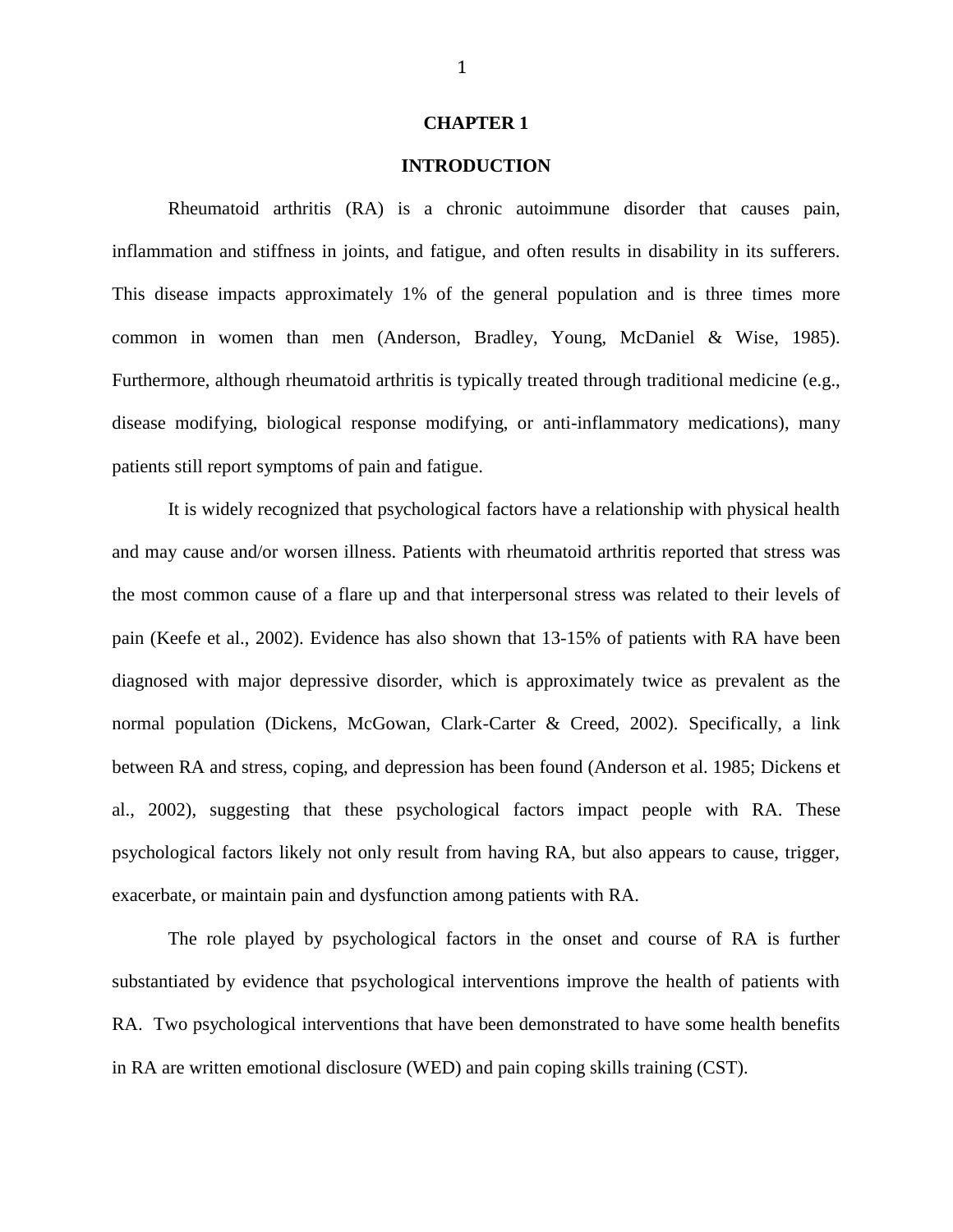# CHAPTER 1

## INTRODUCTION

Rheumatoid arthritis (RA) is a chronic autoimmune disorder that causes pain, inflammation and stiffness in joints, and fatigue, and often results in disability in its sufferers. This disease impacts approximately 1% of the general population and is three times more common in women than men (Anderson, Bradley, Young, McDaniel & Wise, 1985). Furthermore, although rheumatoid arthritis is typically treated through traditional medicine (e.g., disease modifying, biological response modifying, or anti-inflammatory medications), many patients still report symptoms of pain and fatigue.

It is widely recognized that psychological factors have a relationship with physical health and may cause and/or worsen illness. Patients with rheumatoid arthritis reported that stress was the most common cause of a flare up and that interpersonal stress was related to their levels of pain (Keefe et al., 2002). Evidence has also shown that 13-15% of patients with RA have been diagnosed with major depressive disorder, which is approximately twice as prevalent as the normal population (Dickens, McGowan, Clark-Carter & Creed, 2002). Specifically, a link between RA and stress, coping, and depression has been found (Anderson et al. 1985; Dickens et al., 2002), suggesting that these psychological factors impact people with RA. These psychological factors likely not only result from having RA, but also appears to cause, trigger, exacerbate, or maintain pain and dysfunction among patients with RA.

The role played by psychological factors in the onset and course of RA is further substantiated by evidence that psychological interventions improve the health of patients with RA. Two psychological interventions that have been demonstrated to have some health benefits in RA are written emotional disclosure (WED) and pain coping skills training (CST).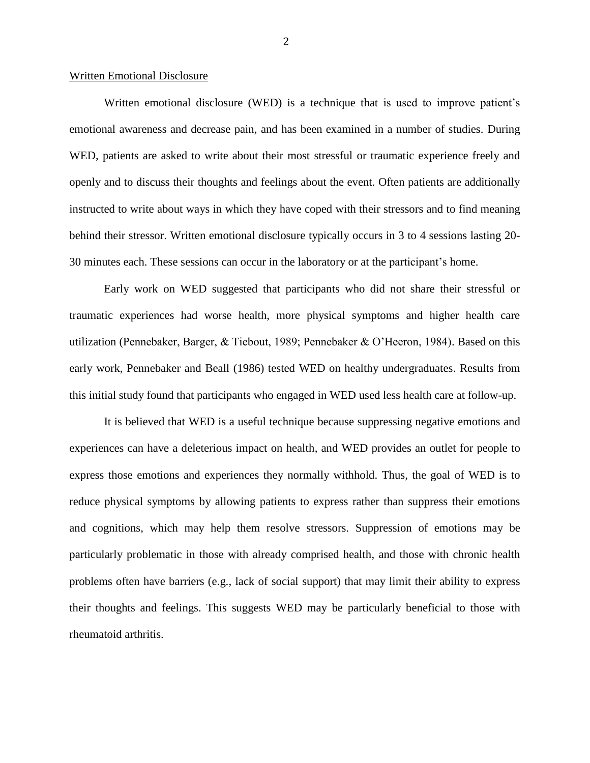<u>Written Emotional Disclosure</u>

Written emotional disclosure (WED) is a technique that is used to improve patient's emotional awareness and decrease pain, and has been examined in a number of studies. During WED, patients are asked to write about their most stressful or traumatic experience freely and openly and to discuss their thoughts and feelings about the event. Often patients are additionally instructed to write about ways in which they have coped with their stressors and to find meaning behind their stressor. Written emotional disclosure typically occurs in 3 to 4 sessions lasting 20-30 minutes each. These sessions can occur in the laboratory or at the participant's home.

Early work on WED suggested that participants who did not share their stressful or traumatic experiences had worse health, more physical symptoms and higher health care utilization (Pennebaker, Barger, & Tiebout, 1989; Pennebaker & O'Heeron, 1984). Based on this early work, Pennebaker and Beall (1986) tested WED on healthy undergraduates. Results from this initial study found that participants who engaged in WED used less health care at follow-up.

It is believed that WED is a useful technique because suppressing negative emotions and experiences can have a deleterious impact on health, and WED provides an outlet for people to express those emotions and experiences they normally withhold. Thus, the goal of WED is to reduce physical symptoms by allowing patients to express rather than suppress their emotions and cognitions, which may help them resolve stressors. Suppression of emotions may be particularly problematic in those with already comprised health, and those with chronic health problems often have barriers (e.g., lack of social support) that may limit their ability to express their thoughts and feelings. This suggests WED may be particularly beneficial to those with rheumatoid arthritis.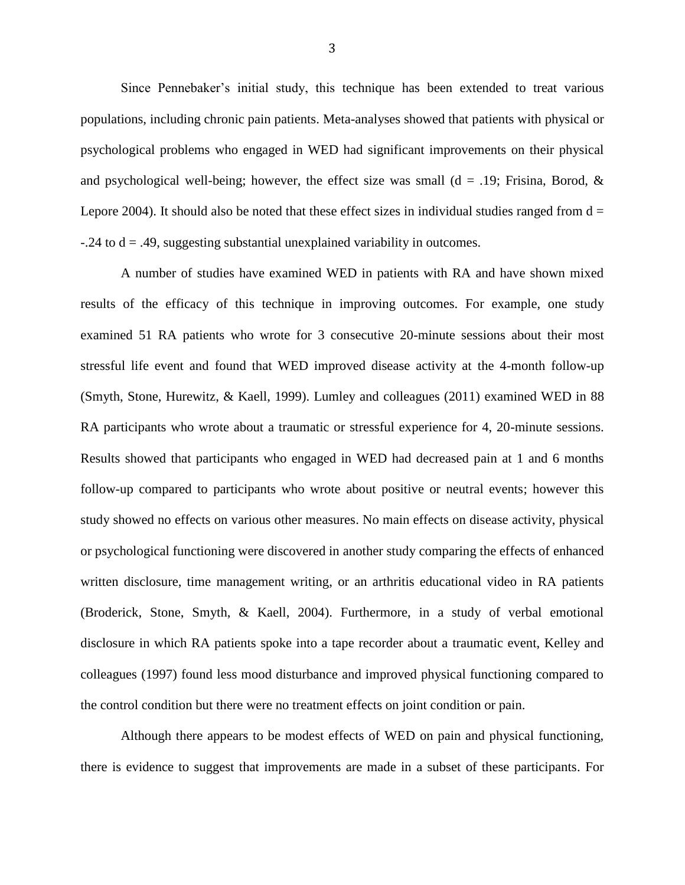Since Pennebaker's initial study, this technique has been extended to treat various populations, including chronic pain patients. Meta-analyses showed that patients with physical or psychological problems who engaged in WED had significant improvements on their physical and psychological well-being; however, the effect size was small ($d = .19$; Frisina, Borod, & Lepore 2004). It should also be noted that these effect sizes in individual studies ranged from $d = -.24$ to $d = .49$, suggesting substantial unexplained variability in outcomes.

A number of studies have examined WED in patients with RA and have shown mixed results of the efficacy of this technique in improving outcomes. For example, one study examined 51 RA patients who wrote for 3 consecutive 20-minute sessions about their most stressful life event and found that WED improved disease activity at the 4-month follow-up (Smyth, Stone, Hurewitz, & Kaell, 1999). Lumley and colleagues (2011) examined WED in 88 RA participants who wrote about a traumatic or stressful experience for 4, 20-minute sessions. Results showed that participants who engaged in WED had decreased pain at 1 and 6 months follow-up compared to participants who wrote about positive or neutral events; however this study showed no effects on various other measures. No main effects on disease activity, physical or psychological functioning were discovered in another study comparing the effects of enhanced written disclosure, time management writing, or an arthritis educational video in RA patients (Broderick, Stone, Smyth, & Kaell, 2004). Furthermore, in a study of verbal emotional disclosure in which RA patients spoke into a tape recorder about a traumatic event, Kelley and colleagues (1997) found less mood disturbance and improved physical functioning compared to the control condition but there were no treatment effects on joint condition or pain.

Although there appears to be modest effects of WED on pain and physical functioning, there is evidence to suggest that improvements are made in a subset of these participants. For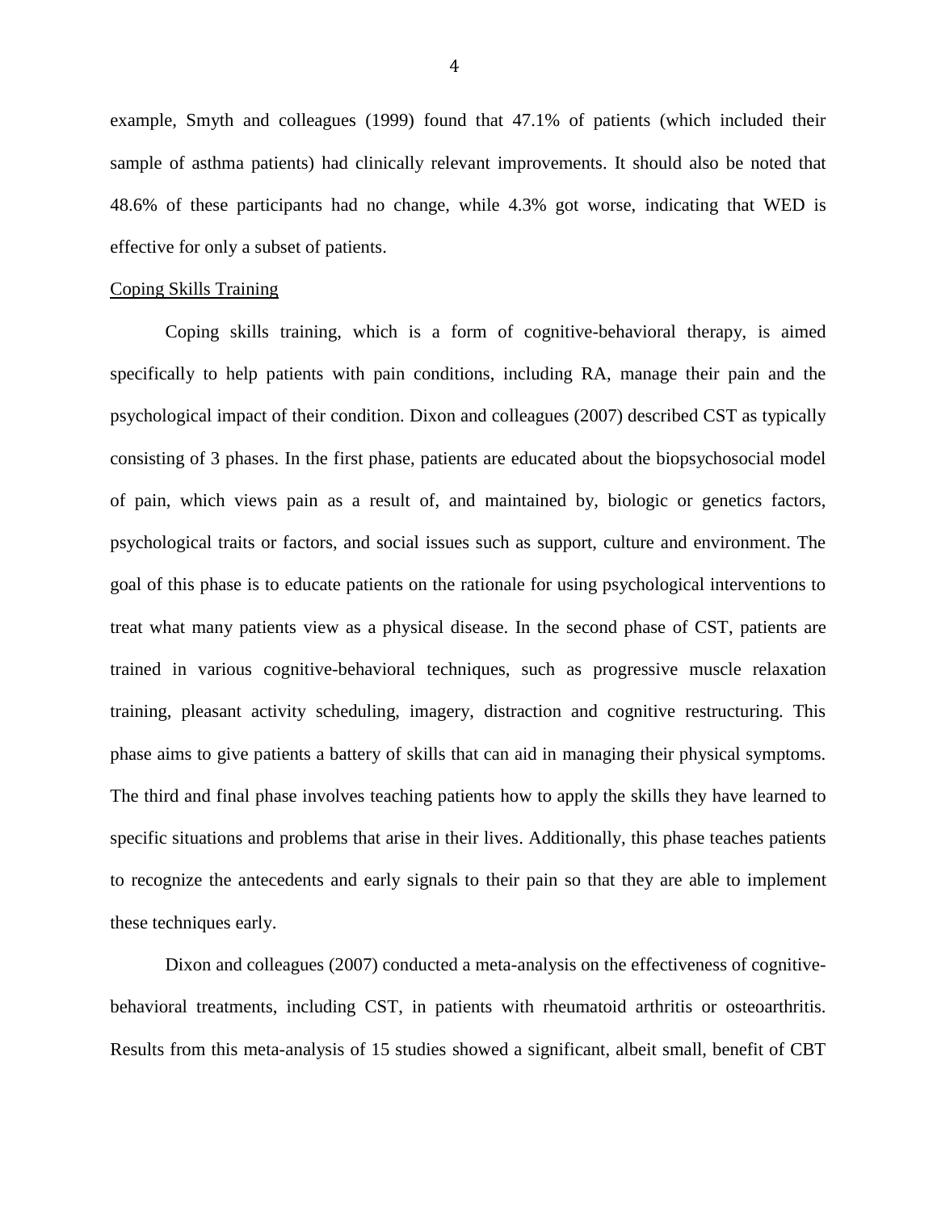example, Smyth and colleagues (1999) found that 47.1% of patients (which included their sample of asthma patients) had clinically relevant improvements. It should also be noted that 48.6% of these participants had no change, while 4.3% got worse, indicating that WED is effective for only a subset of patients.

## Coping Skills Training

Coping skills training, which is a form of cognitive-behavioral therapy, is aimed specifically to help patients with pain conditions, including RA, manage their pain and the psychological impact of their condition. Dixon and colleagues (2007) described CST as typically consisting of 3 phases. In the first phase, patients are educated about the biopsychosocial model of pain, which views pain as a result of, and maintained by, biologic or genetics factors, psychological traits or factors, and social issues such as support, culture and environment. The goal of this phase is to educate patients on the rationale for using psychological interventions to treat what many patients view as a physical disease. In the second phase of CST, patients are trained in various cognitive-behavioral techniques, such as progressive muscle relaxation training, pleasant activity scheduling, imagery, distraction and cognitive restructuring. This phase aims to give patients a battery of skills that can aid in managing their physical symptoms. The third and final phase involves teaching patients how to apply the skills they have learned to specific situations and problems that arise in their lives. Additionally, this phase teaches patients to recognize the antecedents and early signals to their pain so that they are able to implement these techniques early.

Dixon and colleagues (2007) conducted a meta-analysis on the effectiveness of cognitive-behavioral treatments, including CST, in patients with rheumatoid arthritis or osteoarthritis. Results from this meta-analysis of 15 studies showed a significant, albeit small, benefit of CBT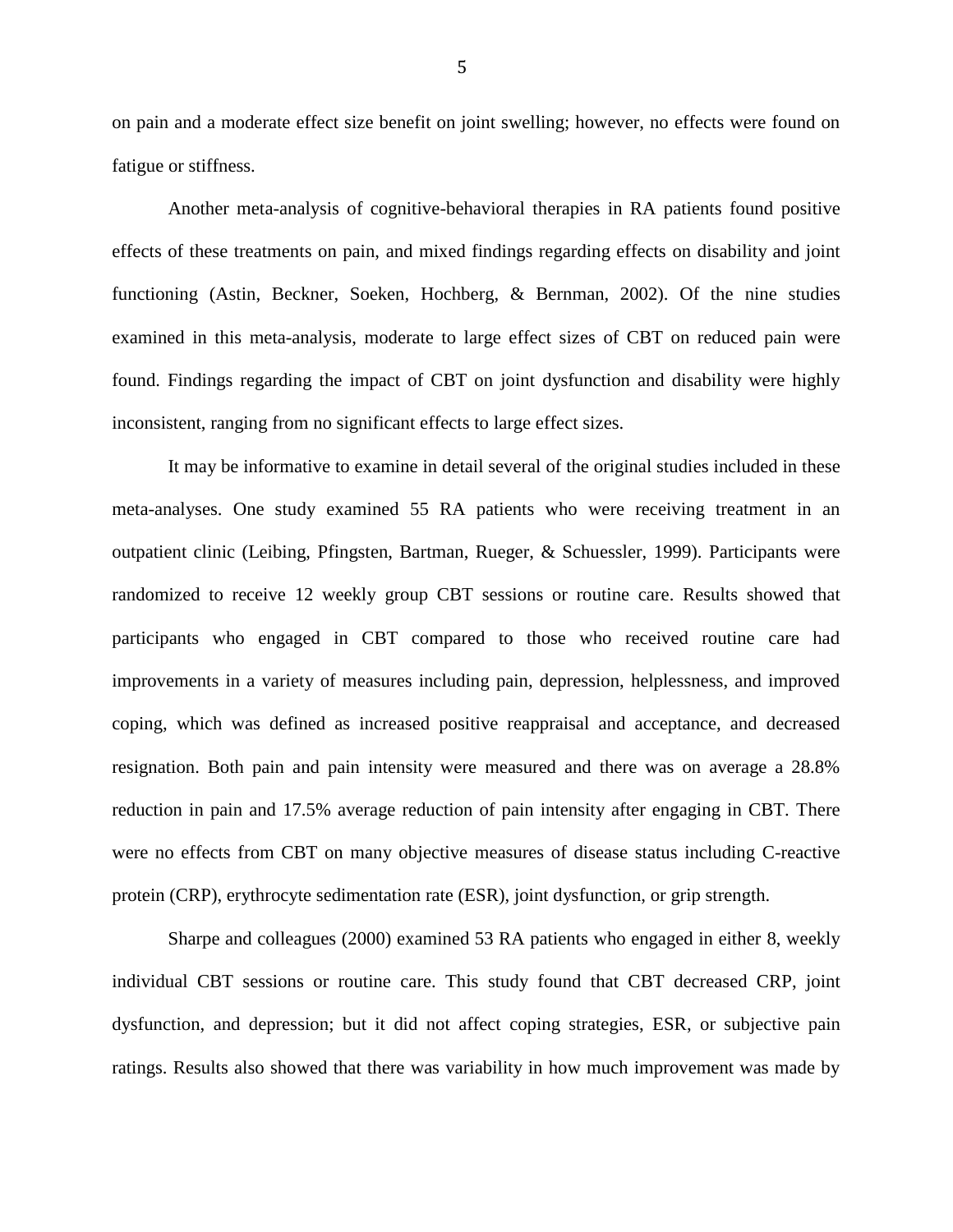on pain and a moderate effect size benefit on joint swelling; however, no effects were found on fatigue or stiffness.

Another meta-analysis of cognitive-behavioral therapies in RA patients found positive effects of these treatments on pain, and mixed findings regarding effects on disability and joint functioning (Astin, Beckner, Soeken, Hochberg, & Bernman, 2002). Of the nine studies examined in this meta-analysis, moderate to large effect sizes of CBT on reduced pain were found. Findings regarding the impact of CBT on joint dysfunction and disability were highly inconsistent, ranging from no significant effects to large effect sizes.

It may be informative to examine in detail several of the original studies included in these meta-analyses. One study examined 55 RA patients who were receiving treatment in an outpatient clinic (Leibing, Pfingsten, Bartman, Rueger, & Schuessler, 1999). Participants were randomized to receive 12 weekly group CBT sessions or routine care. Results showed that participants who engaged in CBT compared to those who received routine care had improvements in a variety of measures including pain, depression, helplessness, and improved coping, which was defined as increased positive reappraisal and acceptance, and decreased resignation. Both pain and pain intensity were measured and there was on average a 28.8% reduction in pain and 17.5% average reduction of pain intensity after engaging in CBT. There were no effects from CBT on many objective measures of disease status including C-reactive protein (CRP), erythrocyte sedimentation rate (ESR), joint dysfunction, or grip strength.

Sharpe and colleagues (2000) examined 53 RA patients who engaged in either 8, weekly individual CBT sessions or routine care. This study found that CBT decreased CRP, joint dysfunction, and depression; but it did not affect coping strategies, ESR, or subjective pain ratings. Results also showed that there was variability in how much improvement was made by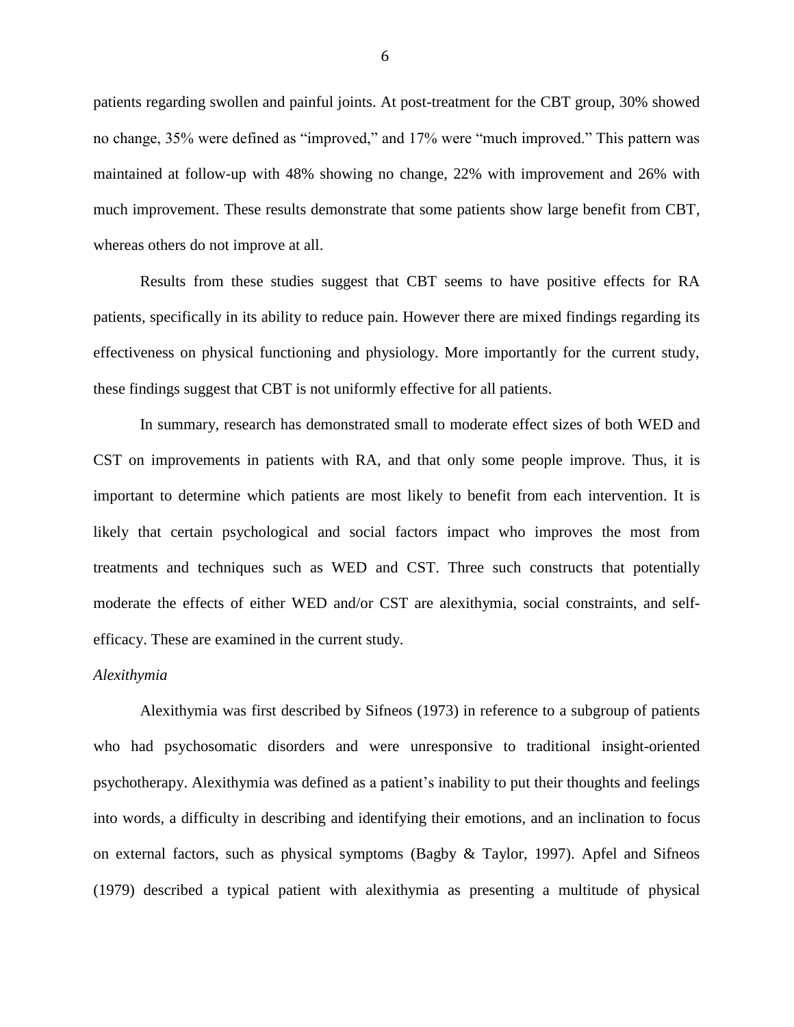patients regarding swollen and painful joints. At post-treatment for the CBT group, 30% showed no change, 35% were defined as "improved," and 17% were "much improved." This pattern was maintained at follow-up with 48% showing no change, 22% with improvement and 26% with much improvement. These results demonstrate that some patients show large benefit from CBT, whereas others do not improve at all.

Results from these studies suggest that CBT seems to have positive effects for RA patients, specifically in its ability to reduce pain. However there are mixed findings regarding its effectiveness on physical functioning and physiology. More importantly for the current study, these findings suggest that CBT is not uniformly effective for all patients.

In summary, research has demonstrated small to moderate effect sizes of both WED and CST on improvements in patients with RA, and that only some people improve. Thus, it is important to determine which patients are most likely to benefit from each intervention. It is likely that certain psychological and social factors impact who improves the most from treatments and techniques such as WED and CST. Three such constructs that potentially moderate the effects of either WED and/or CST are alexithymia, social constraints, and self-efficacy. These are examined in the current study.

*Alexithymia*

Alexithymia was first described by Sifneos (1973) in reference to a subgroup of patients who had psychosomatic disorders and were unresponsive to traditional insight-oriented psychotherapy. Alexithymia was defined as a patient's inability to put their thoughts and feelings into words, a difficulty in describing and identifying their emotions, and an inclination to focus on external factors, such as physical symptoms (Bagby & Taylor, 1997). Apfel and Sifneos (1979) described a typical patient with alexithymia as presenting a multitude of physical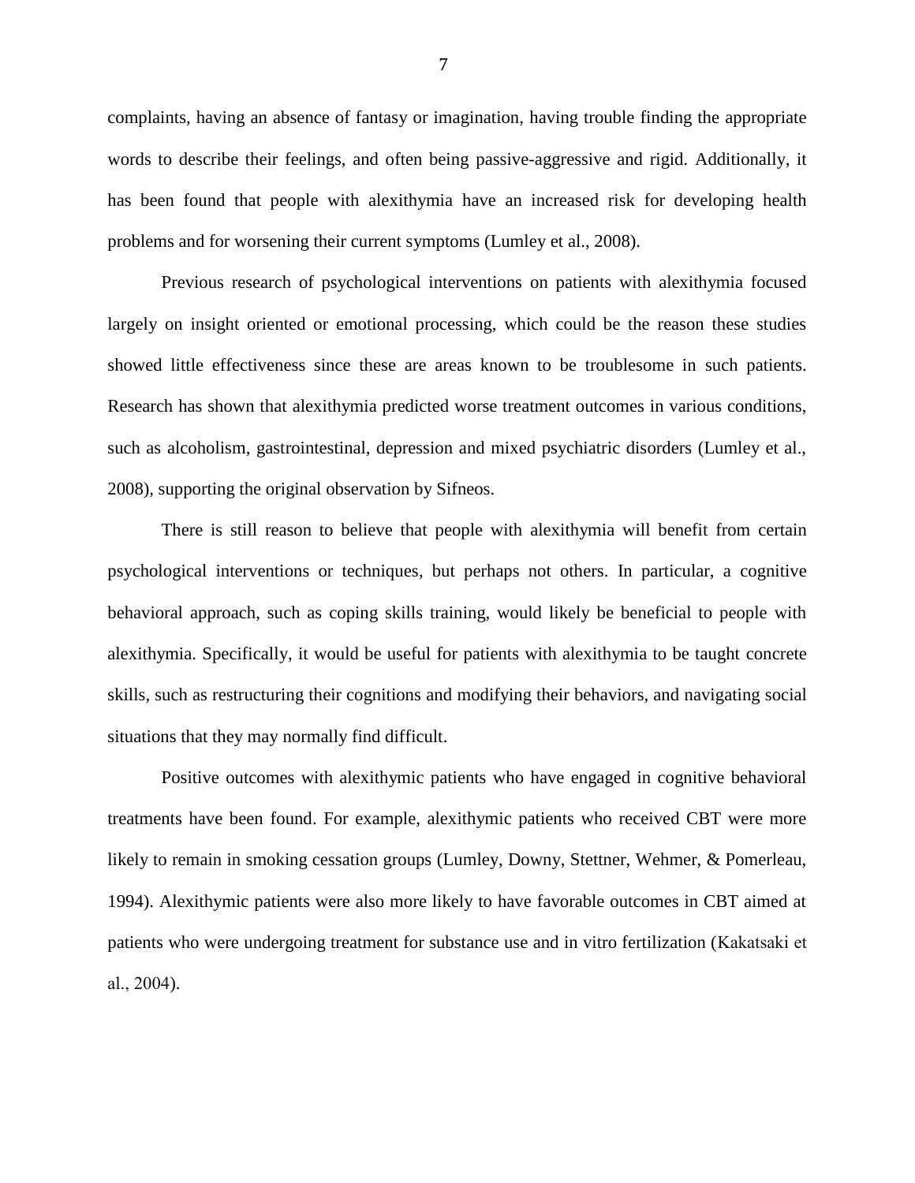complaints, having an absence of fantasy or imagination, having trouble finding the appropriate words to describe their feelings, and often being passive-aggressive and rigid. Additionally, it has been found that people with alexithymia have an increased risk for developing health problems and for worsening their current symptoms (Lumley et al., 2008).

Previous research of psychological interventions on patients with alexithymia focused largely on insight oriented or emotional processing, which could be the reason these studies showed little effectiveness since these are areas known to be troublesome in such patients. Research has shown that alexithymia predicted worse treatment outcomes in various conditions, such as alcoholism, gastrointestinal, depression and mixed psychiatric disorders (Lumley et al., 2008), supporting the original observation by Sifneos.

There is still reason to believe that people with alexithymia will benefit from certain psychological interventions or techniques, but perhaps not others. In particular, a cognitive behavioral approach, such as coping skills training, would likely be beneficial to people with alexithymia. Specifically, it would be useful for patients with alexithymia to be taught concrete skills, such as restructuring their cognitions and modifying their behaviors, and navigating social situations that they may normally find difficult.

Positive outcomes with alexithymic patients who have engaged in cognitive behavioral treatments have been found. For example, alexithymic patients who received CBT were more likely to remain in smoking cessation groups (Lumley, Downy, Stettner, Wehmer, & Pomerleau, 1994). Alexithymic patients were also more likely to have favorable outcomes in CBT aimed at patients who were undergoing treatment for substance use and in vitro fertilization (Kakatsaki et al., 2004).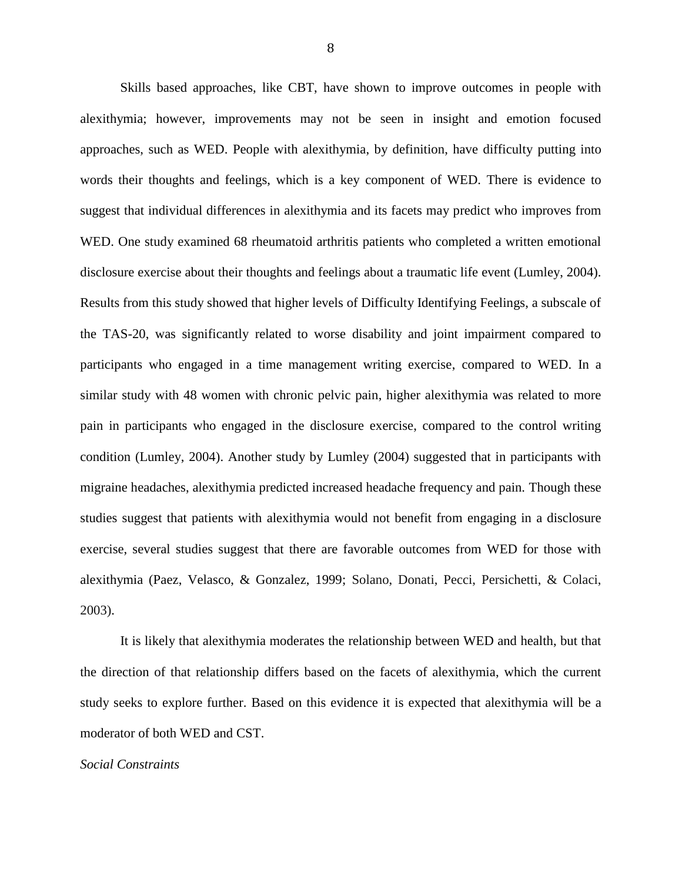Skills based approaches, like CBT, have shown to improve outcomes in people with alexithymia; however, improvements may not be seen in insight and emotion focused approaches, such as WED. People with alexithymia, by definition, have difficulty putting into words their thoughts and feelings, which is a key component of WED. There is evidence to suggest that individual differences in alexithymia and its facets may predict who improves from WED. One study examined 68 rheumatoid arthritis patients who completed a written emotional disclosure exercise about their thoughts and feelings about a traumatic life event (Lumley, 2004). Results from this study showed that higher levels of Difficulty Identifying Feelings, a subscale of the TAS-20, was significantly related to worse disability and joint impairment compared to participants who engaged in a time management writing exercise, compared to WED. In a similar study with 48 women with chronic pelvic pain, higher alexithymia was related to more pain in participants who engaged in the disclosure exercise, compared to the control writing condition (Lumley, 2004). Another study by Lumley (2004) suggested that in participants with migraine headaches, alexithymia predicted increased headache frequency and pain. Though these studies suggest that patients with alexithymia would not benefit from engaging in a disclosure exercise, several studies suggest that there are favorable outcomes from WED for those with alexithymia (Paez, Velasco, & Gonzalez, 1999; Solano, Donati, Pecci, Persichetti, & Colaci, 2003).

It is likely that alexithymia moderates the relationship between WED and health, but that the direction of that relationship differs based on the facets of alexithymia, which the current study seeks to explore further. Based on this evidence it is expected that alexithymia will be a moderator of both WED and CST.

*Social Constraints*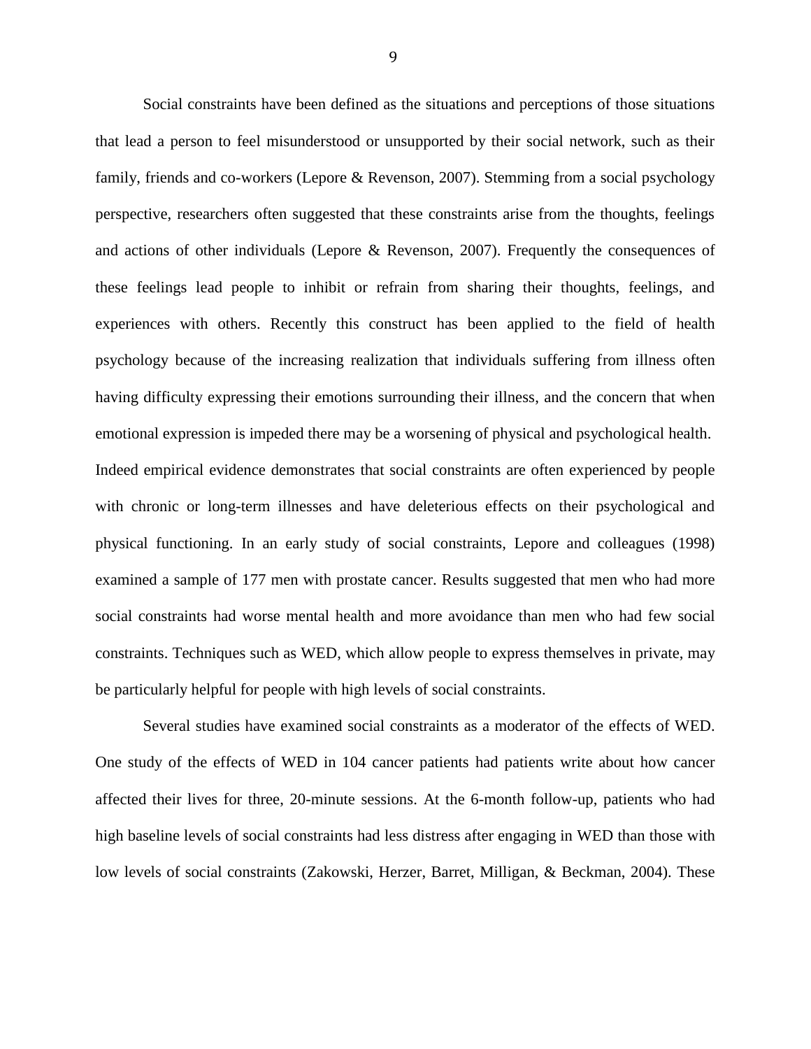Social constraints have been defined as the situations and perceptions of those situations that lead a person to feel misunderstood or unsupported by their social network, such as their family, friends and co-workers (Lepore & Revenson, 2007). Stemming from a social psychology perspective, researchers often suggested that these constraints arise from the thoughts, feelings and actions of other individuals (Lepore & Revenson, 2007). Frequently the consequences of these feelings lead people to inhibit or refrain from sharing their thoughts, feelings, and experiences with others. Recently this construct has been applied to the field of health psychology because of the increasing realization that individuals suffering from illness often having difficulty expressing their emotions surrounding their illness, and the concern that when emotional expression is impeded there may be a worsening of physical and psychological health. Indeed empirical evidence demonstrates that social constraints are often experienced by people with chronic or long-term illnesses and have deleterious effects on their psychological and physical functioning. In an early study of social constraints, Lepore and colleagues (1998) examined a sample of 177 men with prostate cancer. Results suggested that men who had more social constraints had worse mental health and more avoidance than men who had few social constraints. Techniques such as WED, which allow people to express themselves in private, may be particularly helpful for people with high levels of social constraints.

Several studies have examined social constraints as a moderator of the effects of WED. One study of the effects of WED in 104 cancer patients had patients write about how cancer affected their lives for three, 20-minute sessions. At the 6-month follow-up, patients who had high baseline levels of social constraints had less distress after engaging in WED than those with low levels of social constraints (Zakowski, Herzer, Barret, Milligan, & Beckman, 2004). These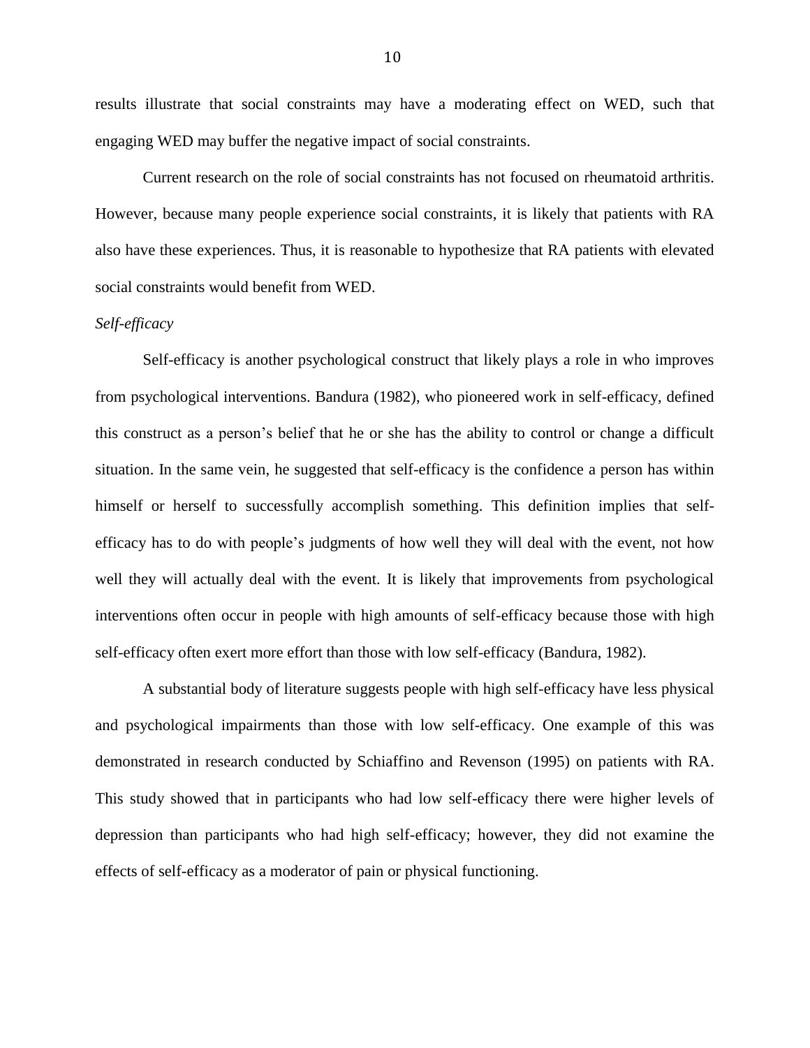results illustrate that social constraints may have a moderating effect on WED, such that engaging WED may buffer the negative impact of social constraints.

Current research on the role of social constraints has not focused on rheumatoid arthritis. However, because many people experience social constraints, it is likely that patients with RA also have these experiences. Thus, it is reasonable to hypothesize that RA patients with elevated social constraints would benefit from WED.

*Self-efficacy*

Self-efficacy is another psychological construct that likely plays a role in who improves from psychological interventions. Bandura (1982), who pioneered work in self-efficacy, defined this construct as a person's belief that he or she has the ability to control or change a difficult situation. In the same vein, he suggested that self-efficacy is the confidence a person has within himself or herself to successfully accomplish something. This definition implies that self-efficacy has to do with people's judgments of how well they will deal with the event, not how well they will actually deal with the event. It is likely that improvements from psychological interventions often occur in people with high amounts of self-efficacy because those with high self-efficacy often exert more effort than those with low self-efficacy (Bandura, 1982).

A substantial body of literature suggests people with high self-efficacy have less physical and psychological impairments than those with low self-efficacy. One example of this was demonstrated in research conducted by Schiaffino and Revenson (1995) on patients with RA. This study showed that in participants who had low self-efficacy there were higher levels of depression than participants who had high self-efficacy; however, they did not examine the effects of self-efficacy as a moderator of pain or physical functioning.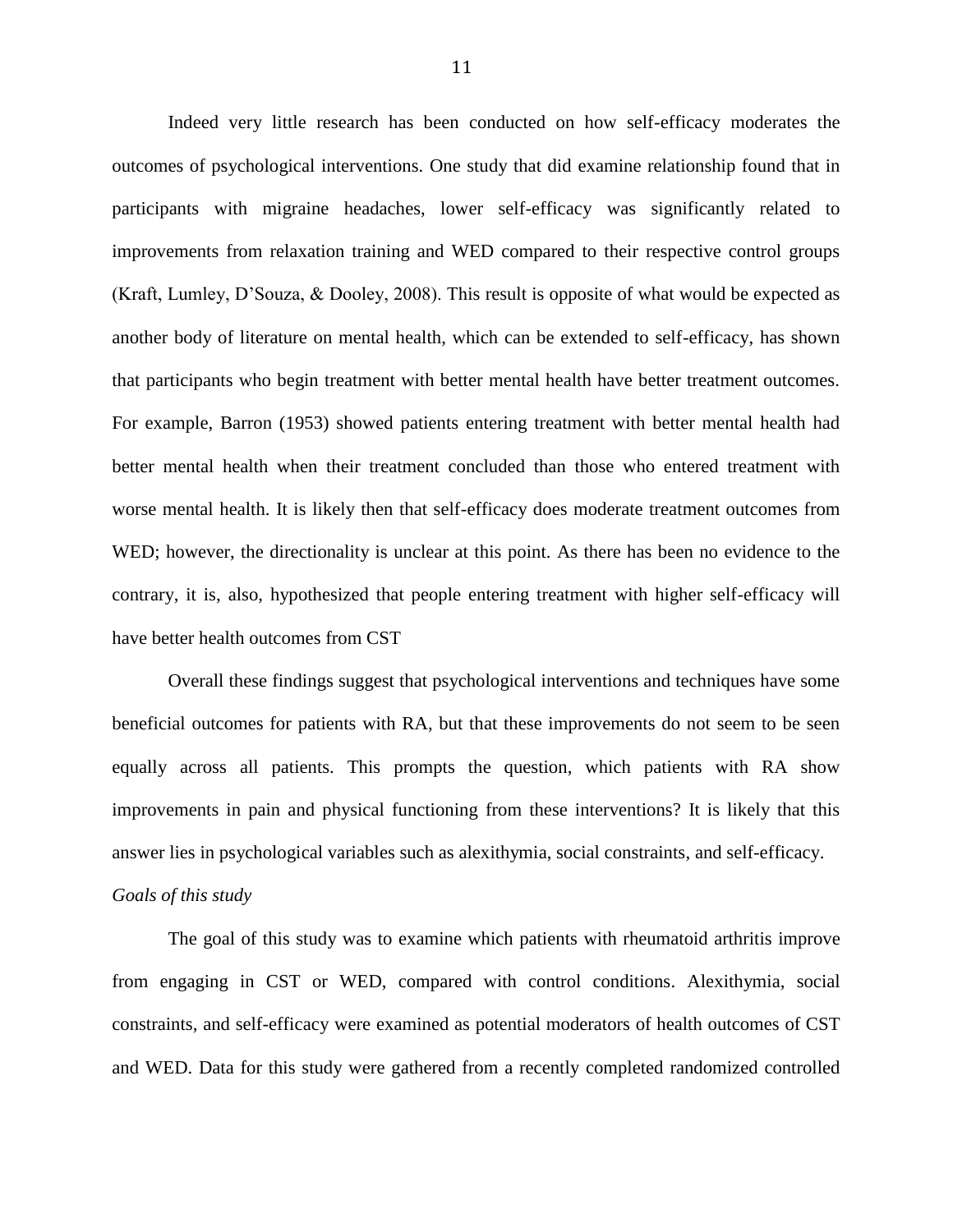Indeed very little research has been conducted on how self-efficacy moderates the outcomes of psychological interventions. One study that did examine relationship found that in participants with migraine headaches, lower self-efficacy was significantly related to improvements from relaxation training and WED compared to their respective control groups (Kraft, Lumley, D'Souza, & Dooley, 2008). This result is opposite of what would be expected as another body of literature on mental health, which can be extended to self-efficacy, has shown that participants who begin treatment with better mental health have better treatment outcomes. For example, Barron (1953) showed patients entering treatment with better mental health had better mental health when their treatment concluded than those who entered treatment with worse mental health. It is likely then that self-efficacy does moderate treatment outcomes from WED; however, the directionality is unclear at this point. As there has been no evidence to the contrary, it is, also, hypothesized that people entering treatment with higher self-efficacy will have better health outcomes from CST

Overall these findings suggest that psychological interventions and techniques have some beneficial outcomes for patients with RA, but that these improvements do not seem to be seen equally across all patients. This prompts the question, which patients with RA show improvements in pain and physical functioning from these interventions? It is likely that this answer lies in psychological variables such as alexithymia, social constraints, and self-efficacy.

*Goals of this study*

The goal of this study was to examine which patients with rheumatoid arthritis improve from engaging in CST or WED, compared with control conditions. Alexithymia, social constraints, and self-efficacy were examined as potential moderators of health outcomes of CST and WED. Data for this study were gathered from a recently completed randomized controlled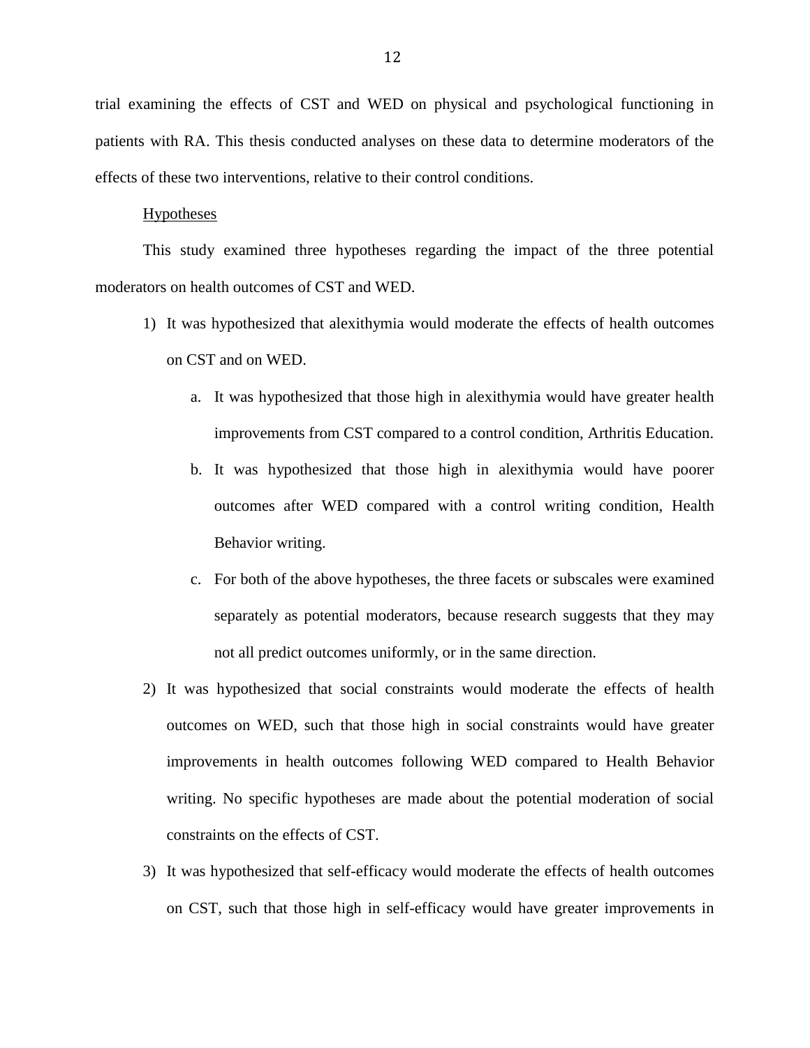trial examining the effects of CST and WED on physical and psychological functioning in patients with RA. This thesis conducted analyses on these data to determine moderators of the effects of these two interventions, relative to their control conditions.

Hypotheses

This study examined three hypotheses regarding the impact of the three potential moderators on health outcomes of CST and WED.

1) It was hypothesized that alexithymia would moderate the effects of health outcomes on CST and on WED.
    a. It was hypothesized that those high in alexithymia would have greater health improvements from CST compared to a control condition, Arthritis Education.
    b. It was hypothesized that those high in alexithymia would have poorer outcomes after WED compared with a control writing condition, Health Behavior writing.
    c. For both of the above hypotheses, the three facets or subscales were examined separately as potential moderators, because research suggests that they may not all predict outcomes uniformly, or in the same direction.
2) It was hypothesized that social constraints would moderate the effects of health outcomes on WED, such that those high in social constraints would have greater improvements in health outcomes following WED compared to Health Behavior writing. No specific hypotheses are made about the potential moderation of social constraints on the effects of CST.
3) It was hypothesized that self-efficacy would moderate the effects of health outcomes on CST, such that those high in self-efficacy would have greater improvements in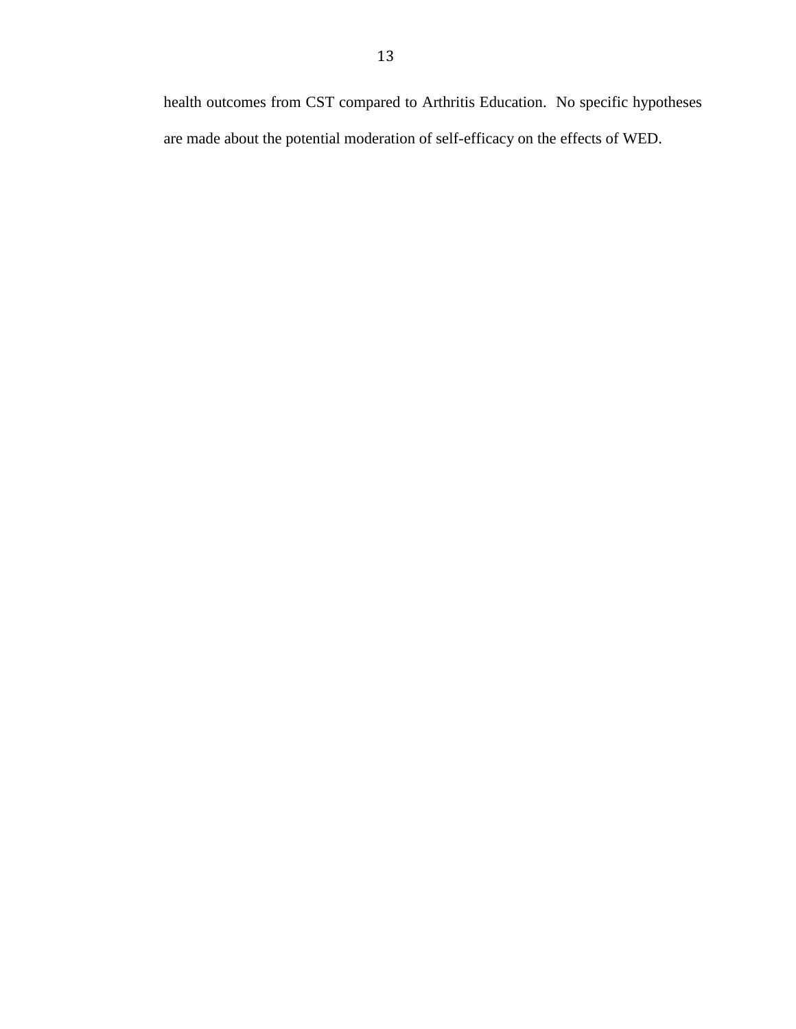health outcomes from CST compared to Arthritis Education. No specific hypotheses are made about the potential moderation of self-efficacy on the effects of WED.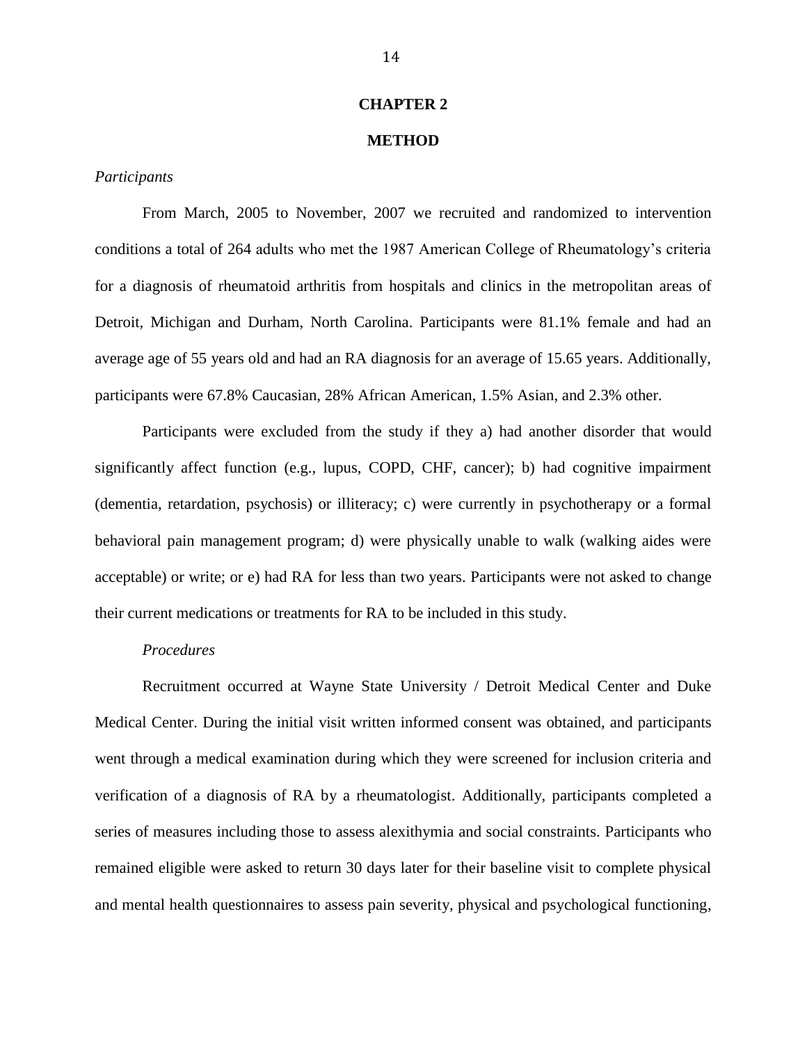# CHAPTER 2

# METHOD

*Participants*

From March, 2005 to November, 2007 we recruited and randomized to intervention conditions a total of 264 adults who met the 1987 American College of Rheumatology's criteria for a diagnosis of rheumatoid arthritis from hospitals and clinics in the metropolitan areas of Detroit, Michigan and Durham, North Carolina. Participants were 81.1% female and had an average age of 55 years old and had an RA diagnosis for an average of 15.65 years. Additionally, participants were 67.8% Caucasian, 28% African American, 1.5% Asian, and 2.3% other.

Participants were excluded from the study if they a) had another disorder that would significantly affect function (e.g., lupus, COPD, CHF, cancer); b) had cognitive impairment (dementia, retardation, psychosis) or illiteracy; c) were currently in psychotherapy or a formal behavioral pain management program; d) were physically unable to walk (walking aides were acceptable) or write; or e) had RA for less than two years. Participants were not asked to change their current medications or treatments for RA to be included in this study.

*Procedures*

Recruitment occurred at Wayne State University / Detroit Medical Center and Duke Medical Center. During the initial visit written informed consent was obtained, and participants went through a medical examination during which they were screened for inclusion criteria and verification of a diagnosis of RA by a rheumatologist. Additionally, participants completed a series of measures including those to assess alexithymia and social constraints. Participants who remained eligible were asked to return 30 days later for their baseline visit to complete physical and mental health questionnaires to assess pain severity, physical and psychological functioning,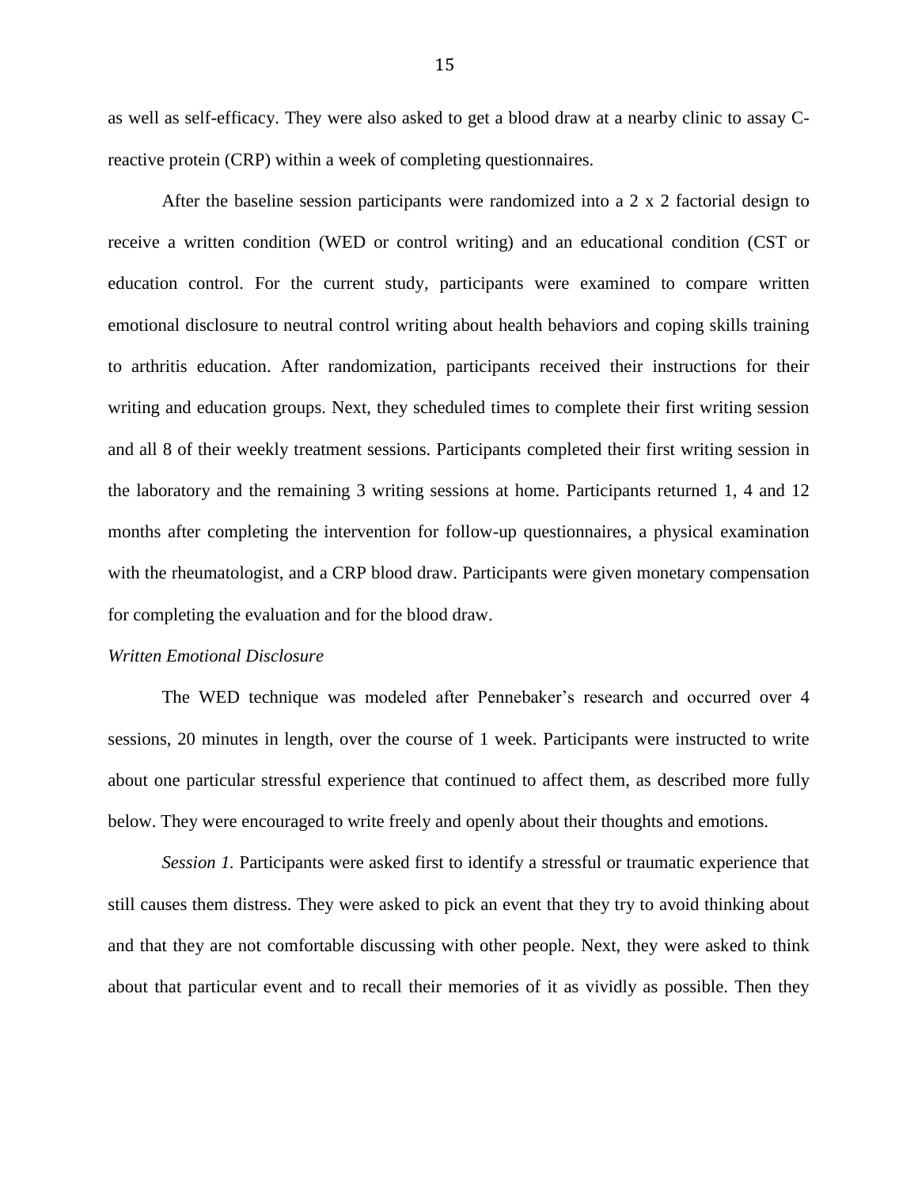as well as self-efficacy. They were also asked to get a blood draw at a nearby clinic to assay C-reactive protein (CRP) within a week of completing questionnaires.

After the baseline session participants were randomized into a 2 x 2 factorial design to receive a written condition (WED or control writing) and an educational condition (CST or education control. For the current study, participants were examined to compare written emotional disclosure to neutral control writing about health behaviors and coping skills training to arthritis education. After randomization, participants received their instructions for their writing and education groups. Next, they scheduled times to complete their first writing session and all 8 of their weekly treatment sessions. Participants completed their first writing session in the laboratory and the remaining 3 writing sessions at home. Participants returned 1, 4 and 12 months after completing the intervention for follow-up questionnaires, a physical examination with the rheumatologist, and a CRP blood draw. Participants were given monetary compensation for completing the evaluation and for the blood draw.

*Written Emotional Disclosure*

The WED technique was modeled after Pennebaker's research and occurred over 4 sessions, 20 minutes in length, over the course of 1 week. Participants were instructed to write about one particular stressful experience that continued to affect them, as described more fully below. They were encouraged to write freely and openly about their thoughts and emotions.

*Session 1.* Participants were asked first to identify a stressful or traumatic experience that still causes them distress. They were asked to pick an event that they try to avoid thinking about and that they are not comfortable discussing with other people. Next, they were asked to think about that particular event and to recall their memories of it as vividly as possible. Then they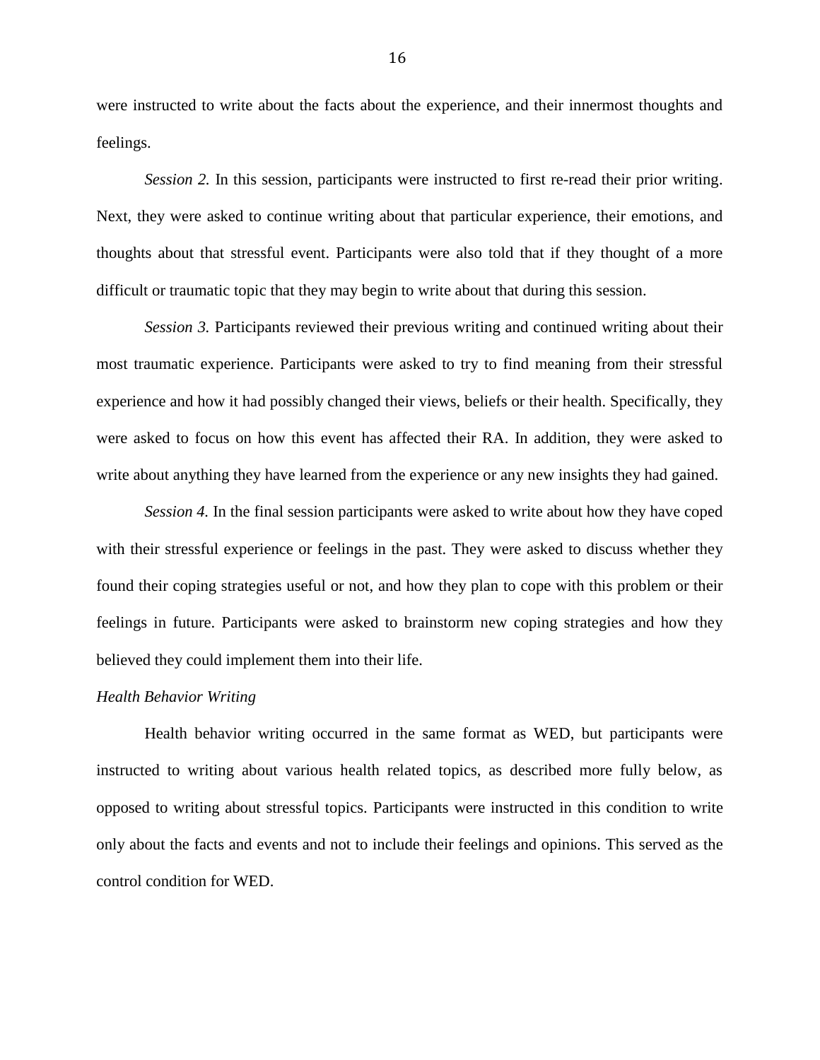were instructed to write about the facts about the experience, and their innermost thoughts and feelings.

*Session 2.* In this session, participants were instructed to first re-read their prior writing. Next, they were asked to continue writing about that particular experience, their emotions, and thoughts about that stressful event. Participants were also told that if they thought of a more difficult or traumatic topic that they may begin to write about that during this session.

*Session 3.* Participants reviewed their previous writing and continued writing about their most traumatic experience. Participants were asked to try to find meaning from their stressful experience and how it had possibly changed their views, beliefs or their health. Specifically, they were asked to focus on how this event has affected their RA. In addition, they were asked to write about anything they have learned from the experience or any new insights they had gained.

*Session 4.* In the final session participants were asked to write about how they have coped with their stressful experience or feelings in the past. They were asked to discuss whether they found their coping strategies useful or not, and how they plan to cope with this problem or their feelings in future. Participants were asked to brainstorm new coping strategies and how they believed they could implement them into their life.

*Health Behavior Writing*

Health behavior writing occurred in the same format as WED, but participants were instructed to writing about various health related topics, as described more fully below, as opposed to writing about stressful topics. Participants were instructed in this condition to write only about the facts and events and not to include their feelings and opinions. This served as the control condition for WED.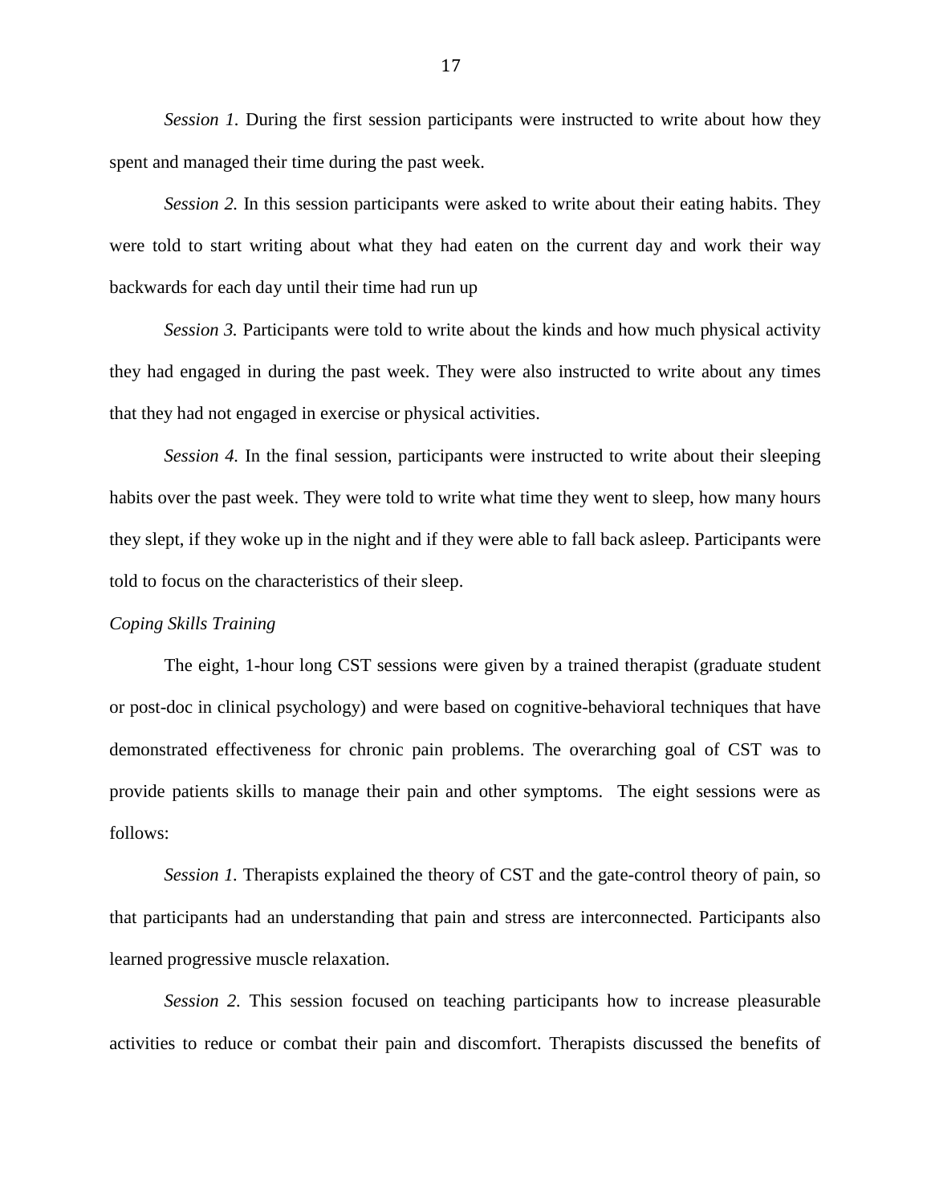*Session 1.* During the first session participants were instructed to write about how they spent and managed their time during the past week.

*Session 2.* In this session participants were asked to write about their eating habits. They were told to start writing about what they had eaten on the current day and work their way backwards for each day until their time had run up

*Session 3.* Participants were told to write about the kinds and how much physical activity they had engaged in during the past week. They were also instructed to write about any times that they had not engaged in exercise or physical activities.

*Session 4.* In the final session, participants were instructed to write about their sleeping habits over the past week. They were told to write what time they went to sleep, how many hours they slept, if they woke up in the night and if they were able to fall back asleep. Participants were told to focus on the characteristics of their sleep.

*Coping Skills Training*

The eight, 1-hour long CST sessions were given by a trained therapist (graduate student or post-doc in clinical psychology) and were based on cognitive-behavioral techniques that have demonstrated effectiveness for chronic pain problems. The overarching goal of CST was to provide patients skills to manage their pain and other symptoms. The eight sessions were as follows:

*Session 1.* Therapists explained the theory of CST and the gate-control theory of pain, so that participants had an understanding that pain and stress are interconnected. Participants also learned progressive muscle relaxation.

*Session 2.* This session focused on teaching participants how to increase pleasurable activities to reduce or combat their pain and discomfort. Therapists discussed the benefits of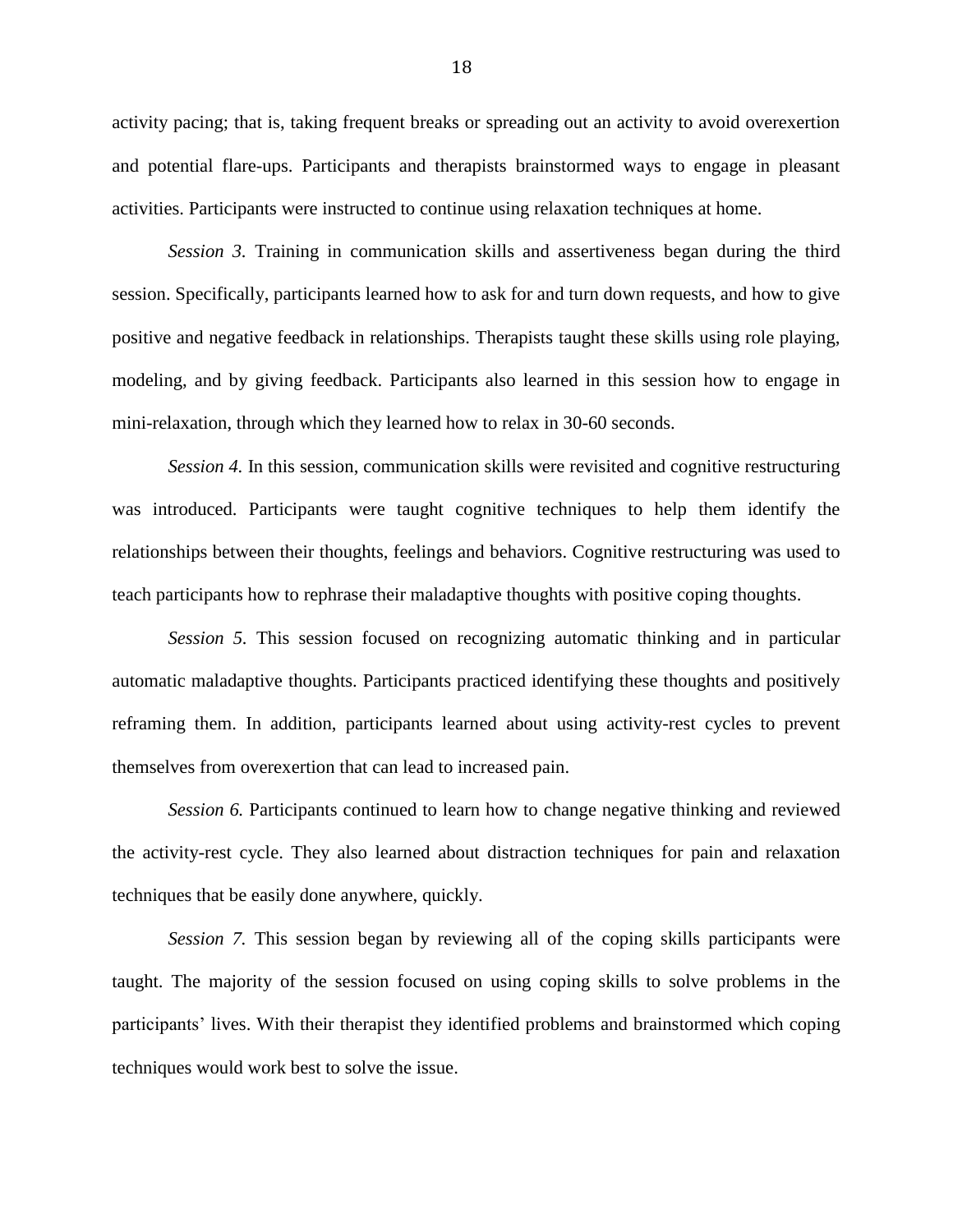activity pacing; that is, taking frequent breaks or spreading out an activity to avoid overexertion and potential flare-ups. Participants and therapists brainstormed ways to engage in pleasant activities. Participants were instructed to continue using relaxation techniques at home.

*Session 3.* Training in communication skills and assertiveness began during the third session. Specifically, participants learned how to ask for and turn down requests, and how to give positive and negative feedback in relationships. Therapists taught these skills using role playing, modeling, and by giving feedback. Participants also learned in this session how to engage in mini-relaxation, through which they learned how to relax in 30-60 seconds.

*Session 4.* In this session, communication skills were revisited and cognitive restructuring was introduced. Participants were taught cognitive techniques to help them identify the relationships between their thoughts, feelings and behaviors. Cognitive restructuring was used to teach participants how to rephrase their maladaptive thoughts with positive coping thoughts.

*Session 5.* This session focused on recognizing automatic thinking and in particular automatic maladaptive thoughts. Participants practiced identifying these thoughts and positively reframing them. In addition, participants learned about using activity-rest cycles to prevent themselves from overexertion that can lead to increased pain.

*Session 6.* Participants continued to learn how to change negative thinking and reviewed the activity-rest cycle. They also learned about distraction techniques for pain and relaxation techniques that be easily done anywhere, quickly.

*Session 7.* This session began by reviewing all of the coping skills participants were taught. The majority of the session focused on using coping skills to solve problems in the participants' lives. With their therapist they identified problems and brainstormed which coping techniques would work best to solve the issue.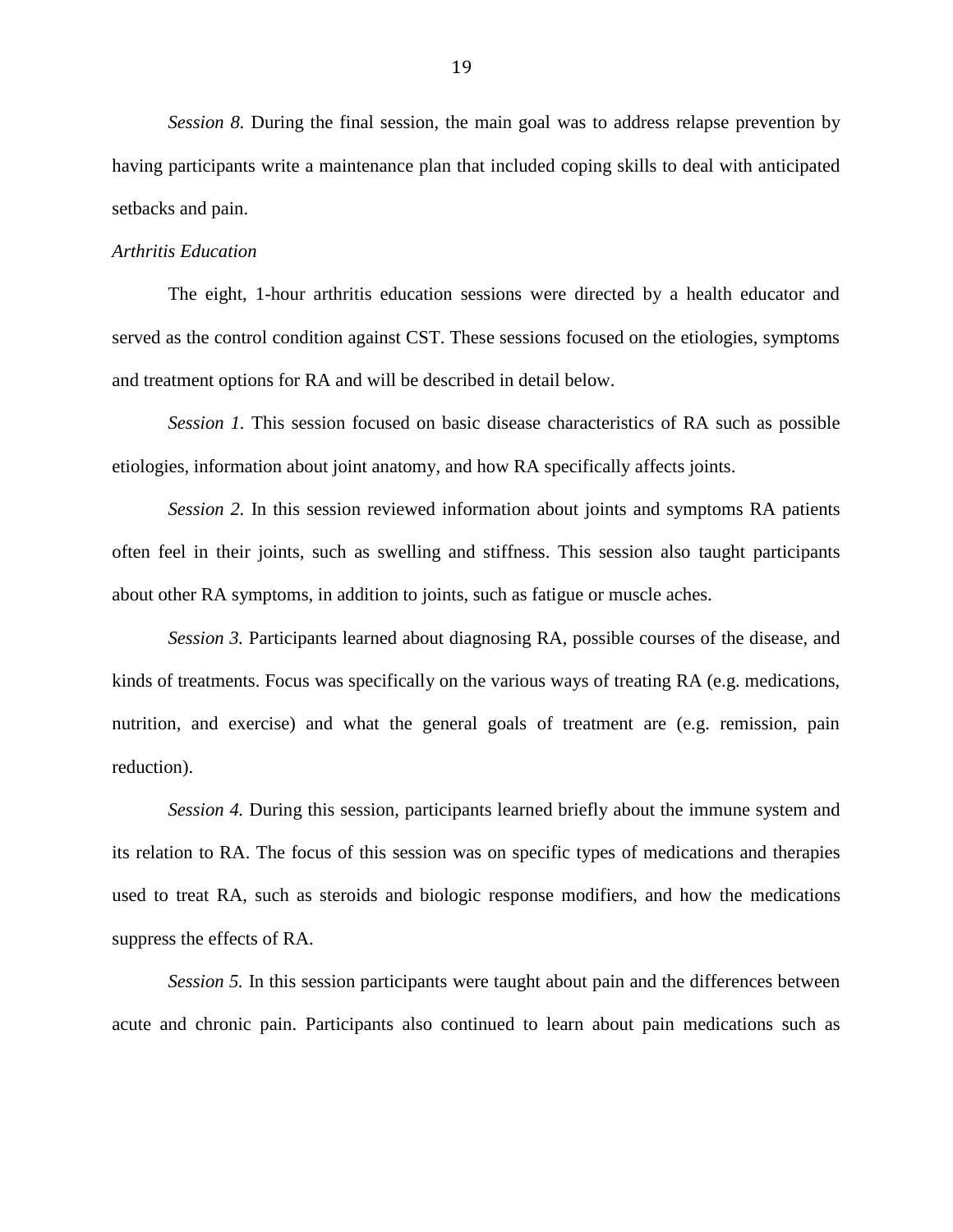*Session 8.* During the final session, the main goal was to address relapse prevention by having participants write a maintenance plan that included coping skills to deal with anticipated setbacks and pain.

*Arthritis Education*

The eight, 1-hour arthritis education sessions were directed by a health educator and served as the control condition against CST. These sessions focused on the etiologies, symptoms and treatment options for RA and will be described in detail below.

*Session 1.* This session focused on basic disease characteristics of RA such as possible etiologies, information about joint anatomy, and how RA specifically affects joints.

*Session 2.* In this session reviewed information about joints and symptoms RA patients often feel in their joints, such as swelling and stiffness. This session also taught participants about other RA symptoms, in addition to joints, such as fatigue or muscle aches.

*Session 3.* Participants learned about diagnosing RA, possible courses of the disease, and kinds of treatments. Focus was specifically on the various ways of treating RA (e.g. medications, nutrition, and exercise) and what the general goals of treatment are (e.g. remission, pain reduction).

*Session 4.* During this session, participants learned briefly about the immune system and its relation to RA. The focus of this session was on specific types of medications and therapies used to treat RA, such as steroids and biologic response modifiers, and how the medications suppress the effects of RA.

*Session 5.* In this session participants were taught about pain and the differences between acute and chronic pain. Participants also continued to learn about pain medications such as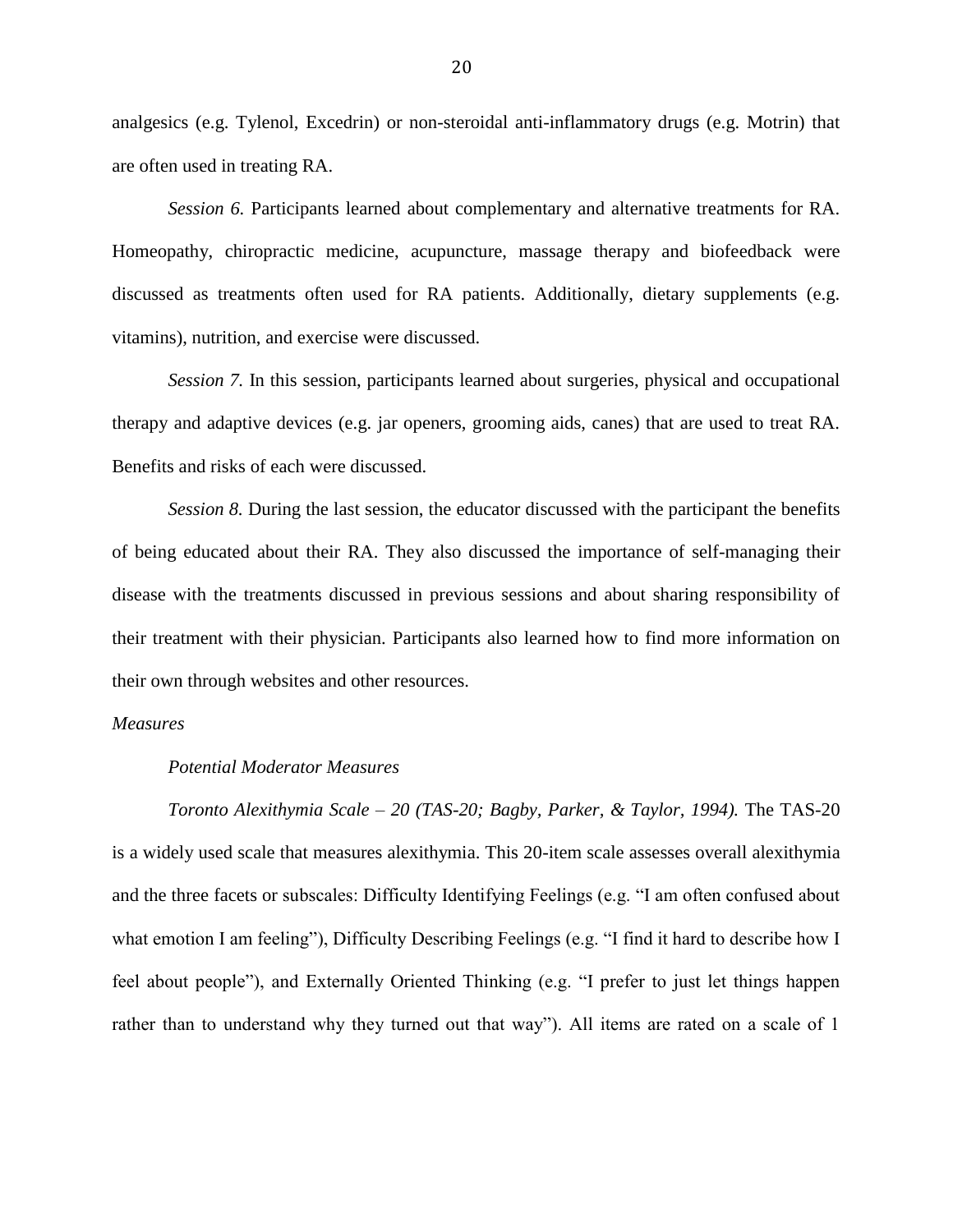analgesics (e.g. Tylenol, Excedrin) or non-steroidal anti-inflammatory drugs (e.g. Motrin) that are often used in treating RA.

*Session 6.* Participants learned about complementary and alternative treatments for RA. Homeopathy, chiropractic medicine, acupuncture, massage therapy and biofeedback were discussed as treatments often used for RA patients. Additionally, dietary supplements (e.g. vitamins), nutrition, and exercise were discussed.

*Session 7.* In this session, participants learned about surgeries, physical and occupational therapy and adaptive devices (e.g. jar openers, grooming aids, canes) that are used to treat RA. Benefits and risks of each were discussed.

*Session 8.* During the last session, the educator discussed with the participant the benefits of being educated about their RA. They also discussed the importance of self-managing their disease with the treatments discussed in previous sessions and about sharing responsibility of their treatment with their physician. Participants also learned how to find more information on their own through websites and other resources.

*Measures*

*Potential Moderator Measures*

*Toronto Alexithymia Scale – 20 (TAS-20; Bagby, Parker, & Taylor, 1994).* The TAS-20 is a widely used scale that measures alexithymia. This 20-item scale assesses overall alexithymia and the three facets or subscales: Difficulty Identifying Feelings (e.g. "I am often confused about what emotion I am feeling"), Difficulty Describing Feelings (e.g. "I find it hard to describe how I feel about people"), and Externally Oriented Thinking (e.g. "I prefer to just let things happen rather than to understand why they turned out that way"). All items are rated on a scale of 1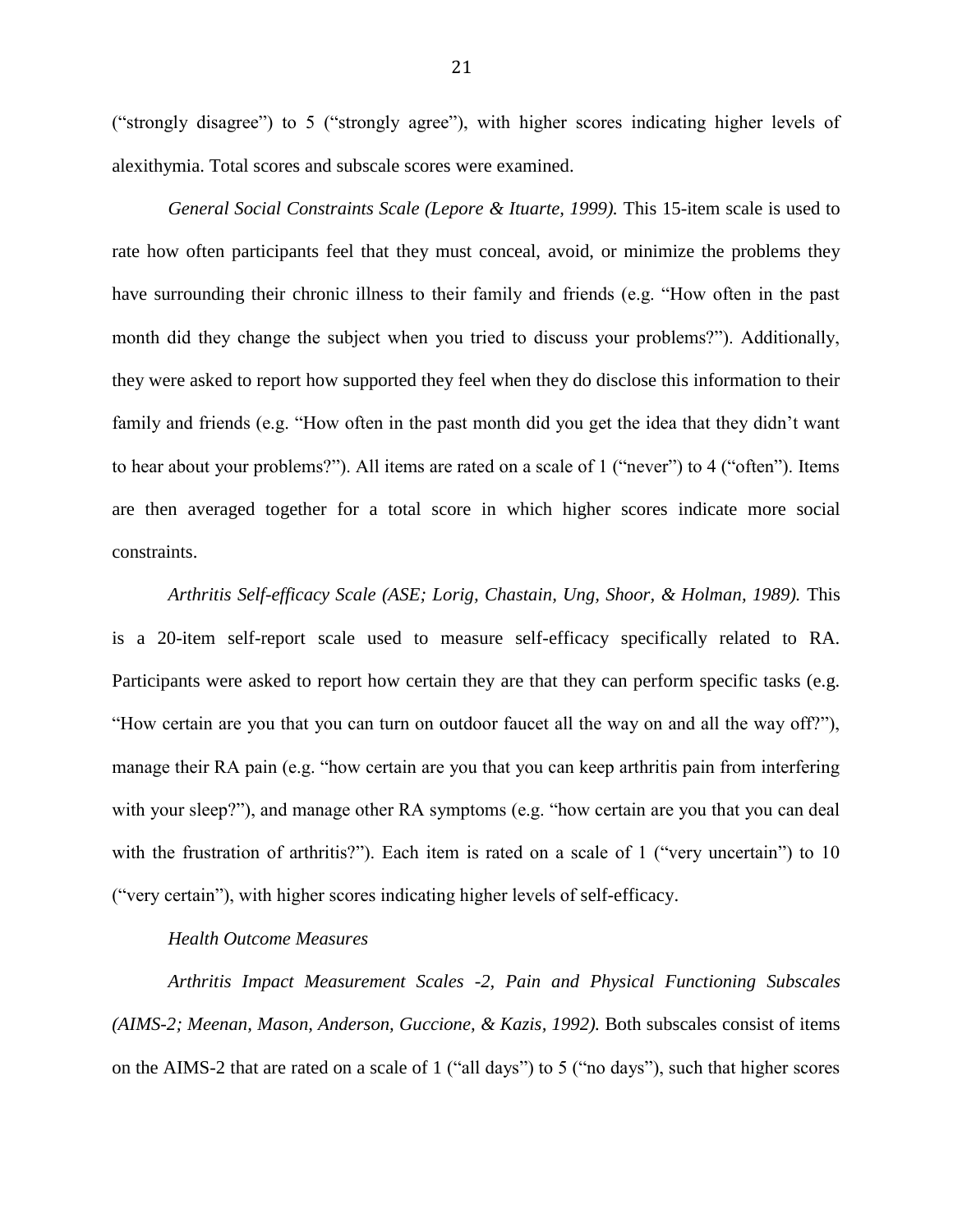("strongly disagree") to 5 ("strongly agree"), with higher scores indicating higher levels of alexithymia. Total scores and subscale scores were examined.

*General Social Constraints Scale (Lepore & Ituarte, 1999).* This 15-item scale is used to rate how often participants feel that they must conceal, avoid, or minimize the problems they have surrounding their chronic illness to their family and friends (e.g. "How often in the past month did they change the subject when you tried to discuss your problems?"). Additionally, they were asked to report how supported they feel when they do disclose this information to their family and friends (e.g. "How often in the past month did you get the idea that they didn't want to hear about your problems?"). All items are rated on a scale of 1 ("never") to 4 ("often"). Items are then averaged together for a total score in which higher scores indicate more social constraints.

*Arthritis Self-efficacy Scale (ASE; Lorig, Chastain, Ung, Shoor, & Holman, 1989).* This is a 20-item self-report scale used to measure self-efficacy specifically related to RA. Participants were asked to report how certain they are that they can perform specific tasks (e.g. "How certain are you that you can turn on outdoor faucet all the way on and all the way off?"), manage their RA pain (e.g. "how certain are you that you can keep arthritis pain from interfering with your sleep?"), and manage other RA symptoms (e.g. "how certain are you that you can deal with the frustration of arthritis?"). Each item is rated on a scale of 1 ("very uncertain") to 10 ("very certain"), with higher scores indicating higher levels of self-efficacy.

*Health Outcome Measures*

*Arthritis Impact Measurement Scales -2, Pain and Physical Functioning Subscales (AIMS-2; Meenan, Mason, Anderson, Guccione, & Kazis, 1992).* Both subscales consist of items on the AIMS-2 that are rated on a scale of 1 ("all days") to 5 ("no days"), such that higher scores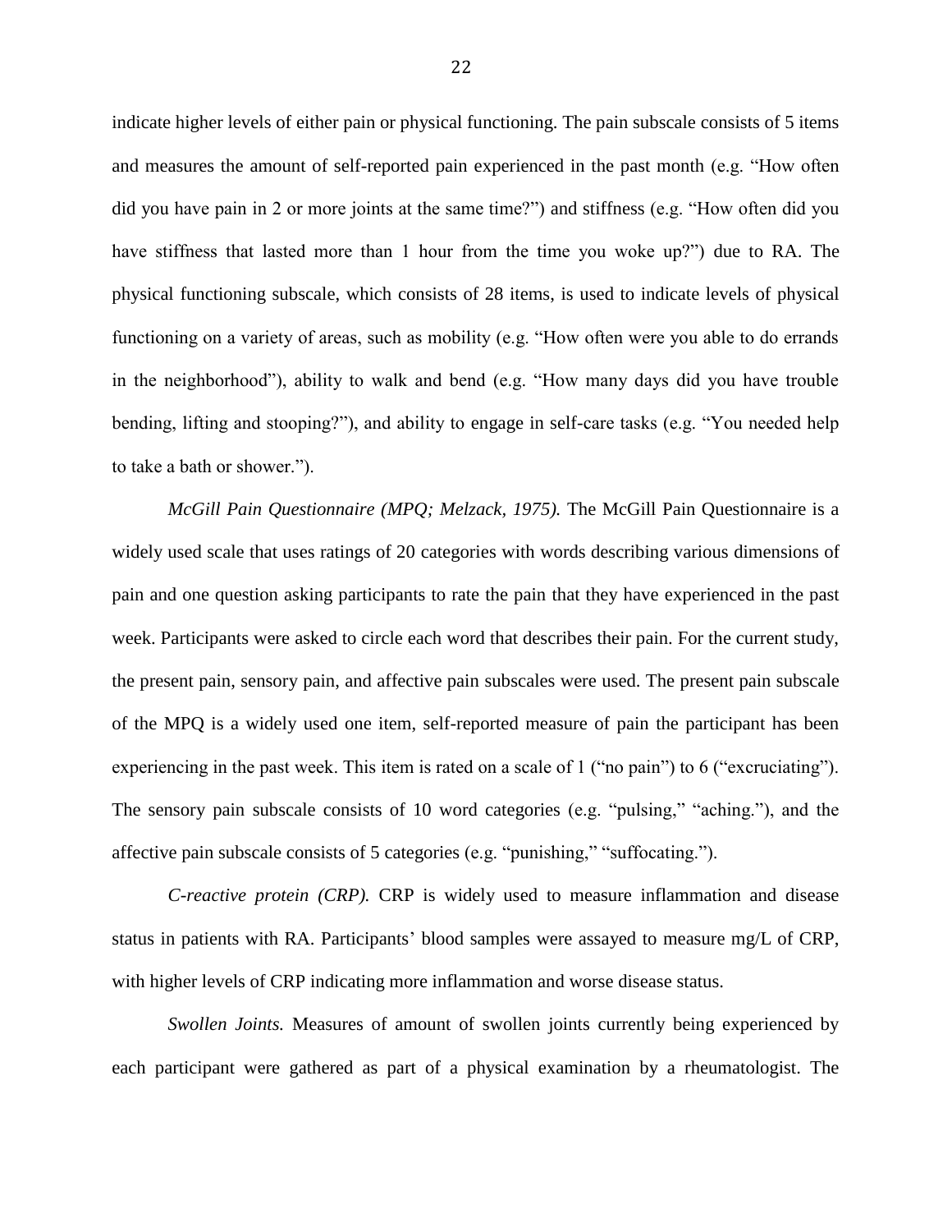indicate higher levels of either pain or physical functioning. The pain subscale consists of 5 items and measures the amount of self-reported pain experienced in the past month (e.g. "How often did you have pain in 2 or more joints at the same time?") and stiffness (e.g. "How often did you have stiffness that lasted more than 1 hour from the time you woke up?") due to RA. The physical functioning subscale, which consists of 28 items, is used to indicate levels of physical functioning on a variety of areas, such as mobility (e.g. "How often were you able to do errands in the neighborhood"), ability to walk and bend (e.g. "How many days did you have trouble bending, lifting and stooping?"), and ability to engage in self-care tasks (e.g. "You needed help to take a bath or shower.").

*McGill Pain Questionnaire (MPQ; Melzack, 1975).* The McGill Pain Questionnaire is a widely used scale that uses ratings of 20 categories with words describing various dimensions of pain and one question asking participants to rate the pain that they have experienced in the past week. Participants were asked to circle each word that describes their pain. For the current study, the present pain, sensory pain, and affective pain subscales were used. The present pain subscale of the MPQ is a widely used one item, self-reported measure of pain the participant has been experiencing in the past week. This item is rated on a scale of 1 ("no pain") to 6 ("excruciating"). The sensory pain subscale consists of 10 word categories (e.g. "pulsing," "aching."), and the affective pain subscale consists of 5 categories (e.g. "punishing," "suffocating.").

*C-reactive protein (CRP).* CRP is widely used to measure inflammation and disease status in patients with RA. Participants' blood samples were assayed to measure mg/L of CRP, with higher levels of CRP indicating more inflammation and worse disease status.

*Swollen Joints.* Measures of amount of swollen joints currently being experienced by each participant were gathered as part of a physical examination by a rheumatologist. The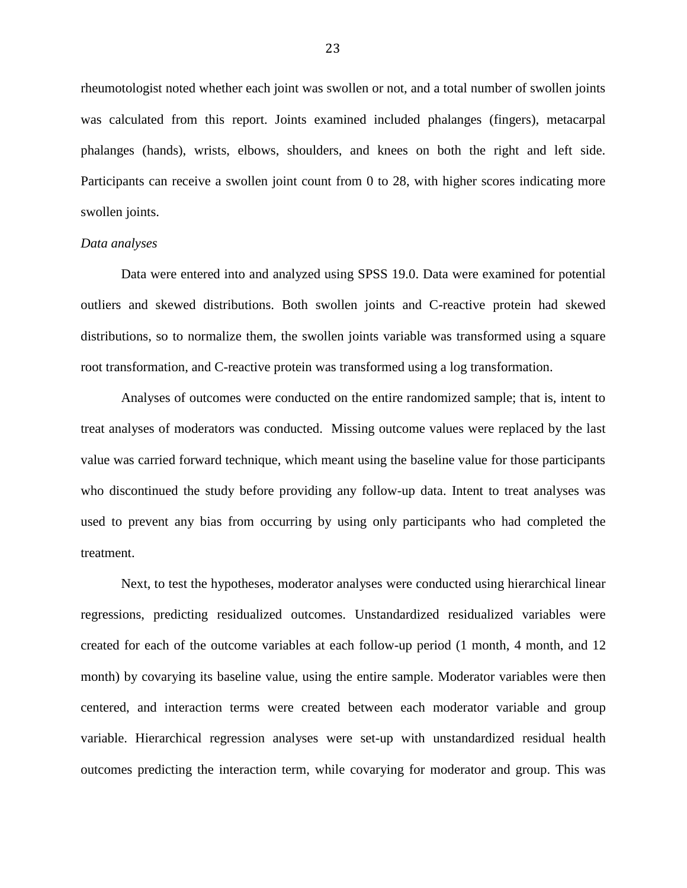rheumotologist noted whether each joint was swollen or not, and a total number of swollen joints was calculated from this report. Joints examined included phalanges (fingers), metacarpal phalanges (hands), wrists, elbows, shoulders, and knees on both the right and left side. Participants can receive a swollen joint count from 0 to 28, with higher scores indicating more swollen joints.

*Data analyses*

Data were entered into and analyzed using SPSS 19.0. Data were examined for potential outliers and skewed distributions. Both swollen joints and C-reactive protein had skewed distributions, so to normalize them, the swollen joints variable was transformed using a square root transformation, and C-reactive protein was transformed using a log transformation.

Analyses of outcomes were conducted on the entire randomized sample; that is, intent to treat analyses of moderators was conducted. Missing outcome values were replaced by the last value was carried forward technique, which meant using the baseline value for those participants who discontinued the study before providing any follow-up data. Intent to treat analyses was used to prevent any bias from occurring by using only participants who had completed the treatment.

Next, to test the hypotheses, moderator analyses were conducted using hierarchical linear regressions, predicting residualized outcomes. Unstandardized residualized variables were created for each of the outcome variables at each follow-up period (1 month, 4 month, and 12 month) by covarying its baseline value, using the entire sample. Moderator variables were then centered, and interaction terms were created between each moderator variable and group variable. Hierarchical regression analyses were set-up with unstandardized residual health outcomes predicting the interaction term, while covarying for moderator and group. This was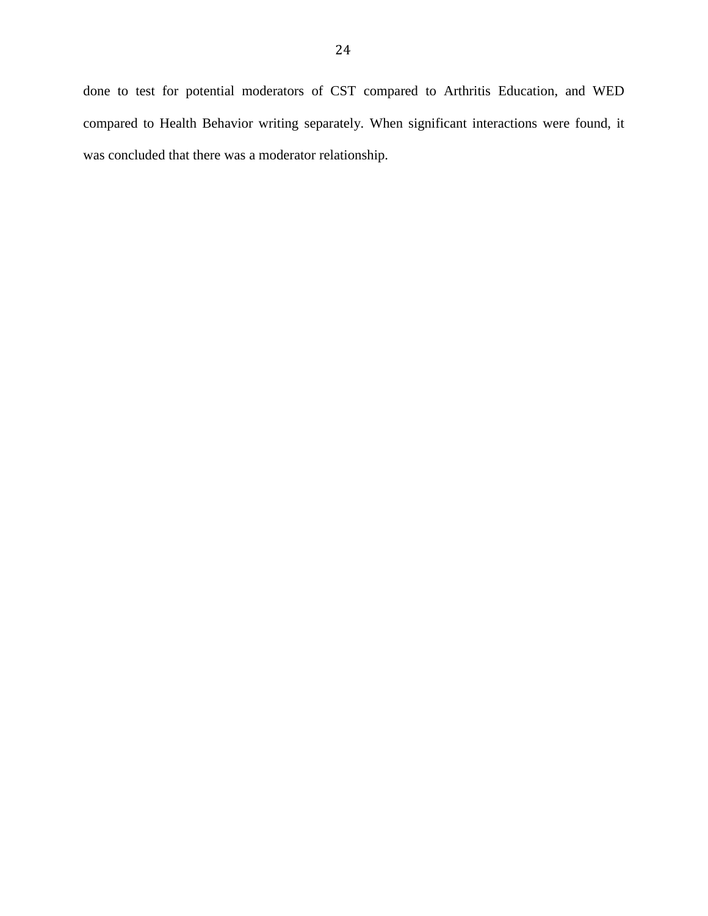done to test for potential moderators of CST compared to Arthritis Education, and WED compared to Health Behavior writing separately. When significant interactions were found, it was concluded that there was a moderator relationship.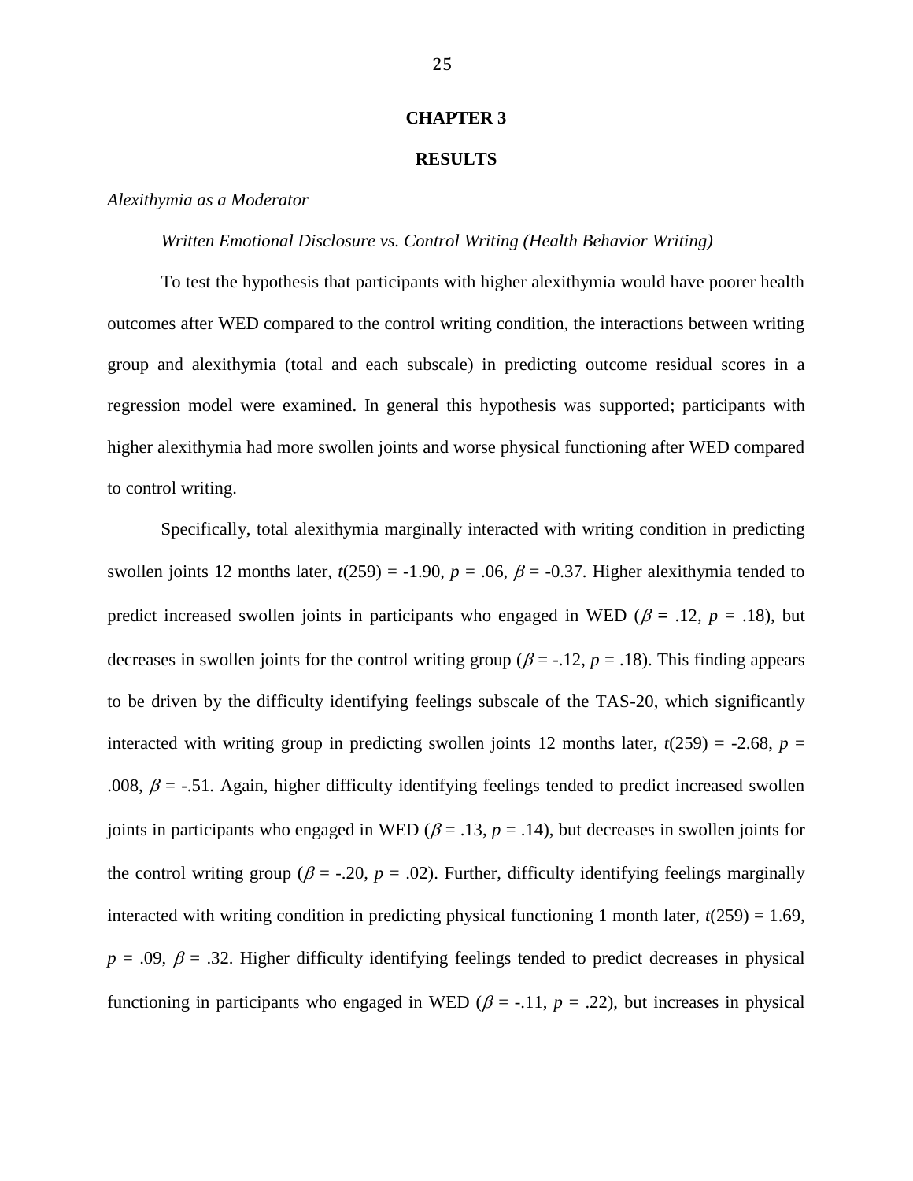# CHAPTER 3

# RESULTS

*Alexithymia as a Moderator*

*Written Emotional Disclosure vs. Control Writing (Health Behavior Writing)*

To test the hypothesis that participants with higher alexithymia would have poorer health outcomes after WED compared to the control writing condition, the interactions between writing group and alexithymia (total and each subscale) in predicting outcome residual scores in a regression model were examined. In general this hypothesis was supported; participants with higher alexithymia had more swollen joints and worse physical functioning after WED compared to control writing.

Specifically, total alexithymia marginally interacted with writing condition in predicting swollen joints 12 months later, $t(259) = -1.90$, $p = .06$, $\beta = -0.37$. Higher alexithymia tended to predict increased swollen joints in participants who engaged in WED ($\beta = .12$, $p = .18$), but decreases in swollen joints for the control writing group ($\beta = -.12$, $p = .18$). This finding appears to be driven by the difficulty identifying feelings subscale of the TAS-20, which significantly interacted with writing group in predicting swollen joints 12 months later, $t(259) = -2.68$, $p = .008$, $\beta = -.51$. Again, higher difficulty identifying feelings tended to predict increased swollen joints in participants who engaged in WED ($\beta = .13$, $p = .14$), but decreases in swollen joints for the control writing group ($\beta = -.20$, $p = .02$). Further, difficulty identifying feelings marginally interacted with writing condition in predicting physical functioning 1 month later, $t(259) = 1.69$, $p = .09$, $\beta = .32$. Higher difficulty identifying feelings tended to predict decreases in physical functioning in participants who engaged in WED ($\beta = -.11$, $p = .22$), but increases in physical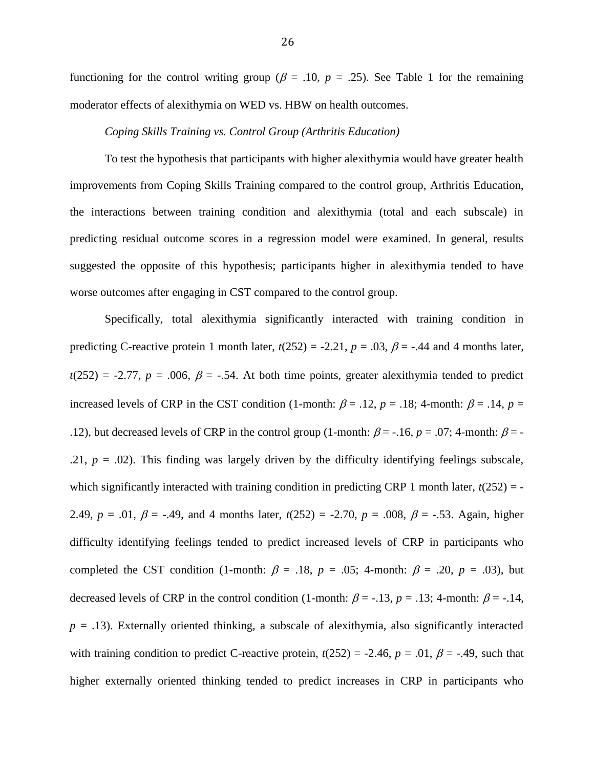functioning for the control writing group ($\beta$ = .10, $p$ = .25). See Table 1 for the remaining moderator effects of alexithymia on WED vs. HBW on health outcomes.

*Coping Skills Training vs. Control Group (Arthritis Education)*

To test the hypothesis that participants with higher alexithymia would have greater health improvements from Coping Skills Training compared to the control group, Arthritis Education, the interactions between training condition and alexithymia (total and each subscale) in predicting residual outcome scores in a regression model were examined. In general, results suggested the opposite of this hypothesis; participants higher in alexithymia tended to have worse outcomes after engaging in CST compared to the control group.

Specifically, total alexithymia significantly interacted with training condition in predicting C-reactive protein 1 month later, $t(252) = -2.21$, $p = .03$, $\beta = -.44$ and 4 months later, $t(252) = -2.77$, $p = .006$, $\beta = -.54$. At both time points, greater alexithymia tended to predict increased levels of CRP in the CST condition (1-month: $\beta = .12$, $p = .18$; 4-month: $\beta = .14$, $p = .12$), but decreased levels of CRP in the control group (1-month: $\beta = -.16$, $p = .07$; 4-month: $\beta = -.21$, $p = .02$). This finding was largely driven by the difficulty identifying feelings subscale, which significantly interacted with training condition in predicting CRP 1 month later, $t(252) = -2.49$, $p = .01$, $\beta = -.49$, and 4 months later, $t(252) = -2.70$, $p = .008$, $\beta = -.53$. Again, higher difficulty identifying feelings tended to predict increased levels of CRP in participants who completed the CST condition (1-month: $\beta = .18$, $p = .05$; 4-month: $\beta = .20$, $p = .03$), but decreased levels of CRP in the control condition (1-month: $\beta = -.13$, $p = .13$; 4-month: $\beta = -.14$, $p = .13$). Externally oriented thinking, a subscale of alexithymia, also significantly interacted with training condition to predict C-reactive protein, $t(252) = -2.46$, $p = .01$, $\beta = -.49$, such that higher externally oriented thinking tended to predict increases in CRP in participants who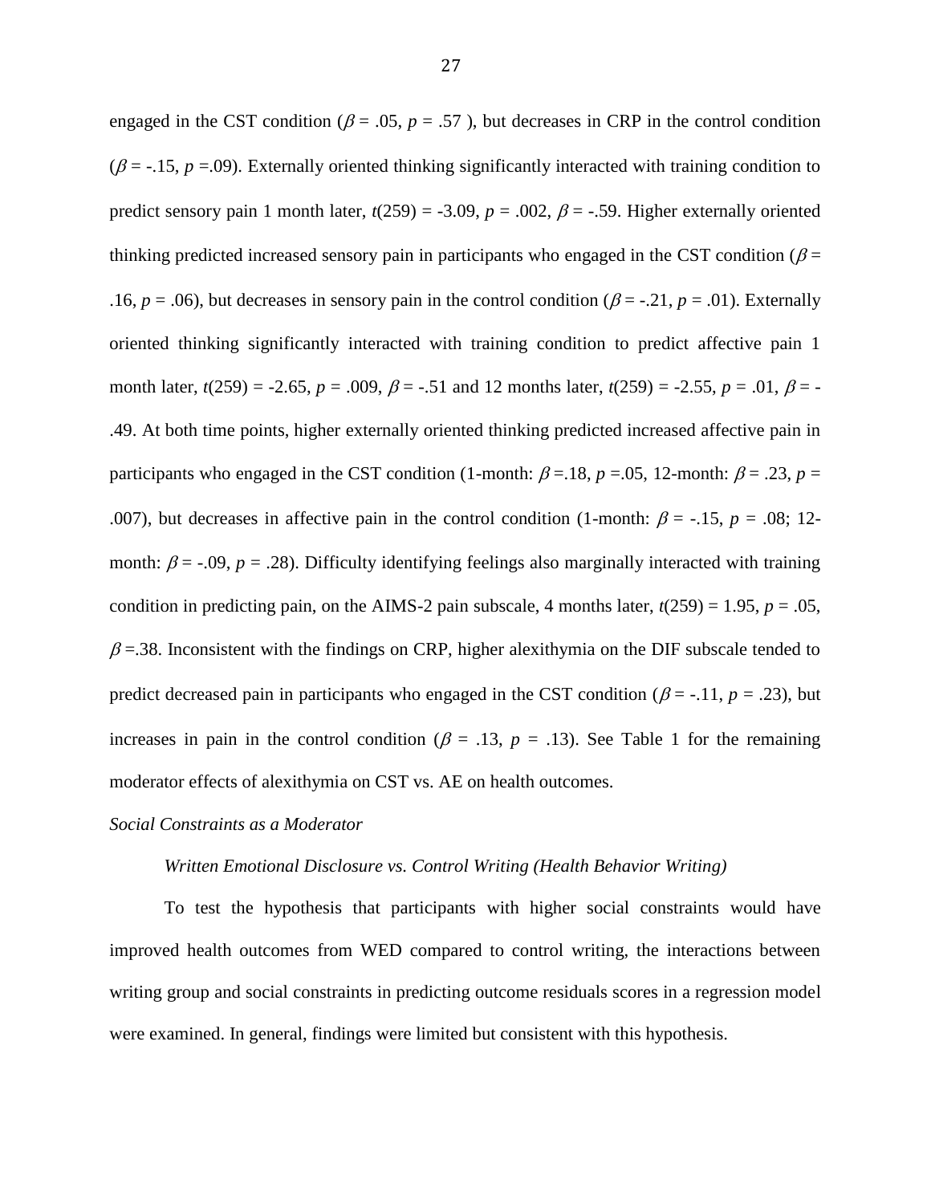engaged in the CST condition ($\beta$ = .05, $p$ = .57 ), but decreases in CRP in the control condition ($\beta$ = -.15, $p$ =.09). Externally oriented thinking significantly interacted with training condition to predict sensory pain 1 month later, $t(259) = -3.09$, $p$ = .002, $\beta$ = -.59. Higher externally oriented thinking predicted increased sensory pain in participants who engaged in the CST condition ($\beta$ = .16, $p$ = .06), but decreases in sensory pain in the control condition ($\beta$ = -.21, $p$ = .01). Externally oriented thinking significantly interacted with training condition to predict affective pain 1 month later, $t(259) = -2.65$, $p$ = .009, $\beta$ = -.51 and 12 months later, $t(259) = -2.55$, $p$ = .01, $\beta$ = -.49. At both time points, higher externally oriented thinking predicted increased affective pain in participants who engaged in the CST condition (1-month: $\beta$ =.18, $p$ =.05, 12-month: $\beta$ = .23, $p$ = .007), but decreases in affective pain in the control condition (1-month: $\beta$ = -.15, $p$ = .08; 12-month: $\beta$ = -.09, $p$ = .28). Difficulty identifying feelings also marginally interacted with training condition in predicting pain, on the AIMS-2 pain subscale, 4 months later, $t(259) = 1.95$, $p$ = .05, $\beta$ =.38. Inconsistent with the findings on CRP, higher alexithymia on the DIF subscale tended to predict decreased pain in participants who engaged in the CST condition ($\beta$ = -.11, $p$ = .23), but increases in pain in the control condition ($\beta$ = .13, $p$ = .13). See Table 1 for the remaining moderator effects of alexithymia on CST vs. AE on health outcomes.

*Social Constraints as a Moderator*

*Written Emotional Disclosure vs. Control Writing (Health Behavior Writing)*

To test the hypothesis that participants with higher social constraints would have improved health outcomes from WED compared to control writing, the interactions between writing group and social constraints in predicting outcome residuals scores in a regression model were examined. In general, findings were limited but consistent with this hypothesis.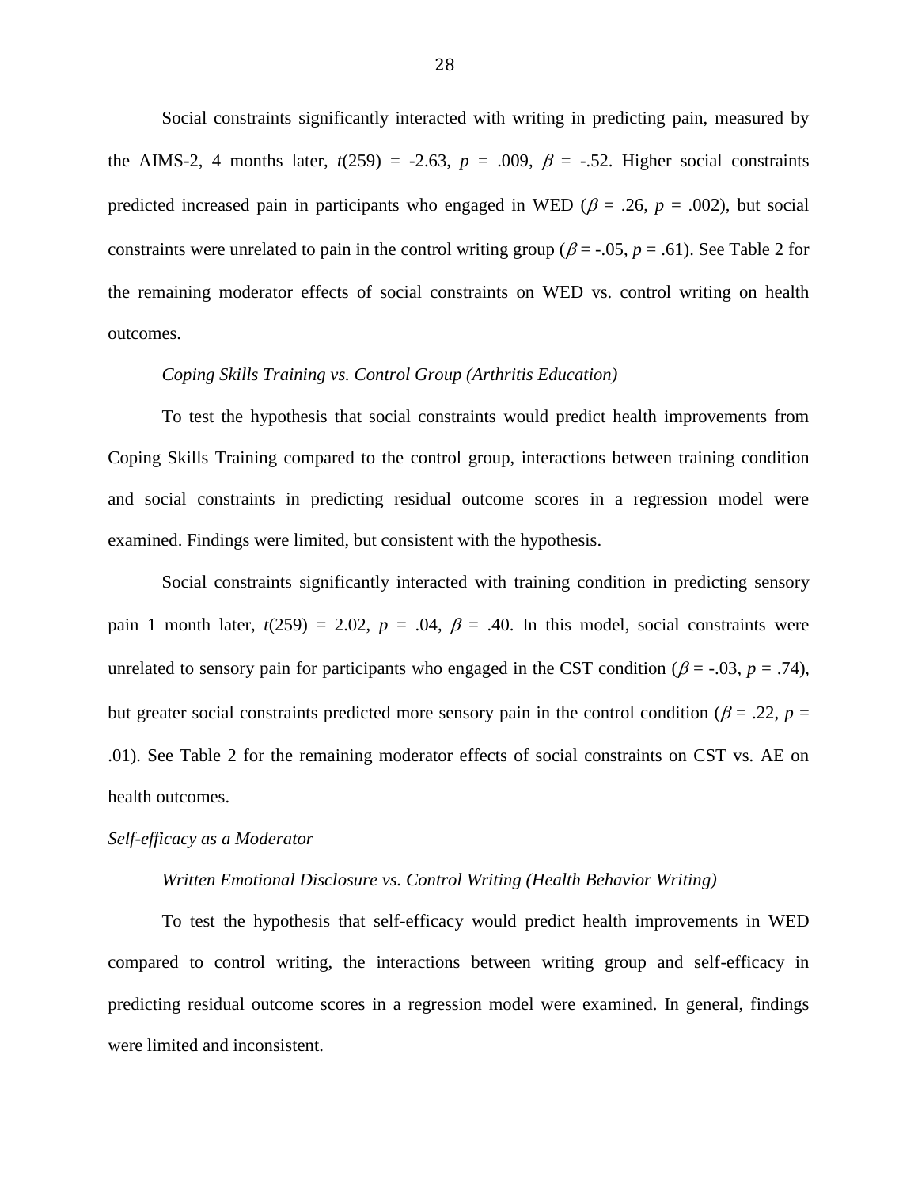Social constraints significantly interacted with writing in predicting pain, measured by the AIMS-2, 4 months later, $t(259) = -2.63$, $p = .009$, $\beta = -.52$. Higher social constraints predicted increased pain in participants who engaged in WED ($\beta = .26$, $p = .002$), but social constraints were unrelated to pain in the control writing group ($\beta = -.05$, $p = .61$). See Table 2 for the remaining moderator effects of social constraints on WED vs. control writing on health outcomes.

#### *Coping Skills Training vs. Control Group (Arthritis Education)*

To test the hypothesis that social constraints would predict health improvements from Coping Skills Training compared to the control group, interactions between training condition and social constraints in predicting residual outcome scores in a regression model were examined. Findings were limited, but consistent with the hypothesis.

Social constraints significantly interacted with training condition in predicting sensory pain 1 month later, $t(259) = 2.02$, $p = .04$, $\beta = .40$. In this model, social constraints were unrelated to sensory pain for participants who engaged in the CST condition ($\beta = -.03$, $p = .74$), but greater social constraints predicted more sensory pain in the control condition ($\beta = .22$, $p = .01$). See Table 2 for the remaining moderator effects of social constraints on CST vs. AE on health outcomes.

### *Self-efficacy as a Moderator*

#### *Written Emotional Disclosure vs. Control Writing (Health Behavior Writing)*

To test the hypothesis that self-efficacy would predict health improvements in WED compared to control writing, the interactions between writing group and self-efficacy in predicting residual outcome scores in a regression model were examined. In general, findings were limited and inconsistent.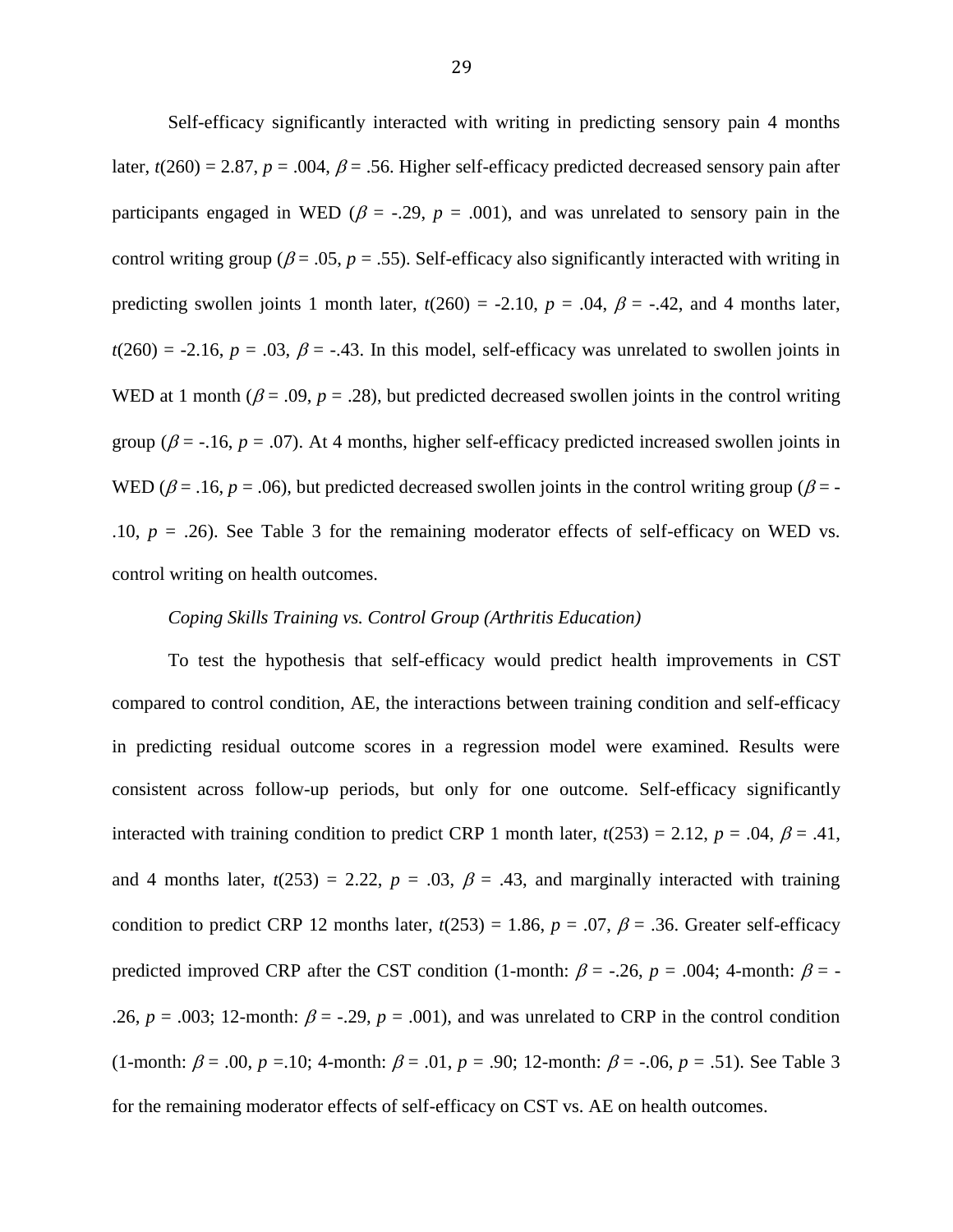Self-efficacy significantly interacted with writing in predicting sensory pain 4 months later, $t(260) = 2.87$, $p = .004$, $\beta = .56$. Higher self-efficacy predicted decreased sensory pain after participants engaged in WED ($\beta = -.29$, $p = .001$), and was unrelated to sensory pain in the control writing group ($\beta = .05$, $p = .55$). Self-efficacy also significantly interacted with writing in predicting swollen joints 1 month later, $t(260) = -2.10$, $p = .04$, $\beta = -.42$, and 4 months later, $t(260) = -2.16$, $p = .03$, $\beta = -.43$. In this model, self-efficacy was unrelated to swollen joints in WED at 1 month ($\beta = .09$, $p = .28$), but predicted decreased swollen joints in the control writing group ($\beta = -.16$, $p = .07$). At 4 months, higher self-efficacy predicted increased swollen joints in WED ($\beta = .16$, $p = .06$), but predicted decreased swollen joints in the control writing group ($\beta = -.10$, $p = .26$). See Table 3 for the remaining moderator effects of self-efficacy on WED vs. control writing on health outcomes.

*Coping Skills Training vs. Control Group (Arthritis Education)*

To test the hypothesis that self-efficacy would predict health improvements in CST compared to control condition, AE, the interactions between training condition and self-efficacy in predicting residual outcome scores in a regression model were examined. Results were consistent across follow-up periods, but only for one outcome. Self-efficacy significantly interacted with training condition to predict CRP 1 month later, $t(253) = 2.12$, $p = .04$, $\beta = .41$, and 4 months later, $t(253) = 2.22$, $p = .03$, $\beta = .43$, and marginally interacted with training condition to predict CRP 12 months later, $t(253) = 1.86$, $p = .07$, $\beta = .36$. Greater self-efficacy predicted improved CRP after the CST condition (1-month: $\beta = -.26$, $p = .004$; 4-month: $\beta = -.26$, $p = .003$; 12-month: $\beta = -.29$, $p = .001$), and was unrelated to CRP in the control condition (1-month: $\beta = .00$, $p = .10$; 4-month: $\beta = .01$, $p = .90$; 12-month: $\beta = -.06$, $p = .51$). See Table 3 for the remaining moderator effects of self-efficacy on CST vs. AE on health outcomes.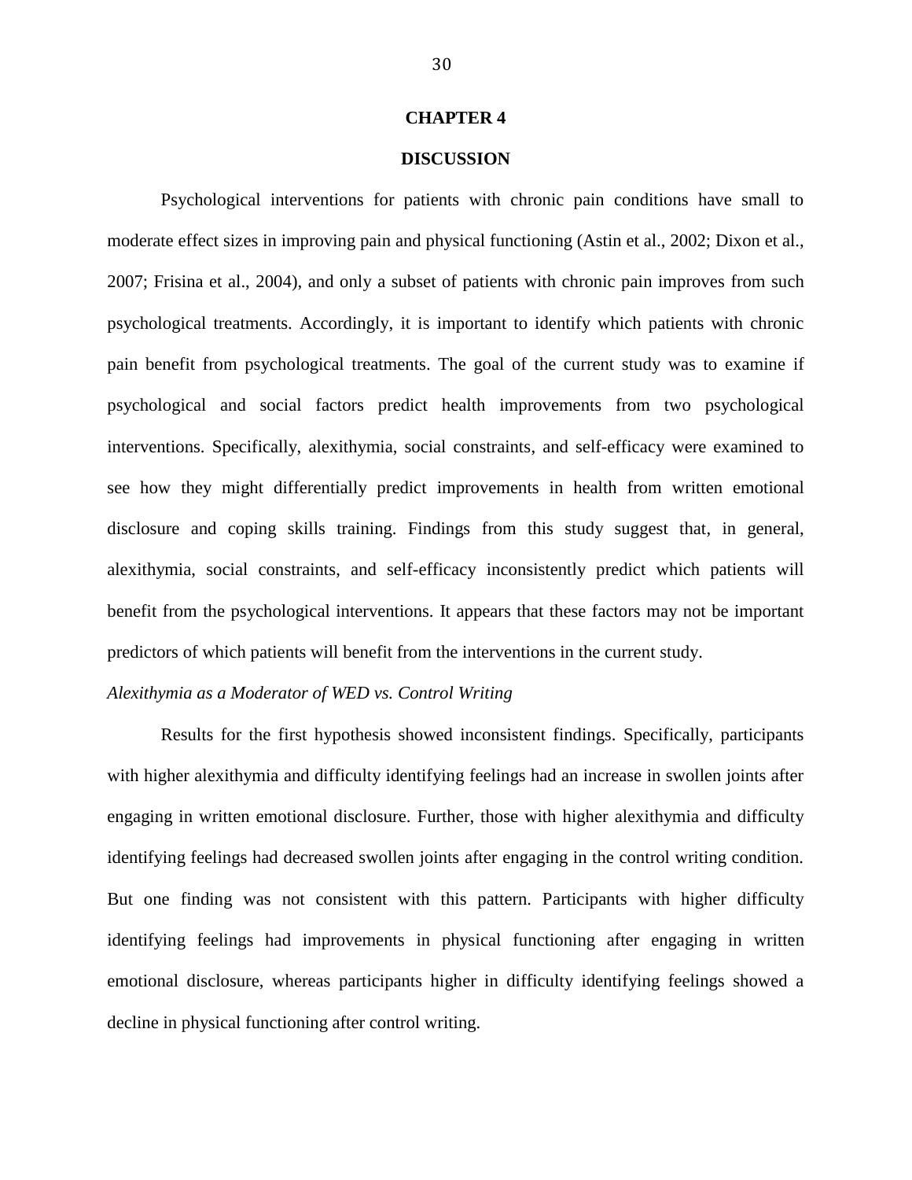# CHAPTER 4

# DISCUSSION

Psychological interventions for patients with chronic pain conditions have small to moderate effect sizes in improving pain and physical functioning (Astin et al., 2002; Dixon et al., 2007; Frisina et al., 2004), and only a subset of patients with chronic pain improves from such psychological treatments. Accordingly, it is important to identify which patients with chronic pain benefit from psychological treatments. The goal of the current study was to examine if psychological and social factors predict health improvements from two psychological interventions. Specifically, alexithymia, social constraints, and self-efficacy were examined to see how they might differentially predict improvements in health from written emotional disclosure and coping skills training. Findings from this study suggest that, in general, alexithymia, social constraints, and self-efficacy inconsistently predict which patients will benefit from the psychological interventions. It appears that these factors may not be important predictors of which patients will benefit from the interventions in the current study.

*Alexithymia as a Moderator of WED vs. Control Writing*

Results for the first hypothesis showed inconsistent findings. Specifically, participants with higher alexithymia and difficulty identifying feelings had an increase in swollen joints after engaging in written emotional disclosure. Further, those with higher alexithymia and difficulty identifying feelings had decreased swollen joints after engaging in the control writing condition. But one finding was not consistent with this pattern. Participants with higher difficulty identifying feelings had improvements in physical functioning after engaging in written emotional disclosure, whereas participants higher in difficulty identifying feelings showed a decline in physical functioning after control writing.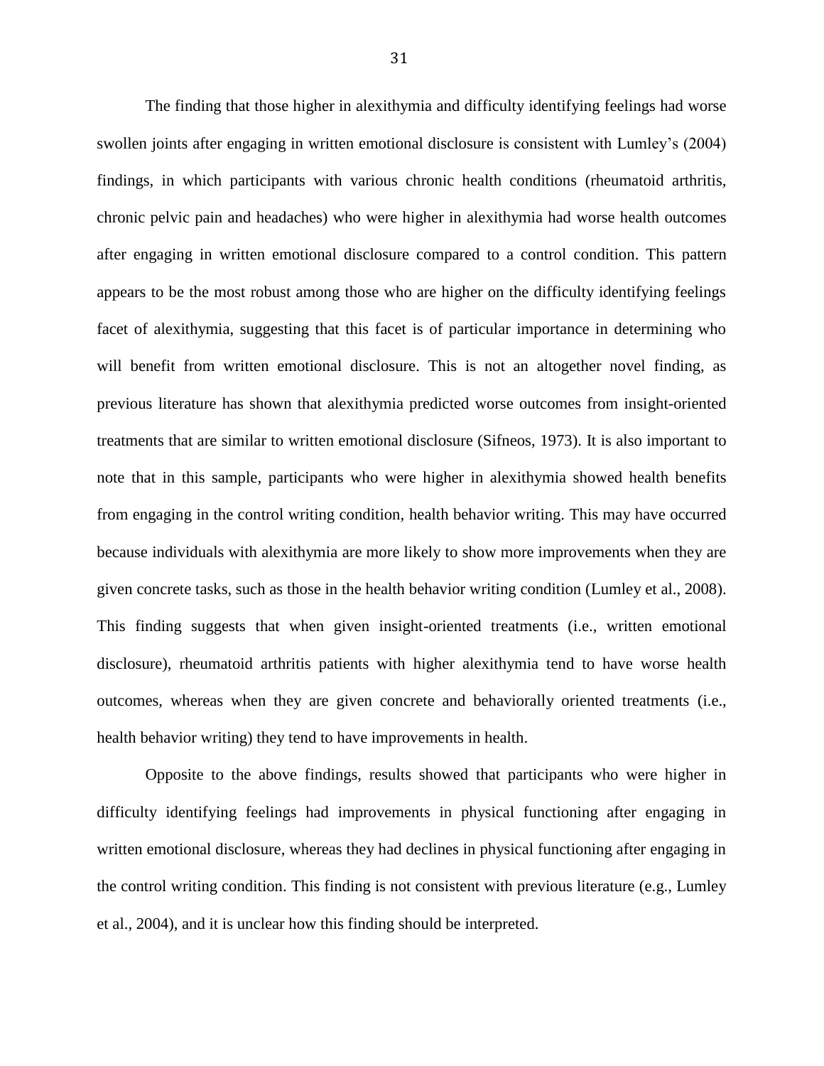The finding that those higher in alexithymia and difficulty identifying feelings had worse swollen joints after engaging in written emotional disclosure is consistent with Lumley's (2004) findings, in which participants with various chronic health conditions (rheumatoid arthritis, chronic pelvic pain and headaches) who were higher in alexithymia had worse health outcomes after engaging in written emotional disclosure compared to a control condition. This pattern appears to be the most robust among those who are higher on the difficulty identifying feelings facet of alexithymia, suggesting that this facet is of particular importance in determining who will benefit from written emotional disclosure. This is not an altogether novel finding, as previous literature has shown that alexithymia predicted worse outcomes from insight-oriented treatments that are similar to written emotional disclosure (Sifneos, 1973). It is also important to note that in this sample, participants who were higher in alexithymia showed health benefits from engaging in the control writing condition, health behavior writing. This may have occurred because individuals with alexithymia are more likely to show more improvements when they are given concrete tasks, such as those in the health behavior writing condition (Lumley et al., 2008). This finding suggests that when given insight-oriented treatments (i.e., written emotional disclosure), rheumatoid arthritis patients with higher alexithymia tend to have worse health outcomes, whereas when they are given concrete and behaviorally oriented treatments (i.e., health behavior writing) they tend to have improvements in health.

Opposite to the above findings, results showed that participants who were higher in difficulty identifying feelings had improvements in physical functioning after engaging in written emotional disclosure, whereas they had declines in physical functioning after engaging in the control writing condition. This finding is not consistent with previous literature (e.g., Lumley et al., 2004), and it is unclear how this finding should be interpreted.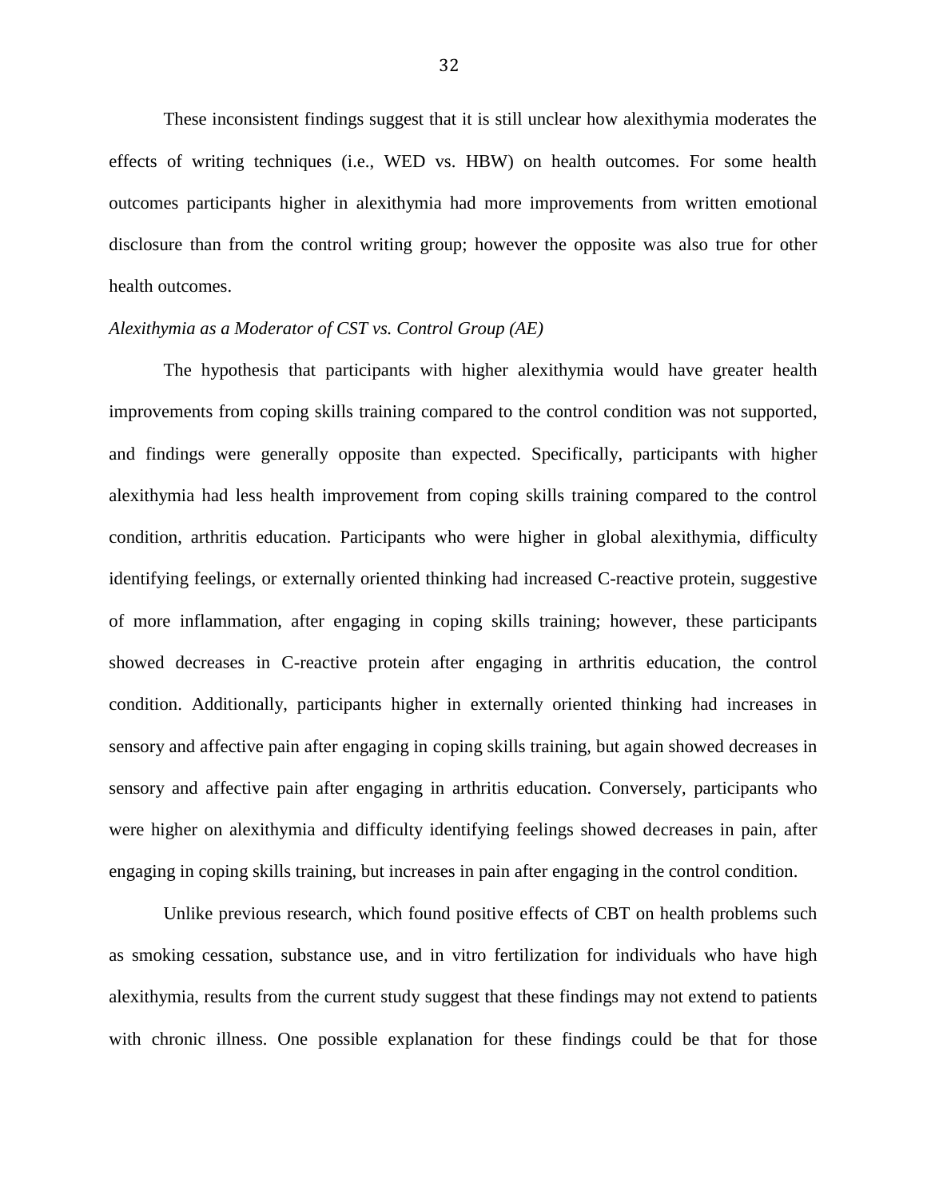These inconsistent findings suggest that it is still unclear how alexithymia moderates the effects of writing techniques (i.e., WED vs. HBW) on health outcomes. For some health outcomes participants higher in alexithymia had more improvements from written emotional disclosure than from the control writing group; however the opposite was also true for other health outcomes.

*Alexithymia as a Moderator of CST vs. Control Group (AE)*

The hypothesis that participants with higher alexithymia would have greater health improvements from coping skills training compared to the control condition was not supported, and findings were generally opposite than expected. Specifically, participants with higher alexithymia had less health improvement from coping skills training compared to the control condition, arthritis education. Participants who were higher in global alexithymia, difficulty identifying feelings, or externally oriented thinking had increased C-reactive protein, suggestive of more inflammation, after engaging in coping skills training; however, these participants showed decreases in C-reactive protein after engaging in arthritis education, the control condition. Additionally, participants higher in externally oriented thinking had increases in sensory and affective pain after engaging in coping skills training, but again showed decreases in sensory and affective pain after engaging in arthritis education. Conversely, participants who were higher on alexithymia and difficulty identifying feelings showed decreases in pain, after engaging in coping skills training, but increases in pain after engaging in the control condition.

Unlike previous research, which found positive effects of CBT on health problems such as smoking cessation, substance use, and in vitro fertilization for individuals who have high alexithymia, results from the current study suggest that these findings may not extend to patients with chronic illness. One possible explanation for these findings could be that for those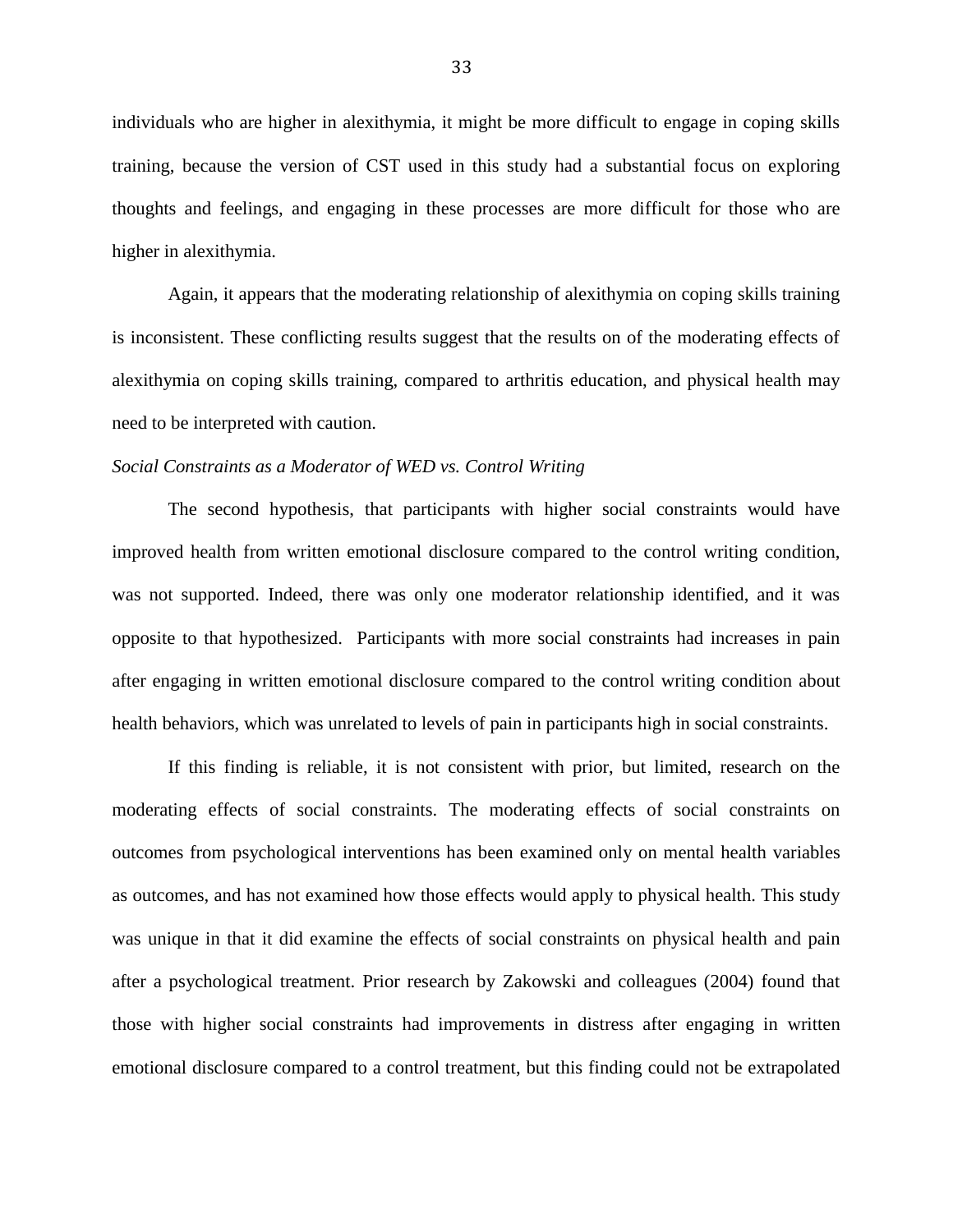individuals who are higher in alexithymia, it might be more difficult to engage in coping skills training, because the version of CST used in this study had a substantial focus on exploring thoughts and feelings, and engaging in these processes are more difficult for those who are higher in alexithymia.

Again, it appears that the moderating relationship of alexithymia on coping skills training is inconsistent. These conflicting results suggest that the results on of the moderating effects of alexithymia on coping skills training, compared to arthritis education, and physical health may need to be interpreted with caution.

*Social Constraints as a Moderator of WED vs. Control Writing*

The second hypothesis, that participants with higher social constraints would have improved health from written emotional disclosure compared to the control writing condition, was not supported. Indeed, there was only one moderator relationship identified, and it was opposite to that hypothesized. Participants with more social constraints had increases in pain after engaging in written emotional disclosure compared to the control writing condition about health behaviors, which was unrelated to levels of pain in participants high in social constraints.

If this finding is reliable, it is not consistent with prior, but limited, research on the moderating effects of social constraints. The moderating effects of social constraints on outcomes from psychological interventions has been examined only on mental health variables as outcomes, and has not examined how those effects would apply to physical health. This study was unique in that it did examine the effects of social constraints on physical health and pain after a psychological treatment. Prior research by Zakowski and colleagues (2004) found that those with higher social constraints had improvements in distress after engaging in written emotional disclosure compared to a control treatment, but this finding could not be extrapolated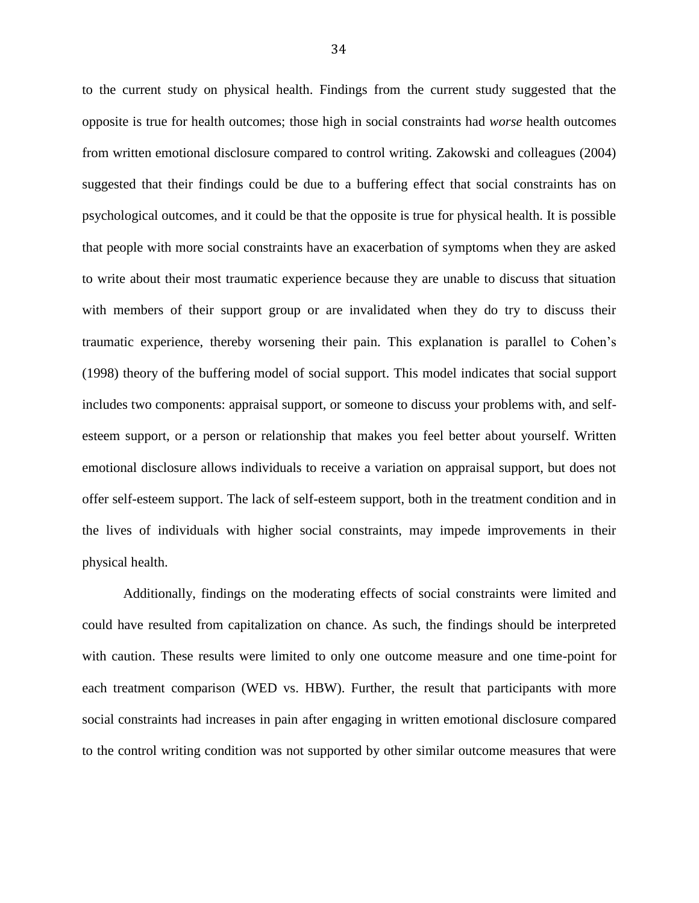to the current study on physical health. Findings from the current study suggested that the opposite is true for health outcomes; those high in social constraints had *worse* health outcomes from written emotional disclosure compared to control writing. Zakowski and colleagues (2004) suggested that their findings could be due to a buffering effect that social constraints has on psychological outcomes, and it could be that the opposite is true for physical health. It is possible that people with more social constraints have an exacerbation of symptoms when they are asked to write about their most traumatic experience because they are unable to discuss that situation with members of their support group or are invalidated when they do try to discuss their traumatic experience, thereby worsening their pain. This explanation is parallel to Cohen's (1998) theory of the buffering model of social support. This model indicates that social support includes two components: appraisal support, or someone to discuss your problems with, and self-esteem support, or a person or relationship that makes you feel better about yourself. Written emotional disclosure allows individuals to receive a variation on appraisal support, but does not offer self-esteem support. The lack of self-esteem support, both in the treatment condition and in the lives of individuals with higher social constraints, may impede improvements in their physical health.

Additionally, findings on the moderating effects of social constraints were limited and could have resulted from capitalization on chance. As such, the findings should be interpreted with caution. These results were limited to only one outcome measure and one time-point for each treatment comparison (WED vs. HBW). Further, the result that participants with more social constraints had increases in pain after engaging in written emotional disclosure compared to the control writing condition was not supported by other similar outcome measures that were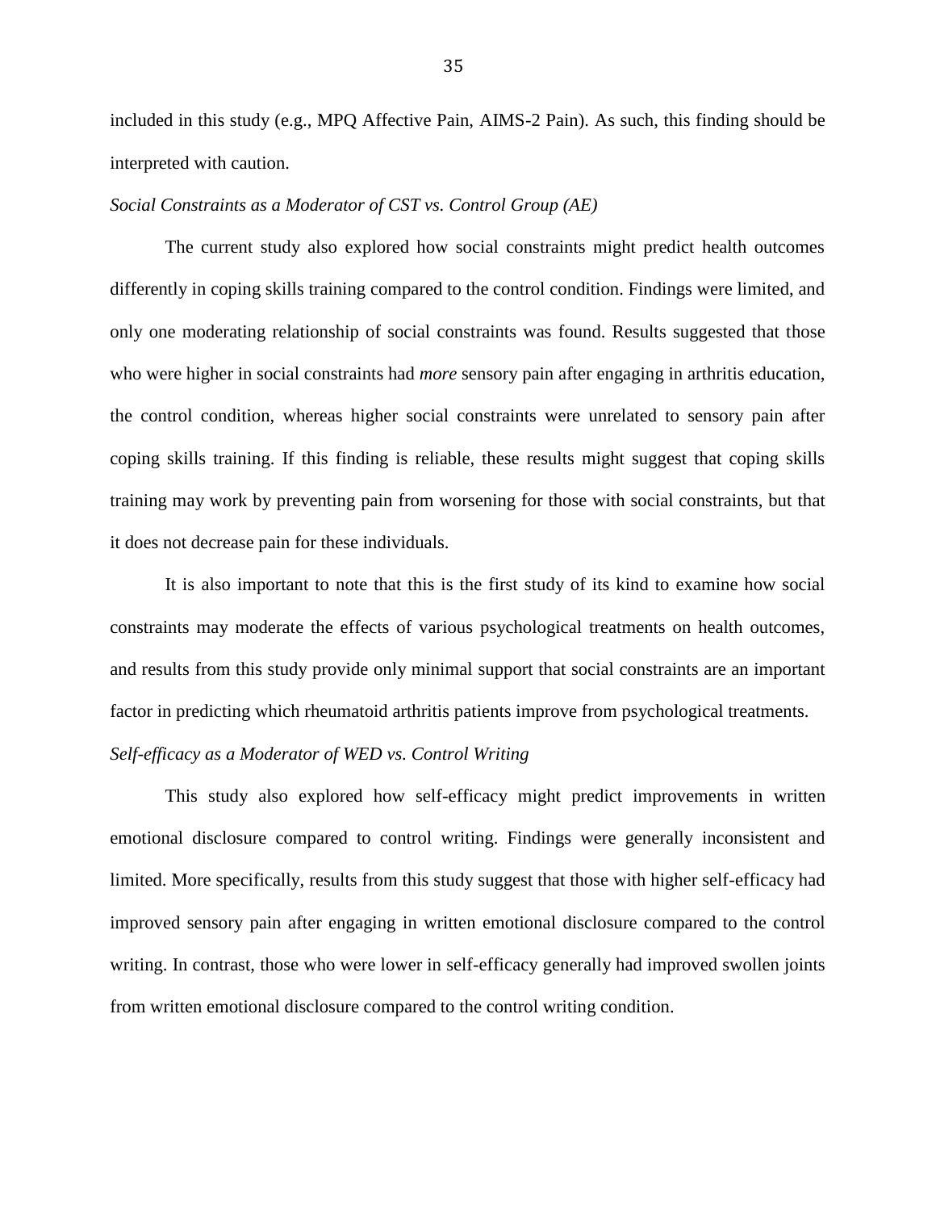included in this study (e.g., MPQ Affective Pain, AIMS-2 Pain). As such, this finding should be interpreted with caution.

*Social Constraints as a Moderator of CST vs. Control Group (AE)*

The current study also explored how social constraints might predict health outcomes differently in coping skills training compared to the control condition. Findings were limited, and only one moderating relationship of social constraints was found. Results suggested that those who were higher in social constraints had *more* sensory pain after engaging in arthritis education, the control condition, whereas higher social constraints were unrelated to sensory pain after coping skills training. If this finding is reliable, these results might suggest that coping skills training may work by preventing pain from worsening for those with social constraints, but that it does not decrease pain for these individuals.

It is also important to note that this is the first study of its kind to examine how social constraints may moderate the effects of various psychological treatments on health outcomes, and results from this study provide only minimal support that social constraints are an important factor in predicting which rheumatoid arthritis patients improve from psychological treatments.

*Self-efficacy as a Moderator of WED vs. Control Writing*

This study also explored how self-efficacy might predict improvements in written emotional disclosure compared to control writing. Findings were generally inconsistent and limited. More specifically, results from this study suggest that those with higher self-efficacy had improved sensory pain after engaging in written emotional disclosure compared to the control writing. In contrast, those who were lower in self-efficacy generally had improved swollen joints from written emotional disclosure compared to the control writing condition.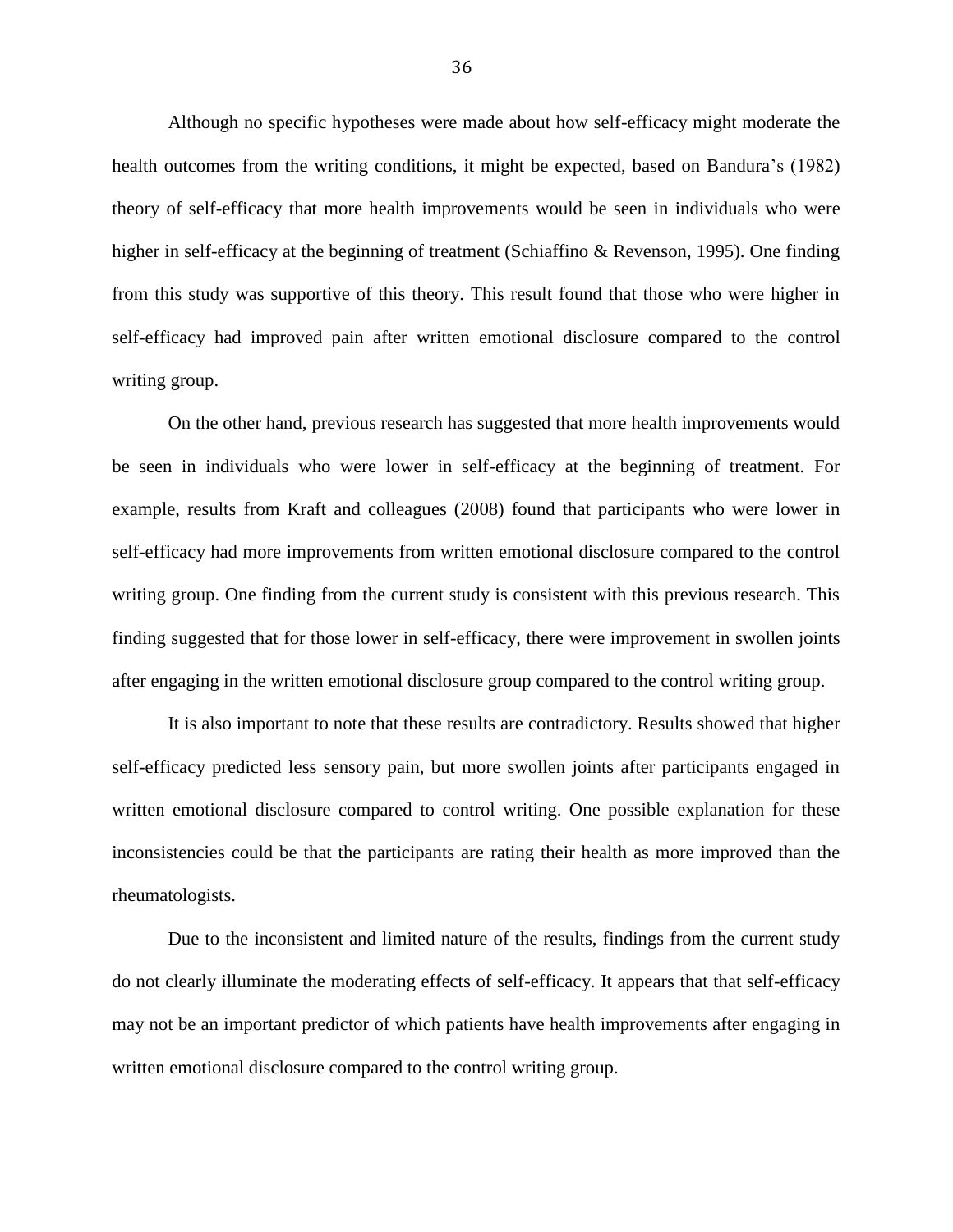Although no specific hypotheses were made about how self-efficacy might moderate the health outcomes from the writing conditions, it might be expected, based on Bandura's (1982) theory of self-efficacy that more health improvements would be seen in individuals who were higher in self-efficacy at the beginning of treatment (Schiaffino & Revenson, 1995). One finding from this study was supportive of this theory. This result found that those who were higher in self-efficacy had improved pain after written emotional disclosure compared to the control writing group.

On the other hand, previous research has suggested that more health improvements would be seen in individuals who were lower in self-efficacy at the beginning of treatment. For example, results from Kraft and colleagues (2008) found that participants who were lower in self-efficacy had more improvements from written emotional disclosure compared to the control writing group. One finding from the current study is consistent with this previous research. This finding suggested that for those lower in self-efficacy, there were improvement in swollen joints after engaging in the written emotional disclosure group compared to the control writing group.

It is also important to note that these results are contradictory. Results showed that higher self-efficacy predicted less sensory pain, but more swollen joints after participants engaged in written emotional disclosure compared to control writing. One possible explanation for these inconsistencies could be that the participants are rating their health as more improved than the rheumatologists.

Due to the inconsistent and limited nature of the results, findings from the current study do not clearly illuminate the moderating effects of self-efficacy. It appears that that self-efficacy may not be an important predictor of which patients have health improvements after engaging in written emotional disclosure compared to the control writing group.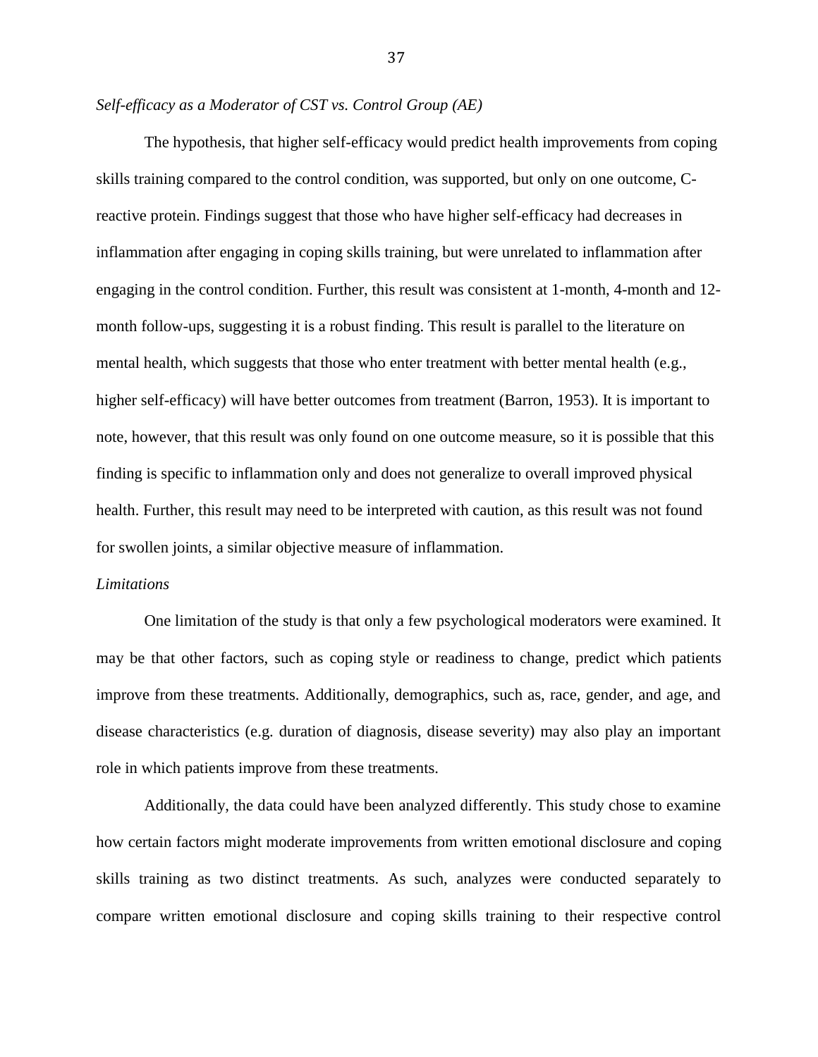*Self-efficacy as a Moderator of CST vs. Control Group (AE)*

The hypothesis, that higher self-efficacy would predict health improvements from coping skills training compared to the control condition, was supported, but only on one outcome, C-reactive protein. Findings suggest that those who have higher self-efficacy had decreases in inflammation after engaging in coping skills training, but were unrelated to inflammation after engaging in the control condition. Further, this result was consistent at 1-month, 4-month and 12-month follow-ups, suggesting it is a robust finding. This result is parallel to the literature on mental health, which suggests that those who enter treatment with better mental health (e.g., higher self-efficacy) will have better outcomes from treatment (Barron, 1953). It is important to note, however, that this result was only found on one outcome measure, so it is possible that this finding is specific to inflammation only and does not generalize to overall improved physical health. Further, this result may need to be interpreted with caution, as this result was not found for swollen joints, a similar objective measure of inflammation.

*Limitations*

One limitation of the study is that only a few psychological moderators were examined. It may be that other factors, such as coping style or readiness to change, predict which patients improve from these treatments. Additionally, demographics, such as, race, gender, and age, and disease characteristics (e.g. duration of diagnosis, disease severity) may also play an important role in which patients improve from these treatments.

Additionally, the data could have been analyzed differently. This study chose to examine how certain factors might moderate improvements from written emotional disclosure and coping skills training as two distinct treatments. As such, analyzes were conducted separately to compare written emotional disclosure and coping skills training to their respective control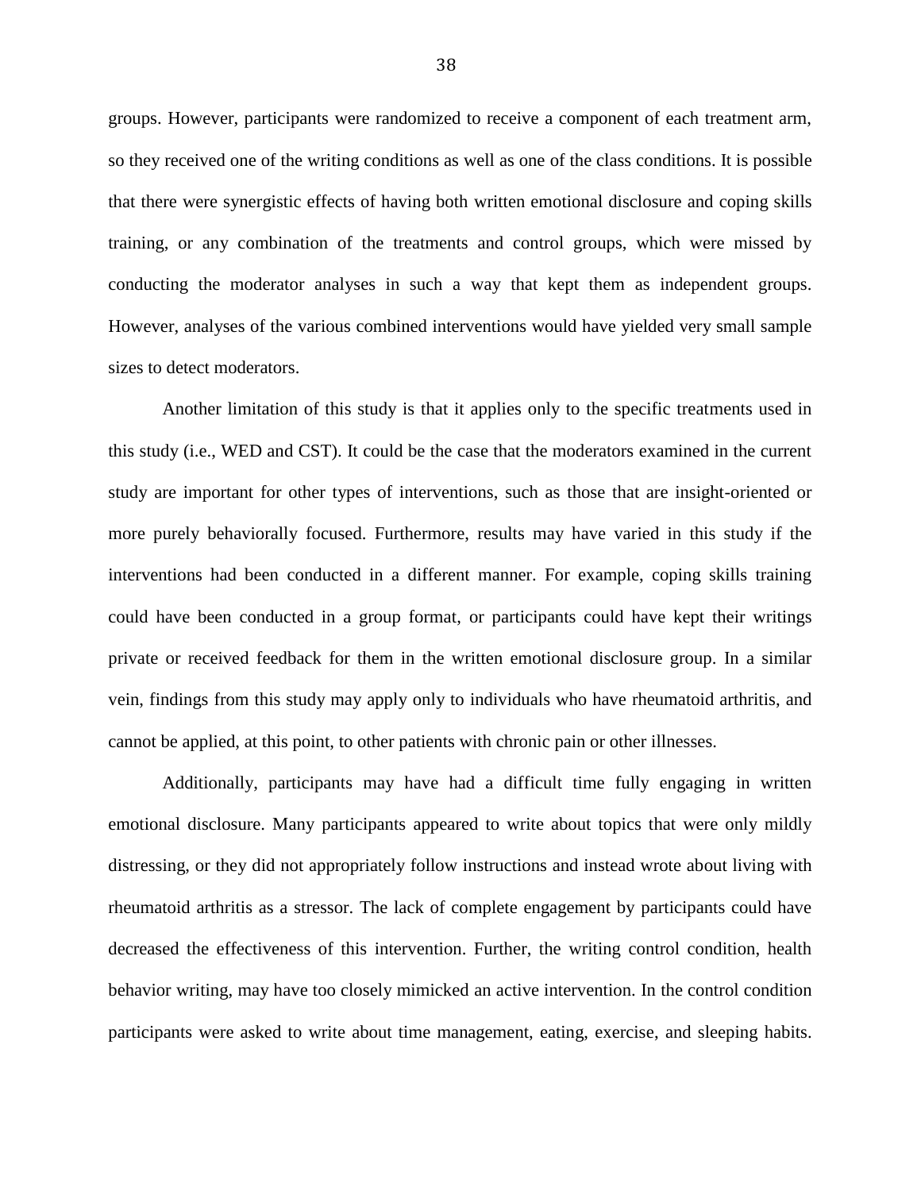groups. However, participants were randomized to receive a component of each treatment arm, so they received one of the writing conditions as well as one of the class conditions. It is possible that there were synergistic effects of having both written emotional disclosure and coping skills training, or any combination of the treatments and control groups, which were missed by conducting the moderator analyses in such a way that kept them as independent groups. However, analyses of the various combined interventions would have yielded very small sample sizes to detect moderators.

Another limitation of this study is that it applies only to the specific treatments used in this study (i.e., WED and CST). It could be the case that the moderators examined in the current study are important for other types of interventions, such as those that are insight-oriented or more purely behaviorally focused. Furthermore, results may have varied in this study if the interventions had been conducted in a different manner. For example, coping skills training could have been conducted in a group format, or participants could have kept their writings private or received feedback for them in the written emotional disclosure group. In a similar vein, findings from this study may apply only to individuals who have rheumatoid arthritis, and cannot be applied, at this point, to other patients with chronic pain or other illnesses.

Additionally, participants may have had a difficult time fully engaging in written emotional disclosure. Many participants appeared to write about topics that were only mildly distressing, or they did not appropriately follow instructions and instead wrote about living with rheumatoid arthritis as a stressor. The lack of complete engagement by participants could have decreased the effectiveness of this intervention. Further, the writing control condition, health behavior writing, may have too closely mimicked an active intervention. In the control condition participants were asked to write about time management, eating, exercise, and sleeping habits.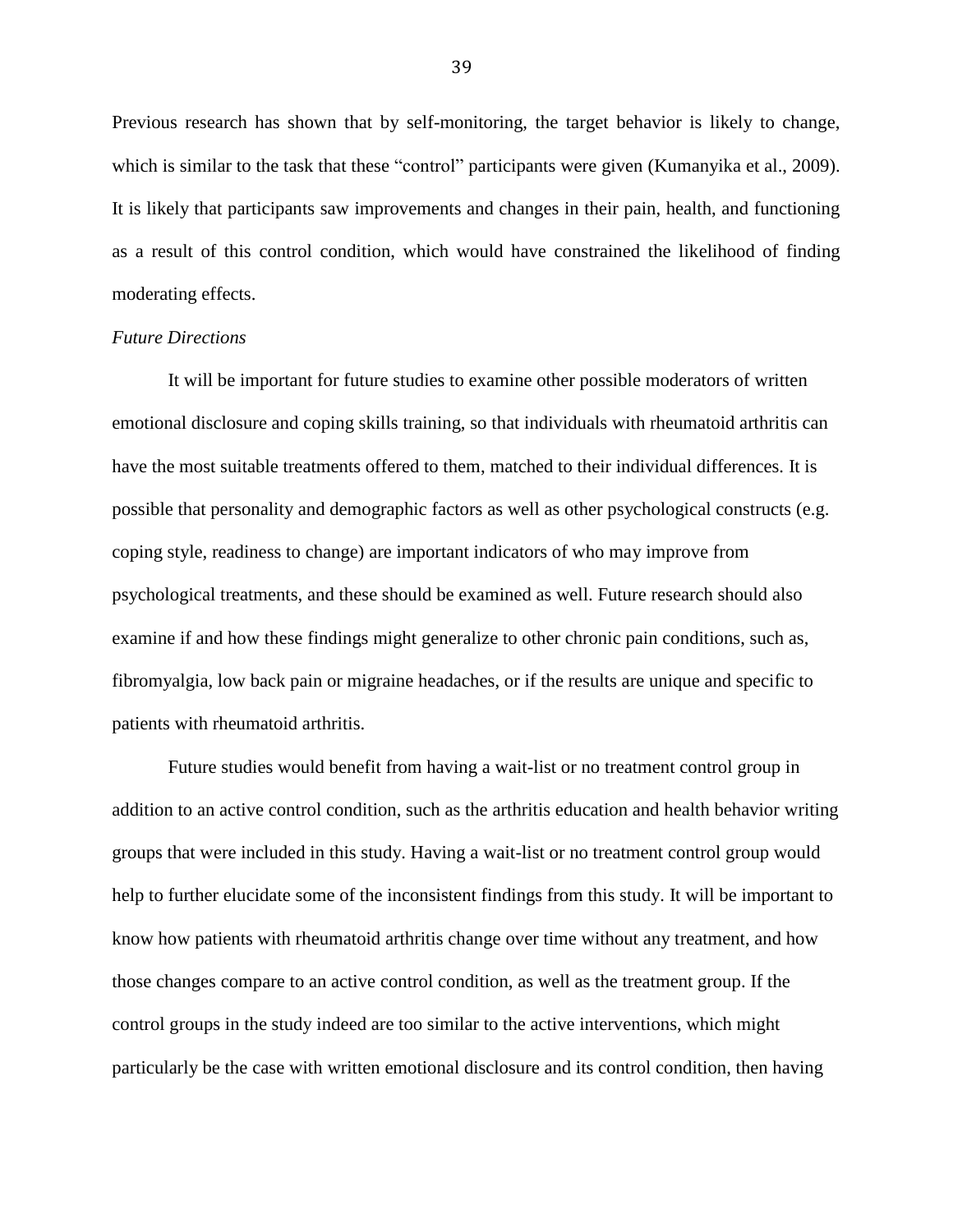Previous research has shown that by self-monitoring, the target behavior is likely to change, which is similar to the task that these "control" participants were given (Kumanyika et al., 2009). It is likely that participants saw improvements and changes in their pain, health, and functioning as a result of this control condition, which would have constrained the likelihood of finding moderating effects.

*Future Directions*

It will be important for future studies to examine other possible moderators of written emotional disclosure and coping skills training, so that individuals with rheumatoid arthritis can have the most suitable treatments offered to them, matched to their individual differences. It is possible that personality and demographic factors as well as other psychological constructs (e.g. coping style, readiness to change) are important indicators of who may improve from psychological treatments, and these should be examined as well. Future research should also examine if and how these findings might generalize to other chronic pain conditions, such as, fibromyalgia, low back pain or migraine headaches, or if the results are unique and specific to patients with rheumatoid arthritis.

Future studies would benefit from having a wait-list or no treatment control group in addition to an active control condition, such as the arthritis education and health behavior writing groups that were included in this study. Having a wait-list or no treatment control group would help to further elucidate some of the inconsistent findings from this study. It will be important to know how patients with rheumatoid arthritis change over time without any treatment, and how those changes compare to an active control condition, as well as the treatment group. If the control groups in the study indeed are too similar to the active interventions, which might particularly be the case with written emotional disclosure and its control condition, then having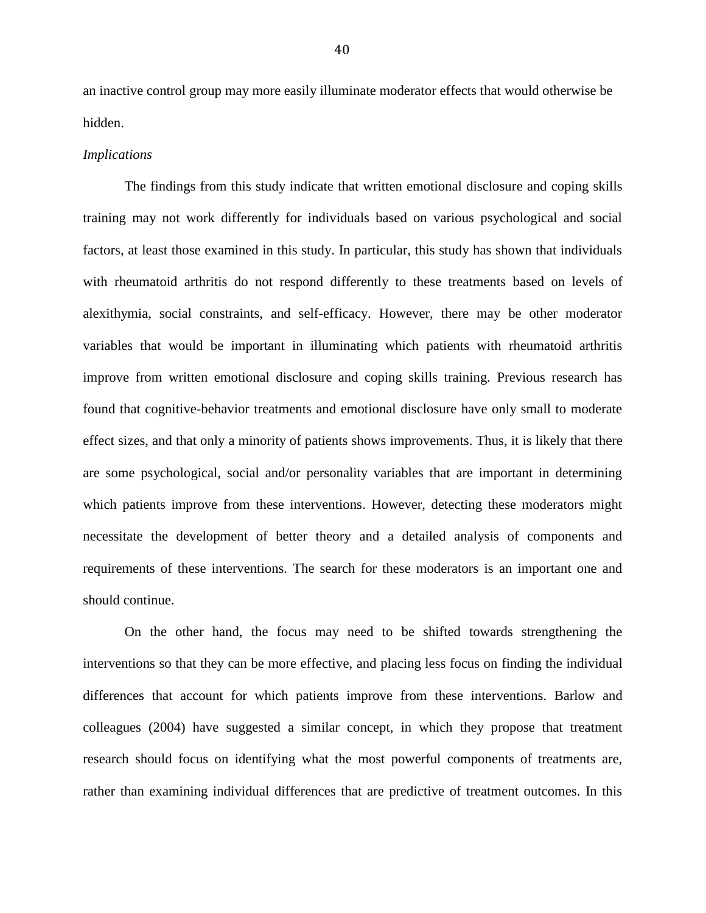an inactive control group may more easily illuminate moderator effects that would otherwise be hidden.

*Implications*

The findings from this study indicate that written emotional disclosure and coping skills training may not work differently for individuals based on various psychological and social factors, at least those examined in this study. In particular, this study has shown that individuals with rheumatoid arthritis do not respond differently to these treatments based on levels of alexithymia, social constraints, and self-efficacy. However, there may be other moderator variables that would be important in illuminating which patients with rheumatoid arthritis improve from written emotional disclosure and coping skills training. Previous research has found that cognitive-behavior treatments and emotional disclosure have only small to moderate effect sizes, and that only a minority of patients shows improvements. Thus, it is likely that there are some psychological, social and/or personality variables that are important in determining which patients improve from these interventions. However, detecting these moderators might necessitate the development of better theory and a detailed analysis of components and requirements of these interventions. The search for these moderators is an important one and should continue.

On the other hand, the focus may need to be shifted towards strengthening the interventions so that they can be more effective, and placing less focus on finding the individual differences that account for which patients improve from these interventions. Barlow and colleagues (2004) have suggested a similar concept, in which they propose that treatment research should focus on identifying what the most powerful components of treatments are, rather than examining individual differences that are predictive of treatment outcomes. In this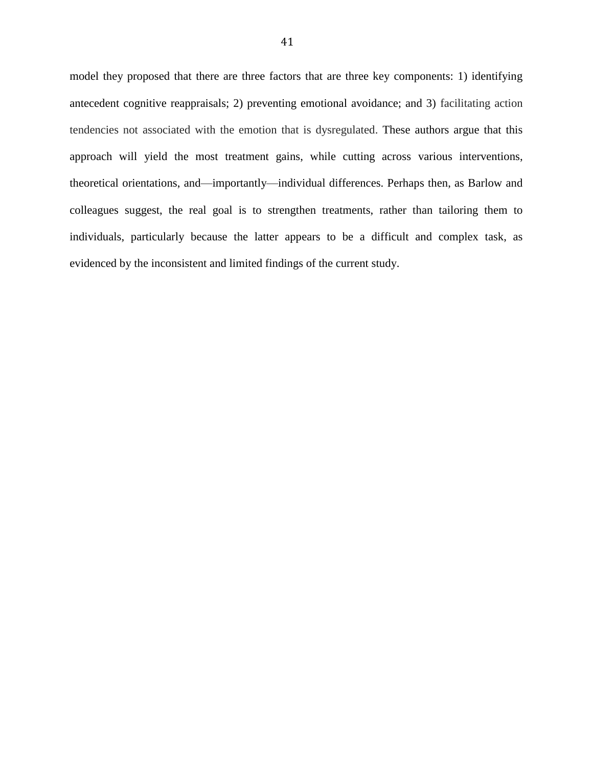model they proposed that there are three factors that are three key components: 1) identifying antecedent cognitive reappraisals; 2) preventing emotional avoidance; and 3) facilitating action tendencies not associated with the emotion that is dysregulated. These authors argue that this approach will yield the most treatment gains, while cutting across various interventions, theoretical orientations, and—importantly—individual differences. Perhaps then, as Barlow and colleagues suggest, the real goal is to strengthen treatments, rather than tailoring them to individuals, particularly because the latter appears to be a difficult and complex task, as evidenced by the inconsistent and limited findings of the current study.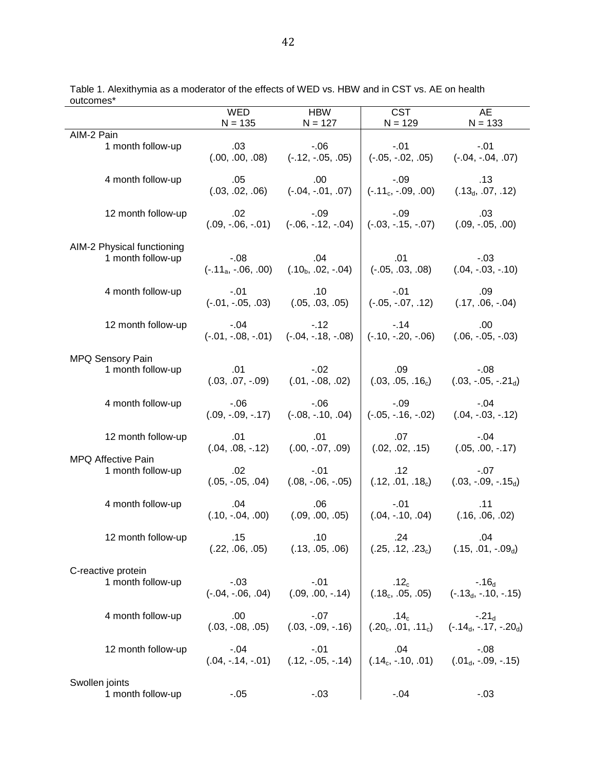Table 1. Alexithymia as a moderator of the effects of WED vs. HBW and in CST vs. AE on health outcomes*

| | WED<br>N = 135 | HBW<br>N = 127 | CST<br>N = 129 | AE<br>N = 133 |
|---|---|---|---|---|
| AIM-2 Pain | | | | |
| 1 month follow-up | .03<br>(.00, .00, .08) | -.06<br>(-.12, -.05, .05) | -.01<br>(-.05, -.02, .05) | -.01<br>(-.04, -.04, .07) |
| 4 month follow-up | .05<br>(.03, .02, .06) | .00<br>(-.04, -.01, .07) | -.09<br>(-.11$_c$, -.09, .00) | .13<br>(.13$_d$, .07, .12) |
| 12 month follow-up | .02<br>(.09, -.06, -.01) | -.09<br>(-.06, -.12, -.04) | -.09<br>(-.03, -.15, -.07) | .03<br>(.09, -.05, .00) |
| AIM-2 Physical functioning | | | | |
| 1 month follow-up | -.08<br>(-.11$_a$, -.06, .00) | .04<br>(.10$_b$, .02, -.04) | .01<br>(-.05, .03, .08) | -.03<br>(.04, -.03, -.10) |
| 4 month follow-up | -.01<br>(-.01, -.05, .03) | .10<br>(.05, .03, .05) | -.01<br>(-.05, -.07, .12) | .09<br>(.17, .06, -.04) |
| 12 month follow-up | -.04<br>(-.01, -.08, -.01) | -.12<br>(-.04, -.18, -.08) | -.14<br>(-.10, -.20, -.06) | .00<br>(.06, -.05, -.03) |
| MPQ Sensory Pain | | | | |
| 1 month follow-up | .01<br>(.03, .07, -.09) | -.02<br>(.01, -.08, .02) | .09<br>(.03, .05, .16$_c$) | -.08<br>(.03, -.05, -.21$_d$) |
| 4 month follow-up | -.06<br>(.09, -.09, -.17) | -.06<br>(-.08, -.10, .04) | -.09<br>(-.05, -.16, -.02) | -.04<br>(.04, -.03, -.12) |
| 12 month follow-up | .01<br>(.04, .08, -.12) | .01<br>(.00, -.07, .09) | .07<br>(.02, .02, .15) | -.04<br>(.05, .00, -.17) |
| MPQ Affective Pain | | | | |
| 1 month follow-up | .02<br>(.05, -.05, .04) | -.01<br>(.08, -.06, -.05) | .12<br>(.12, .01, .18$_c$) | -.07<br>(.03, -.09, -.15$_d$) |
| 4 month follow-up | .04<br>(.10, -.04, .00) | .06<br>(.09, .00, .05) | -.01<br>(.04, -.10, .04) | .11<br>(.16, .06, .02) |
| 12 month follow-up | .15<br>(.22, .06, .05) | .10<br>(.13, .05, .06) | .24<br>(.25, .12, .23$_c$) | .04<br>(.15, .01, -.09$_d$) |
| C-reactive protein | | | | |
| 1 month follow-up | -.03<br>(-.04, -.06, .04) | -.01<br>(.09, .00, -.14) | .12$_c$<br>(.18$_c$, .05, .05) | -.16$_d$<br>(-.13$_d$, -.10, -.15) |
| 4 month follow-up | .00<br>(.03, -.08, .05) | -.07<br>(.03, -.09, -.16) | .14$_c$<br>(.20$_c$, .01, .11$_c$) | -.21$_d$<br>(-.14$_d$, -.17, -.20$_d$) |
| 12 month follow-up | -.04<br>(.04, -.14, -.01) | -.01<br>(.12, -.05, -.14) | .04<br>(.14$_c$, -.10, .01) | -.08<br>(.01$_d$, -.09, -.15) |
| Swollen joints | | | | |
| 1 month follow-up | -.05 | -.03 | -.04 | -.03 |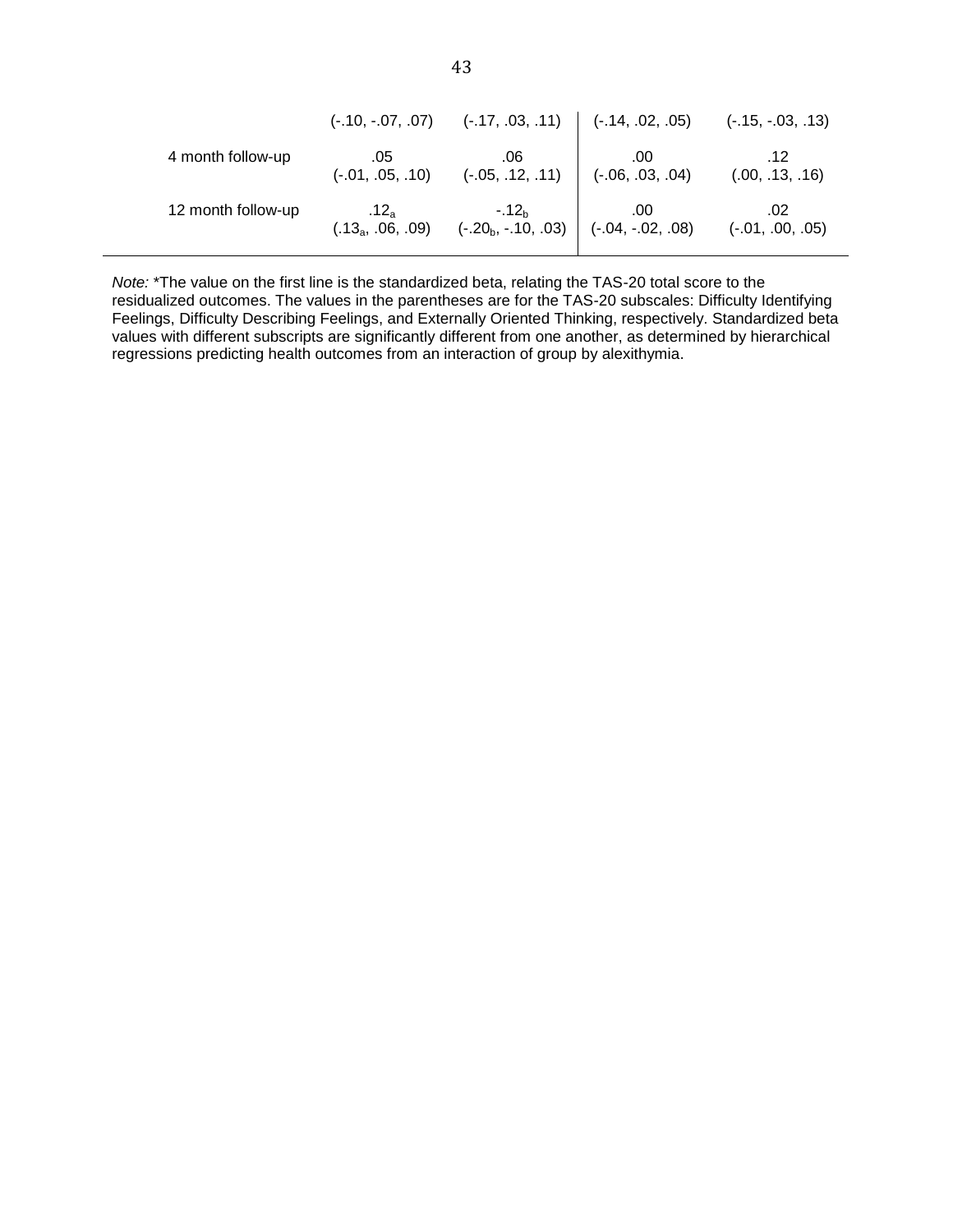| | | | | |
|---|---|---|---|---|
| | (-.10, -.07, .07) | (-.17, .03, .11) | (-.14, .02, .05) | (-.15, -.03, .13) |
| 4 month follow-up | .05<br>(-.01, .05, .10) | .06<br>(-.05, .12, .11) | .00<br>(-.06, .03, .04) | .12<br>(.00, .13, .16) |
| 12 month follow-up | $.12_a$<br>($.13_a$, .06, .09) | $-.12_b$<br>($-.20_b$, -.10, .03) | .00<br>(-.04, -.02, .08) | .02<br>(-.01, .00, .05) |

*Note:* *The value on the first line is the standardized beta, relating the TAS-20 total score to the residualized outcomes. The values in the parentheses are for the TAS-20 subscales: Difficulty Identifying Feelings, Difficulty Describing Feelings, and Externally Oriented Thinking, respectively. Standardized beta values with different subscripts are significantly different from one another, as determined by hierarchical regressions predicting health outcomes from an interaction of group by alexithymia.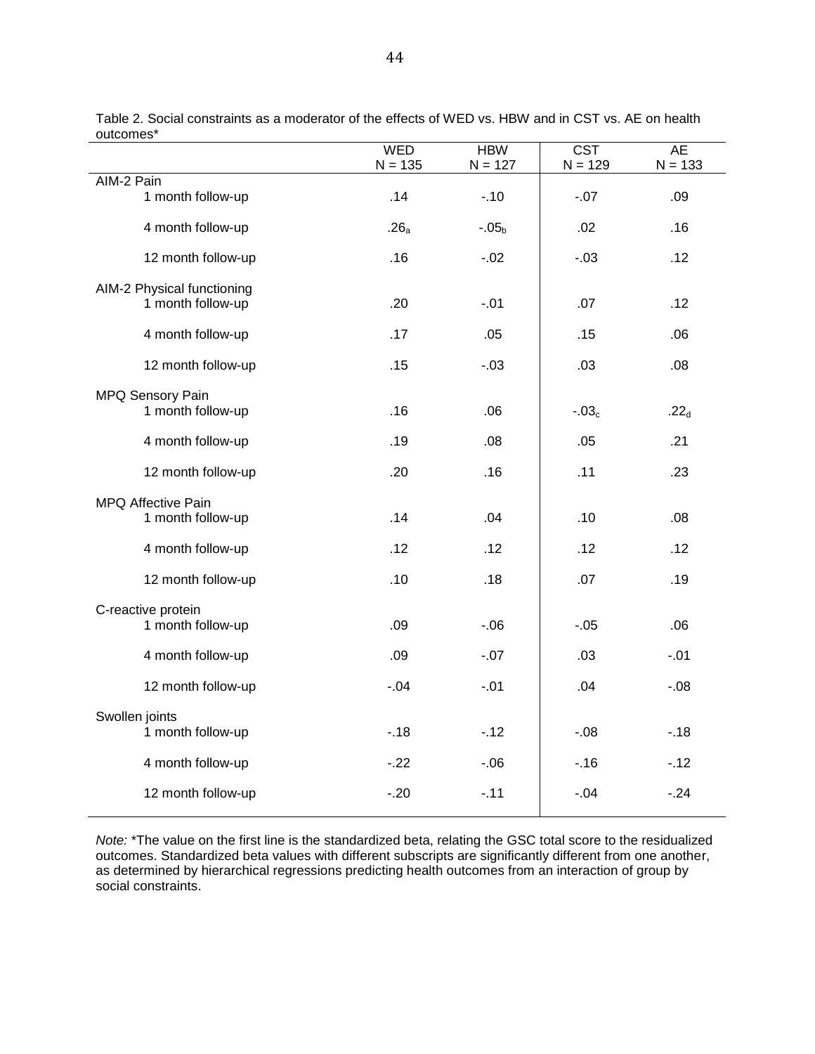Table 2. Social constraints as a moderator of the effects of WED vs. HBW and in CST vs. AE on health outcomes*

| | WED N = 135 | HBW N = 127 | CST N = 129 | AE N = 133 |
|---|---|---|---|---|
| AIM-2 Pain | | | | |
| 1 month follow-up | .14 | -.10 | -.07 | .09 |
| 4 month follow-up | $.26_a$ | $-.05_b$ | .02 | .16 |
| 12 month follow-up | .16 | -.02 | -.03 | .12 |
| AIM-2 Physical functioning | | | | |
| 1 month follow-up | .20 | -.01 | .07 | .12 |
| 4 month follow-up | .17 | .05 | .15 | .06 |
| 12 month follow-up | .15 | -.03 | .03 | .08 |
| MPQ Sensory Pain | | | | |
| 1 month follow-up | .16 | .06 | $-.03_c$ | $.22_d$ |
| 4 month follow-up | .19 | .08 | .05 | .21 |
| 12 month follow-up | .20 | .16 | .11 | .23 |
| MPQ Affective Pain | | | | |
| 1 month follow-up | .14 | .04 | .10 | .08 |
| 4 month follow-up | .12 | .12 | .12 | .12 |
| 12 month follow-up | .10 | .18 | .07 | .19 |
| C-reactive protein | | | | |
| 1 month follow-up | .09 | -.06 | -.05 | .06 |
| 4 month follow-up | .09 | -.07 | .03 | -.01 |
| 12 month follow-up | -.04 | -.01 | .04 | -.08 |
| Swollen joints | | | | |
| 1 month follow-up | -.18 | -.12 | -.08 | -.18 |
| 4 month follow-up | -.22 | -.06 | -.16 | -.12 |
| 12 month follow-up | -.20 | -.11 | -.04 | -.24 |

*Note:* *The value on the first line is the standardized beta, relating the GSC total score to the residualized outcomes. Standardized beta values with different subscripts are significantly different from one another, as determined by hierarchical regressions predicting health outcomes from an interaction of group by social constraints.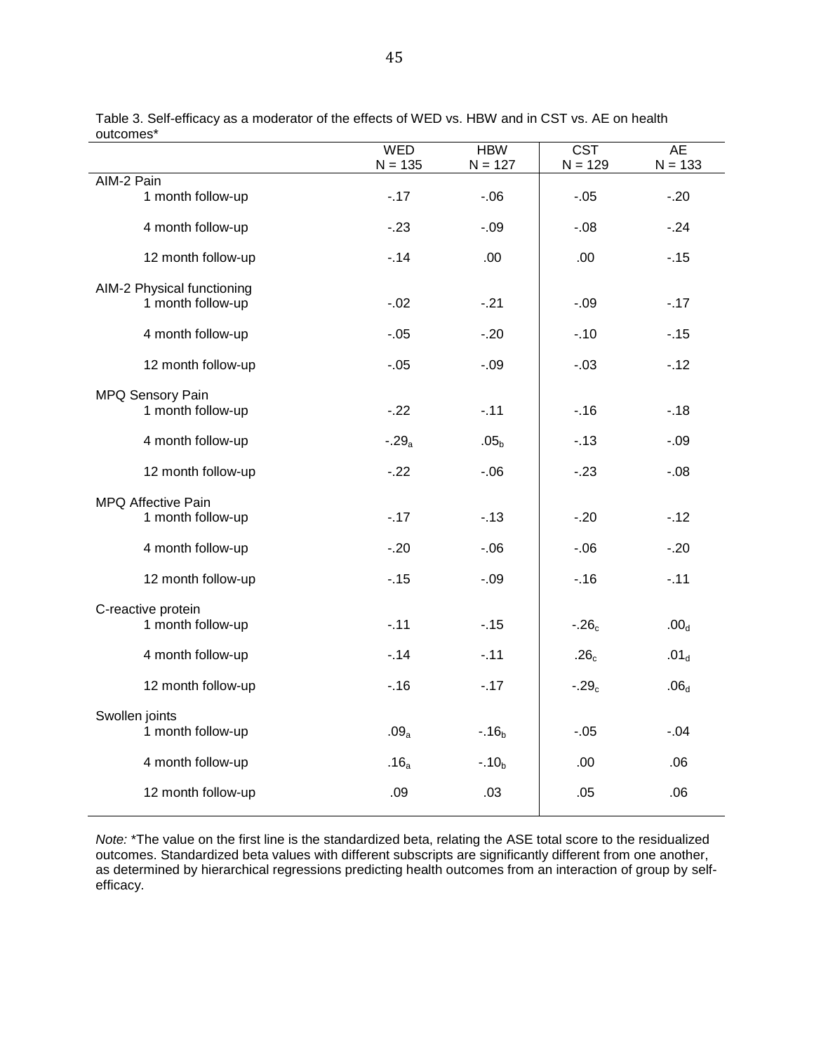Table 3. Self-efficacy as a moderator of the effects of WED vs. HBW and in CST vs. AE on health outcomes*

| | WED N = 135 | HBW N = 127 | CST N = 129 | AE N = 133 |
|---|---|---|---|---|
| AIM-2 Pain | | | | |
| 1 month follow-up | -.17 | -.06 | -.05 | -.20 |
| 4 month follow-up | -.23 | -.09 | -.08 | -.24 |
| 12 month follow-up | -.14 | .00 | .00 | -.15 |
| AIM-2 Physical functioning | | | | |
| 1 month follow-up | -.02 | -.21 | -.09 | -.17 |
| 4 month follow-up | -.05 | -.20 | -.10 | -.15 |
| 12 month follow-up | -.05 | -.09 | -.03 | -.12 |
| MPQ Sensory Pain | | | | |
| 1 month follow-up | -.22 | -.11 | -.16 | -.18 |
| 4 month follow-up | $-.29_a$ | $.05_b$ | -.13 | -.09 |
| 12 month follow-up | -.22 | -.06 | -.23 | -.08 |
| MPQ Affective Pain | | | | |
| 1 month follow-up | -.17 | -.13 | -.20 | -.12 |
| 4 month follow-up | -.20 | -.06 | -.06 | -.20 |
| 12 month follow-up | -.15 | -.09 | -.16 | -.11 |
| C-reactive protein | | | | |
| 1 month follow-up | -.11 | -.15 | $-.26_c$ | $.00_d$ |
| 4 month follow-up | -.14 | -.11 | $.26_c$ | $.01_d$ |
| 12 month follow-up | -.16 | -.17 | $-.29_c$ | $.06_d$ |
| Swollen joints | | | | |
| 1 month follow-up | $.09_a$ | $-.16_b$ | -.05 | -.04 |
| 4 month follow-up | $.16_a$ | $-.10_b$ | .00 | .06 |
| 12 month follow-up | .09 | .03 | .05 | .06 |

*Note:* *The value on the first line is the standardized beta, relating the ASE total score to the residualized outcomes. Standardized beta values with different subscripts are significantly different from one another, as determined by hierarchical regressions predicting health outcomes from an interaction of group by self-efficacy.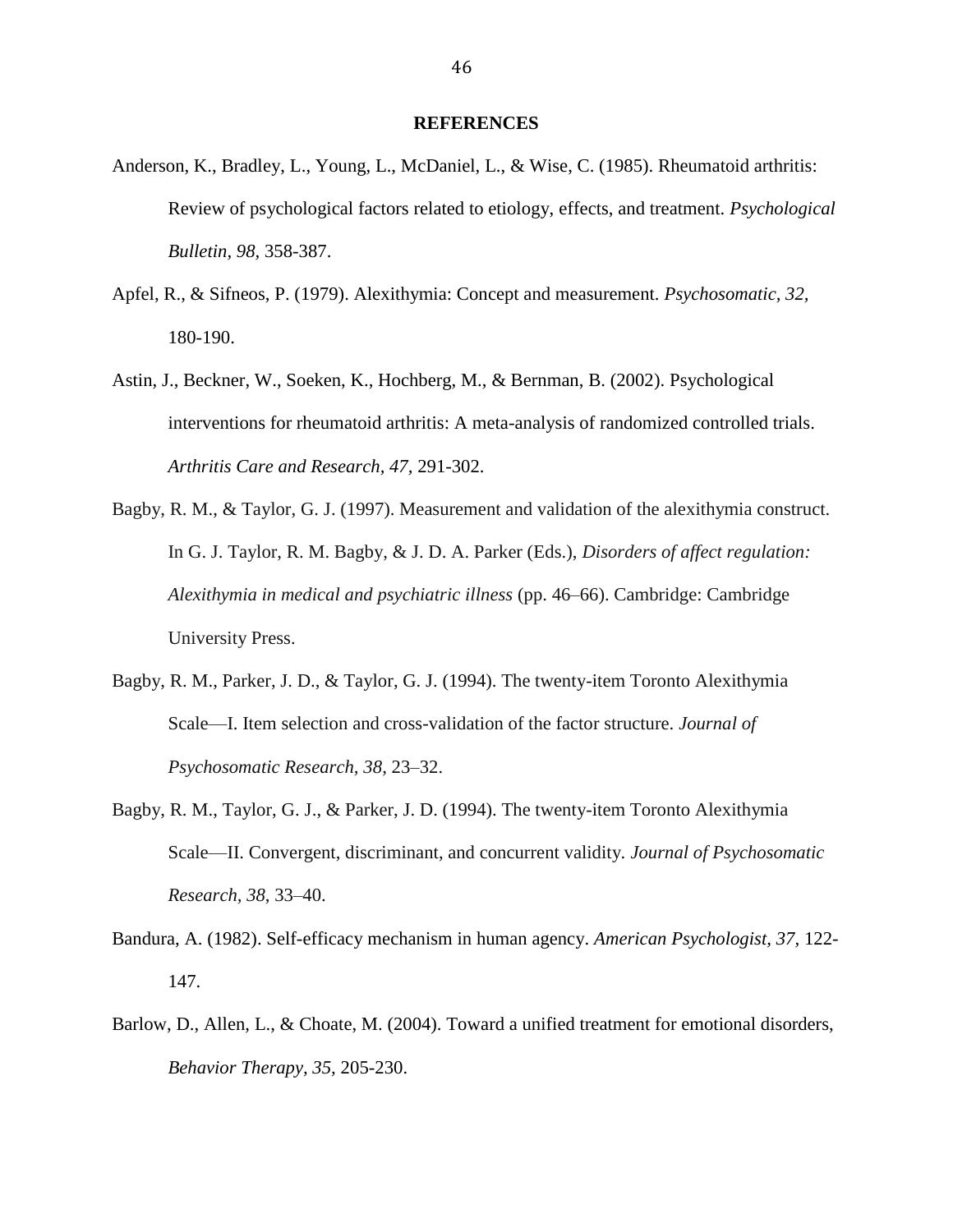# REFERENCES

Anderson, K., Bradley, L., Young, L., McDaniel, L., & Wise, C. (1985). Rheumatoid arthritis: Review of psychological factors related to etiology, effects, and treatment. *Psychological Bulletin, 98,* 358-387.

Apfel, R., & Sifneos, P. (1979). Alexithymia: Concept and measurement. *Psychosomatic, 32,* 180-190.

Astin, J., Beckner, W., Soeken, K., Hochberg, M., & Bernman, B. (2002). Psychological interventions for rheumatoid arthritis: A meta-analysis of randomized controlled trials. *Arthritis Care and Research, 47,* 291-302.

Bagby, R. M., & Taylor, G. J. (1997). Measurement and validation of the alexithymia construct. In G. J. Taylor, R. M. Bagby, & J. D. A. Parker (Eds.), *Disorders of affect regulation: Alexithymia in medical and psychiatric illness* (pp. 46–66). Cambridge: Cambridge University Press.

Bagby, R. M., Parker, J. D., & Taylor, G. J. (1994). The twenty-item Toronto Alexithymia Scale—I. Item selection and cross-validation of the factor structure. *Journal of Psychosomatic Research, 38*, 23–32.

Bagby, R. M., Taylor, G. J., & Parker, J. D. (1994). The twenty-item Toronto Alexithymia Scale—II. Convergent, discriminant, and concurrent validity. *Journal of Psychosomatic Research, 38*, 33–40.

Bandura, A. (1982). Self-efficacy mechanism in human agency. *American Psychologist, 37*, 122-147.

Barlow, D., Allen, L., & Choate, M. (2004). Toward a unified treatment for emotional disorders, *Behavior Therapy, 35*, 205-230.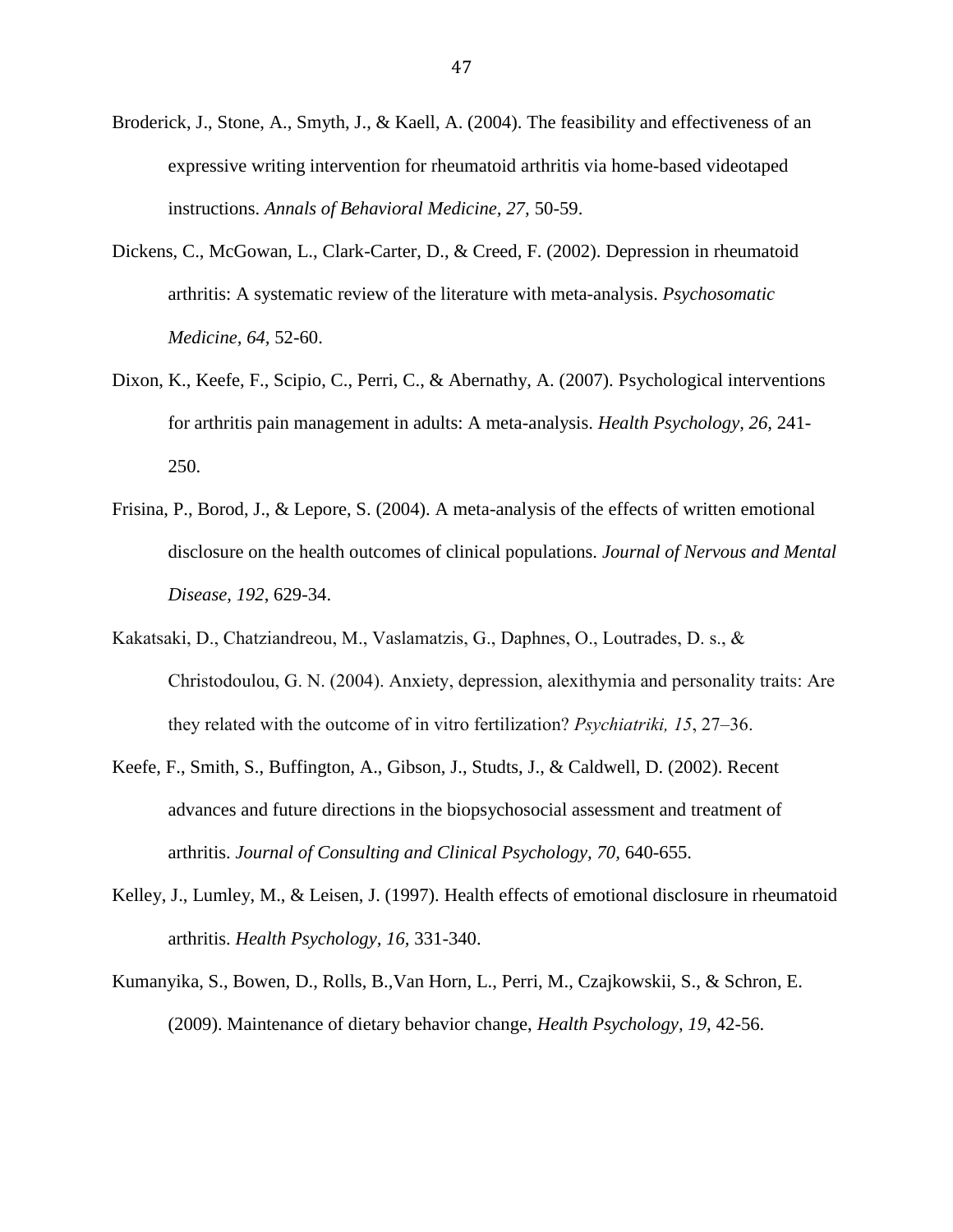Broderick, J., Stone, A., Smyth, J., & Kaell, A. (2004). The feasibility and effectiveness of an expressive writing intervention for rheumatoid arthritis via home-based videotaped instructions. *Annals of Behavioral Medicine, 27,* 50-59.

Dickens, C., McGowan, L., Clark-Carter, D., & Creed, F. (2002). Depression in rheumatoid arthritis: A systematic review of the literature with meta-analysis. *Psychosomatic Medicine, 64,* 52-60.

Dixon, K., Keefe, F., Scipio, C., Perri, C., & Abernathy, A. (2007). Psychological interventions for arthritis pain management in adults: A meta-analysis. *Health Psychology, 26,* 241-250.

Frisina, P., Borod, J., & Lepore, S. (2004). A meta-analysis of the effects of written emotional disclosure on the health outcomes of clinical populations. *Journal of Nervous and Mental Disease, 192*, 629-34.

Kakatsaki, D., Chatziandreou, M., Vaslamatzis, G., Daphnes, O., Loutrades, D. s., & Christodoulou, G. N. (2004). Anxiety, depression, alexithymia and personality traits: Are they related with the outcome of in vitro fertilization? *Psychiatriki, 15*, 27–36.

Keefe, F., Smith, S., Buffington, A., Gibson, J., Studts, J., & Caldwell, D. (2002). Recent advances and future directions in the biopsychosocial assessment and treatment of arthritis. *Journal of Consulting and Clinical Psychology, 70,* 640-655.

Kelley, J., Lumley, M., & Leisen, J. (1997). Health effects of emotional disclosure in rheumatoid arthritis. *Health Psychology, 16,* 331-340.

Kumanyika, S., Bowen, D., Rolls, B.,Van Horn, L., Perri, M., Czajkowskii, S., & Schron, E. (2009). Maintenance of dietary behavior change, *Health Psychology, 19,* 42-56.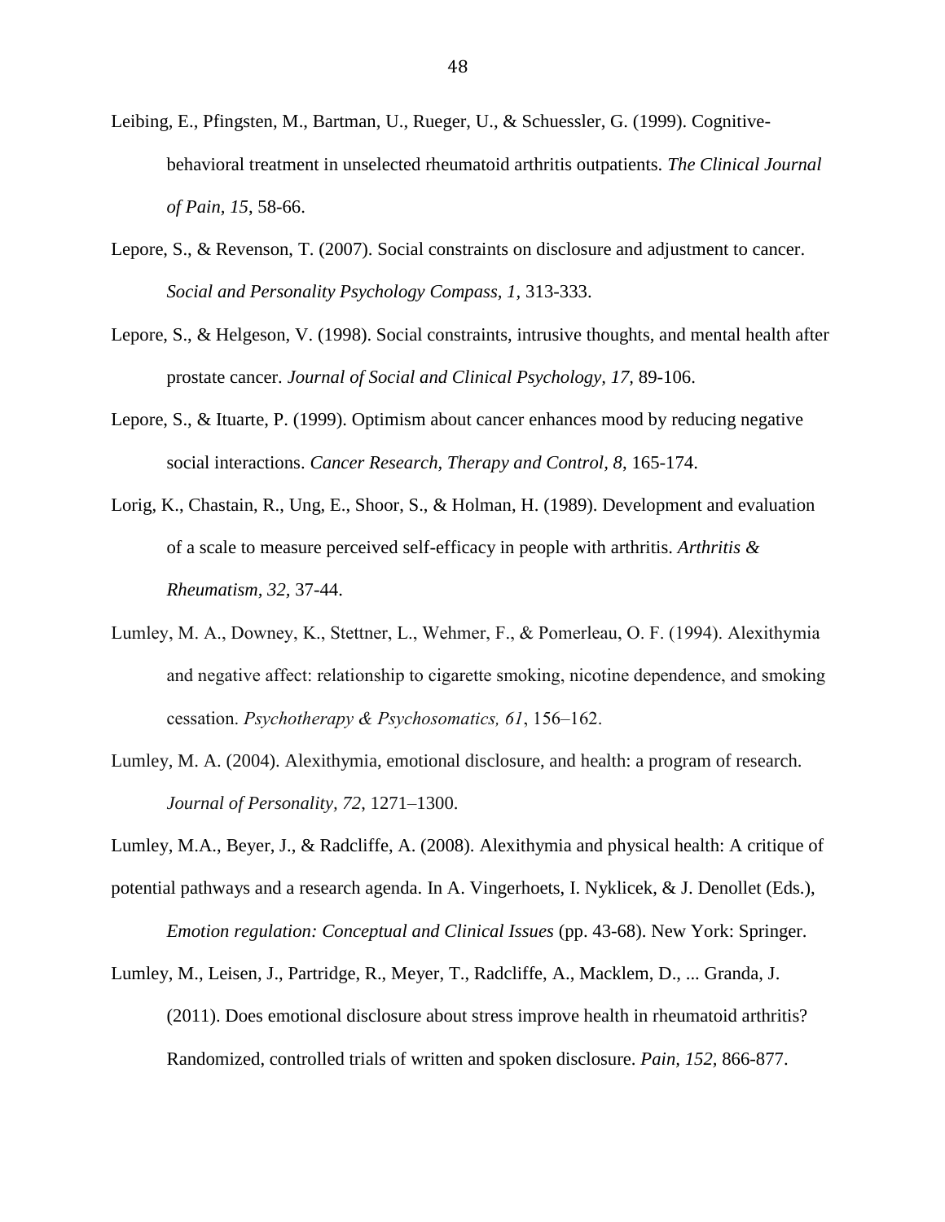Leibing, E., Pfingsten, M., Bartman, U., Rueger, U., & Schuessler, G. (1999). Cognitive-behavioral treatment in unselected rheumatoid arthritis outpatients. *The Clinical Journal of Pain, 15*, 58-66.

Lepore, S., & Revenson, T. (2007). Social constraints on disclosure and adjustment to cancer. *Social and Personality Psychology Compass, 1,* 313-333.

Lepore, S., & Helgeson, V. (1998). Social constraints, intrusive thoughts, and mental health after prostate cancer. *Journal of Social and Clinical Psychology, 17,* 89-106.

Lepore, S., & Ituarte, P. (1999). Optimism about cancer enhances mood by reducing negative social interactions. *Cancer Research, Therapy and Control, 8*, 165-174.

Lorig, K., Chastain, R., Ung, E., Shoor, S., & Holman, H. (1989). Development and evaluation of a scale to measure perceived self-efficacy in people with arthritis. *Arthritis & Rheumatism, 32,* 37-44.

Lumley, M. A., Downey, K., Stettner, L., Wehmer, F., & Pomerleau, O. F. (1994). Alexithymia and negative affect: relationship to cigarette smoking, nicotine dependence, and smoking cessation. *Psychotherapy & Psychosomatics, 61*, 156–162.

Lumley, M. A. (2004). Alexithymia, emotional disclosure, and health: a program of research. *Journal of Personality, 72,* 1271–1300.

Lumley, M.A., Beyer, J., & Radcliffe, A. (2008). Alexithymia and physical health: A critique of potential pathways and a research agenda. In A. Vingerhoets, I. Nyklicek, & J. Denollet (Eds.), *Emotion regulation: Conceptual and Clinical Issues* (pp. 43-68). New York: Springer.

Lumley, M., Leisen, J., Partridge, R., Meyer, T., Radcliffe, A., Macklem, D., ... Granda, J. (2011). Does emotional disclosure about stress improve health in rheumatoid arthritis? Randomized, controlled trials of written and spoken disclosure. *Pain, 152,* 866-877.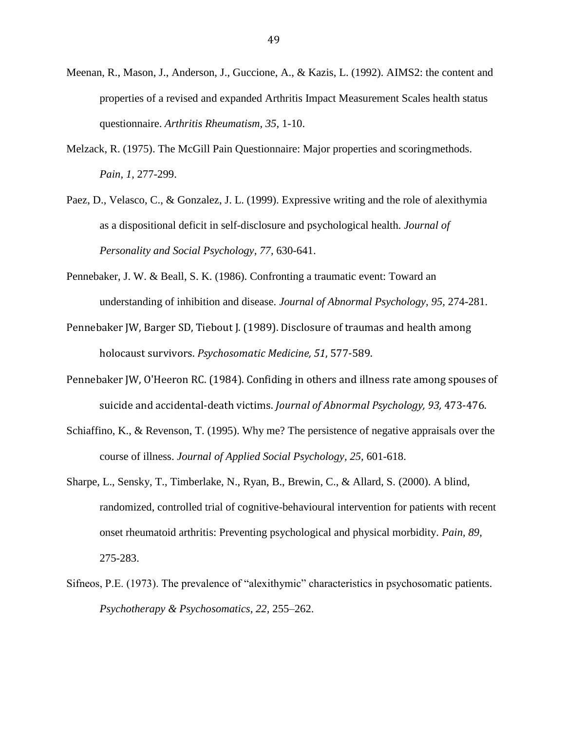Meenan, R., Mason, J., Anderson, J., Guccione, A., & Kazis, L. (1992). AIMS2: the content and properties of a revised and expanded Arthritis Impact Measurement Scales health status questionnaire. *Arthritis Rheumatism*, *35*, 1-10.

Melzack, R. (1975). The McGill Pain Questionnaire: Major properties and scoringmethods. *Pain*, *1*, 277-299.

Paez, D., Velasco, C., & Gonzalez, J. L. (1999). Expressive writing and the role of alexithymia as a dispositional deficit in self-disclosure and psychological health. *Journal of Personality and Social Psychology*, *77*, 630-641.

Pennebaker, J. W. & Beall, S. K. (1986). Confronting a traumatic event: Toward an understanding of inhibition and disease. *Journal of Abnormal Psychology*, *95*, 274-281.

Pennebaker JW, Barger SD, Tiebout J. (1989). Disclosure of traumas and health among holocaust survivors. *Psychosomatic Medicine, 51*, 577-589.

Pennebaker JW, O'Heeron RC. (1984). Confiding in others and illness rate among spouses of suicide and accidental-death victims. *Journal of Abnormal Psychology, 93,* 473-476.

Schiaffino, K., & Revenson, T. (1995). Why me? The persistence of negative appraisals over the course of illness. *Journal of Applied Social Psychology, 25,* 601-618.

Sharpe, L., Sensky, T., Timberlake, N., Ryan, B., Brewin, C., & Allard, S. (2000). A blind, randomized, controlled trial of cognitive-behavioural intervention for patients with recent onset rheumatoid arthritis: Preventing psychological and physical morbidity. *Pain, 89*, 275-283.

Sifneos, P.E. (1973). The prevalence of "alexithymic" characteristics in psychosomatic patients. *Psychotherapy & Psychosomatics*, *22*, 255–262.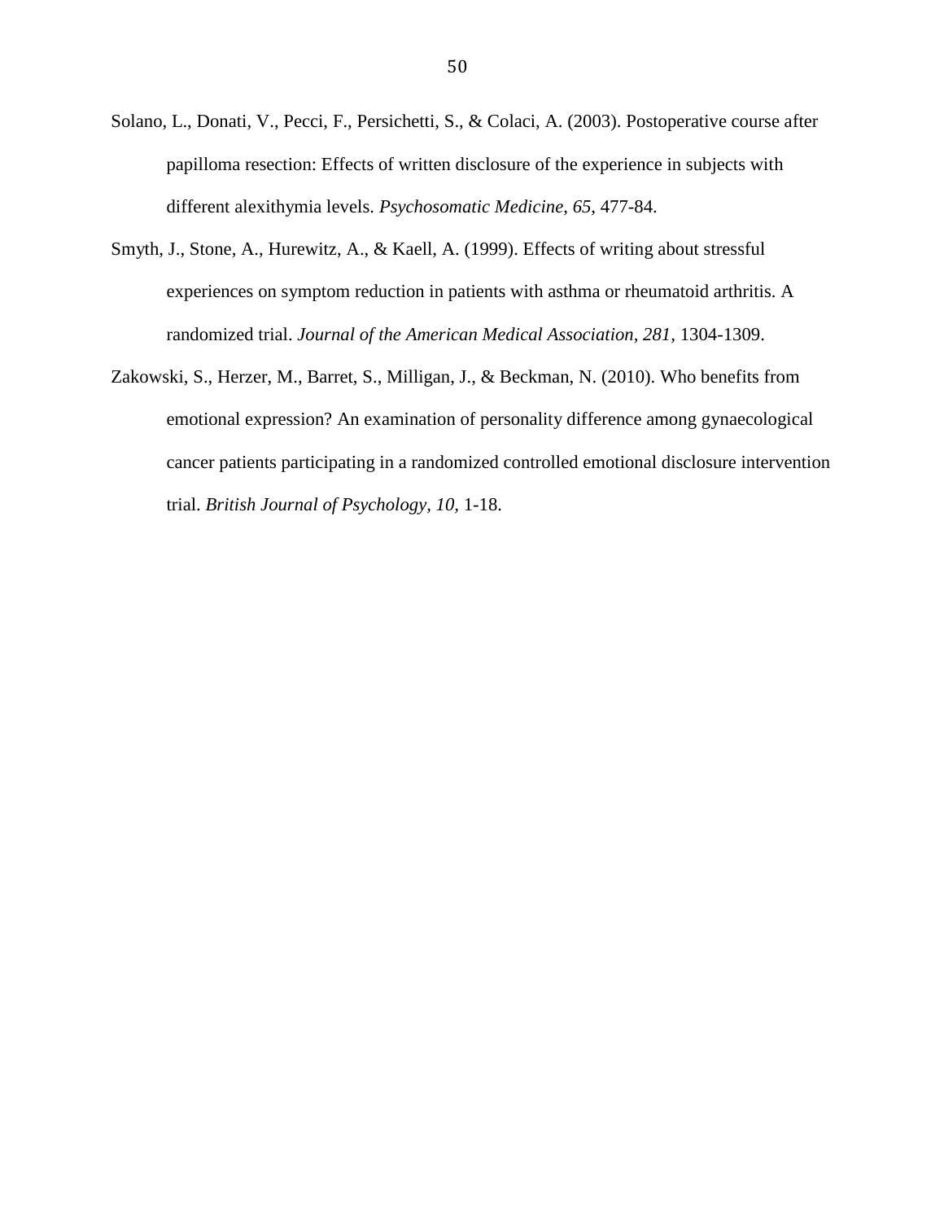Solano, L., Donati, V., Pecci, F., Persichetti, S., & Colaci, A. (2003). Postoperative course after papilloma resection: Effects of written disclosure of the experience in subjects with different alexithymia levels. *Psychosomatic Medicine*, *65*, 477-84.

Smyth, J., Stone, A., Hurewitz, A., & Kaell, A. (1999). Effects of writing about stressful experiences on symptom reduction in patients with asthma or rheumatoid arthritis. A randomized trial. *Journal of the American Medical Association, 281,* 1304-1309.

Zakowski, S., Herzer, M., Barret, S., Milligan, J., & Beckman, N. (2010). Who benefits from emotional expression? An examination of personality difference among gynaecological cancer patients participating in a randomized controlled emotional disclosure intervention trial. *British Journal of Psychology*, *10*, 1-18.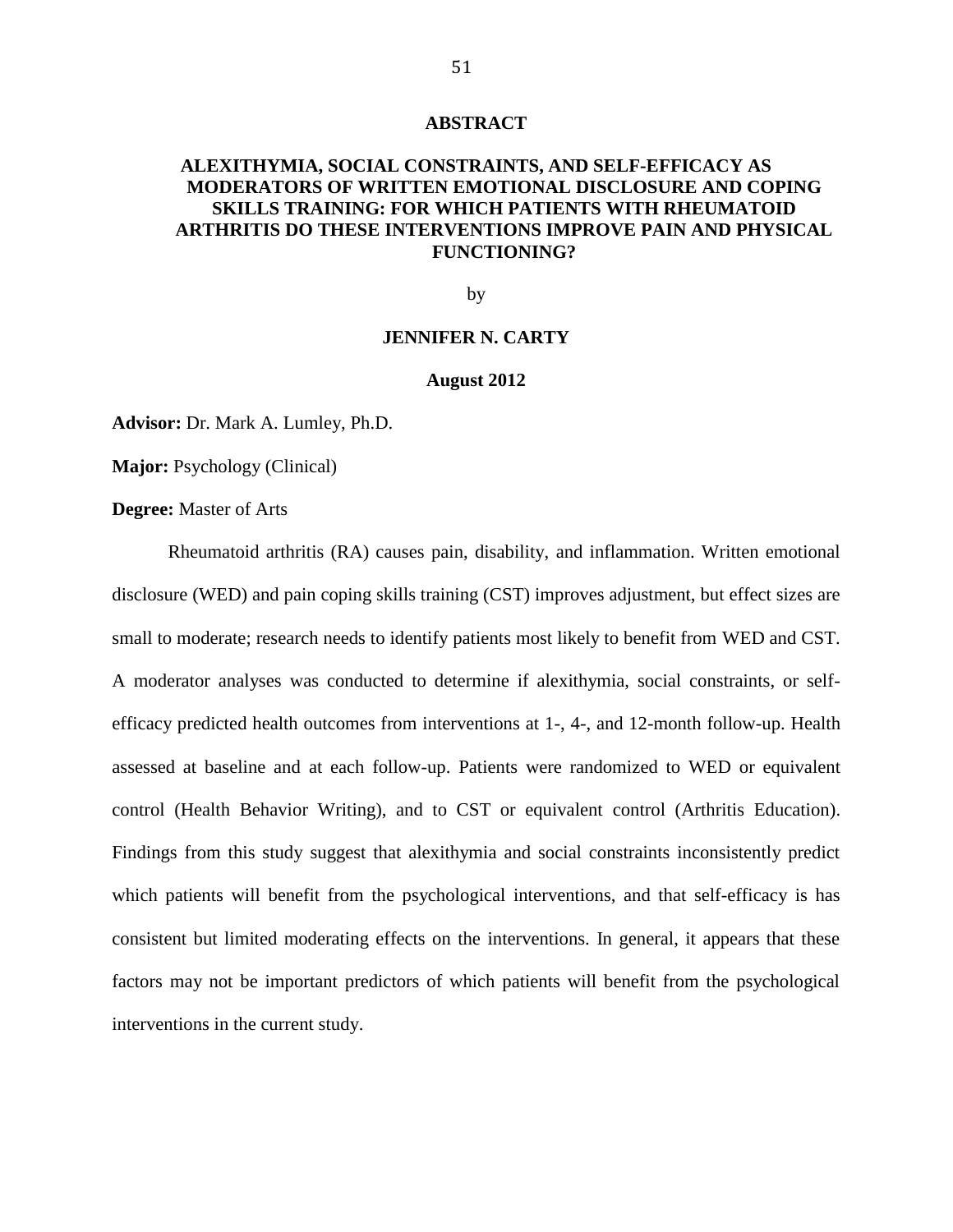# ABSTRACT

## ALEXITHYMIA, SOCIAL CONSTRAINTS, AND SELF-EFFICACY AS MODERATORS OF WRITTEN EMOTIONAL DISCLOSURE AND COPING SKILLS TRAINING: FOR WHICH PATIENTS WITH RHEUMATOID ARTHRITIS DO THESE INTERVENTIONS IMPROVE PAIN AND PHYSICAL FUNCTIONING?

by

**JENNIFER N. CARTY**

**August 2012**

**Advisor:** Dr. Mark A. Lumley, Ph.D.

**Major:** Psychology (Clinical)

**Degree:** Master of Arts

Rheumatoid arthritis (RA) causes pain, disability, and inflammation. Written emotional disclosure (WED) and pain coping skills training (CST) improves adjustment, but effect sizes are small to moderate; research needs to identify patients most likely to benefit from WED and CST. A moderator analyses was conducted to determine if alexithymia, social constraints, or self-efficacy predicted health outcomes from interventions at 1-, 4-, and 12-month follow-up. Health assessed at baseline and at each follow-up. Patients were randomized to WED or equivalent control (Health Behavior Writing), and to CST or equivalent control (Arthritis Education). Findings from this study suggest that alexithymia and social constraints inconsistently predict which patients will benefit from the psychological interventions, and that self-efficacy is has consistent but limited moderating effects on the interventions. In general, it appears that these factors may not be important predictors of which patients will benefit from the psychological interventions in the current study.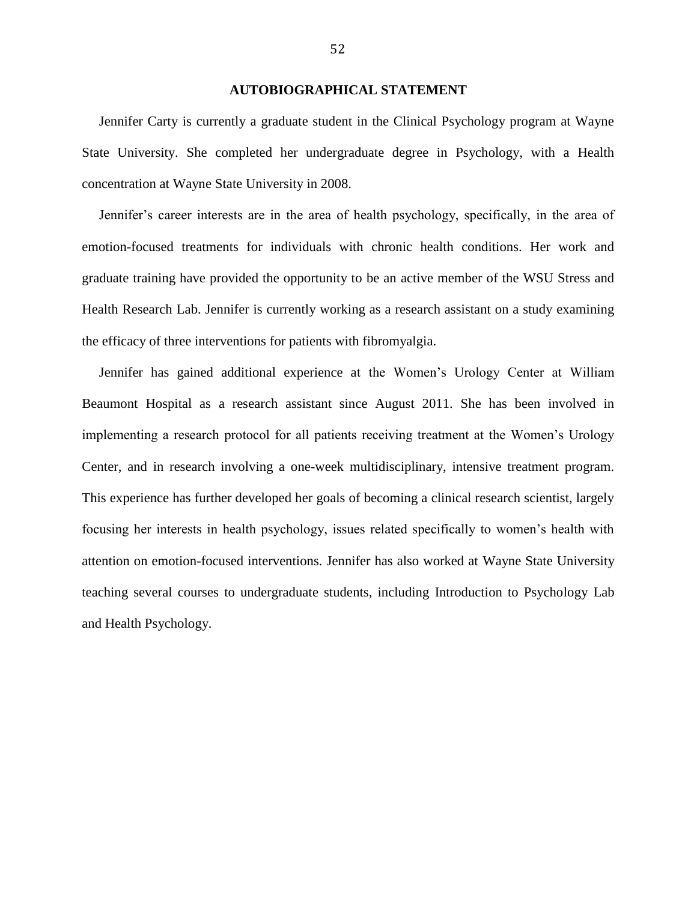# AUTOBIOGRAPHICAL STATEMENT

Jennifer Carty is currently a graduate student in the Clinical Psychology program at Wayne State University. She completed her undergraduate degree in Psychology, with a Health concentration at Wayne State University in 2008.

Jennifer's career interests are in the area of health psychology, specifically, in the area of emotion-focused treatments for individuals with chronic health conditions. Her work and graduate training have provided the opportunity to be an active member of the WSU Stress and Health Research Lab. Jennifer is currently working as a research assistant on a study examining the efficacy of three interventions for patients with fibromyalgia.

Jennifer has gained additional experience at the Women's Urology Center at William Beaumont Hospital as a research assistant since August 2011. She has been involved in implementing a research protocol for all patients receiving treatment at the Women's Urology Center, and in research involving a one-week multidisciplinary, intensive treatment program. This experience has further developed her goals of becoming a clinical research scientist, largely focusing her interests in health psychology, issues related specifically to women's health with attention on emotion-focused interventions. Jennifer has also worked at Wayne State University teaching several courses to undergraduate students, including Introduction to Psychology Lab and Health Psychology.